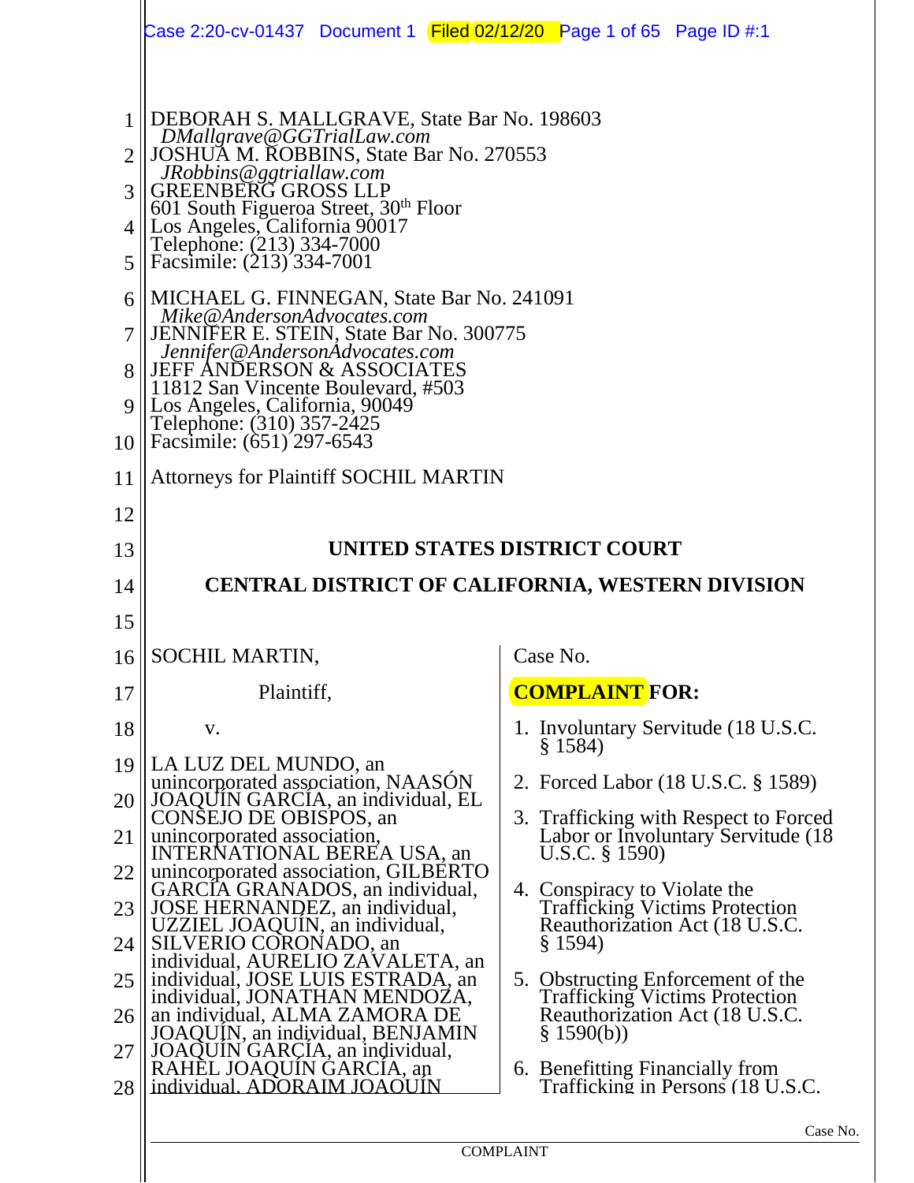DEBORAH S. MALLGRAVE, State Bar No. 198603
*DMallgrave@GGTrialLaw.com*
JOSHUA M. ROBBINS, State Bar No. 270553
*JRobbins@ggtriallaw.com*
GREENBERG GROSS LLP
601 South Figueroa Street, 30th Floor
Los Angeles, California 90017
Telephone: (213) 334-7000
Facsimile: (213) 334-7001

MICHAEL G. FINNEGAN, State Bar No. 241091
*Mike@AndersonAdvocates.com*
JENNIFER E. STEIN, State Bar No. 300775
*Jennifer@AndersonAdvocates.com*
JEFF ANDERSON & ASSOCIATES
11812 San Vincente Boulevard, #503
Los Angeles, California, 90049
Telephone: (310) 357-2425
Facsimile: (651) 297-6543

Attorneys for Plaintiff SOCHIL MARTIN

**UNITED STATES DISTRICT COURT**

**CENTRAL DISTRICT OF CALIFORNIA, WESTERN DIVISION**

SOCHIL MARTIN,

Plaintiff,

v.

LA LUZ DEL MUNDO, an unincorporated association, NAASÓN JOAQUÍN GARCÍA, an individual, EL CONSEJO DE OBISPOS, an unincorporated association, INTERNATIONAL BEREA USA, an unincorporated association, GILBERTO GARCÍA GRANADOS, an individual, JOSE HERNANDEZ, an individual, UZZIEL JOAQUÍN, an individual, SILVERIO CORONADO, an individual, AURELIO ZAVALETA, an individual, JOSE LUIS ESTRADA, an individual, JONATHAN MENDOZA, an individual, ALMA ZAMORA DE JOAQUÍN, an individual, BENJAMIN JOAQUÍN GARCÍA, an individual, RAHEL JOAQUÍN GARCÍA, an individual, ADORAIM JOAQUÍN

Case No.

**COMPLAINT FOR:**

1. Involuntary Servitude (18 U.S.C. § 1584)
2. Forced Labor (18 U.S.C. § 1589)
3. Trafficking with Respect to Forced Labor or Involuntary Servitude (18 U.S.C. § 1590)
4. Conspiracy to Violate the Trafficking Victims Protection Reauthorization Act (18 U.S.C. § 1594)
5. Obstructing Enforcement of the Trafficking Victims Protection Reauthorization Act (18 U.S.C. § 1590(b))
6. Benefitting Financially from Trafficking in Persons (18 U.S.C.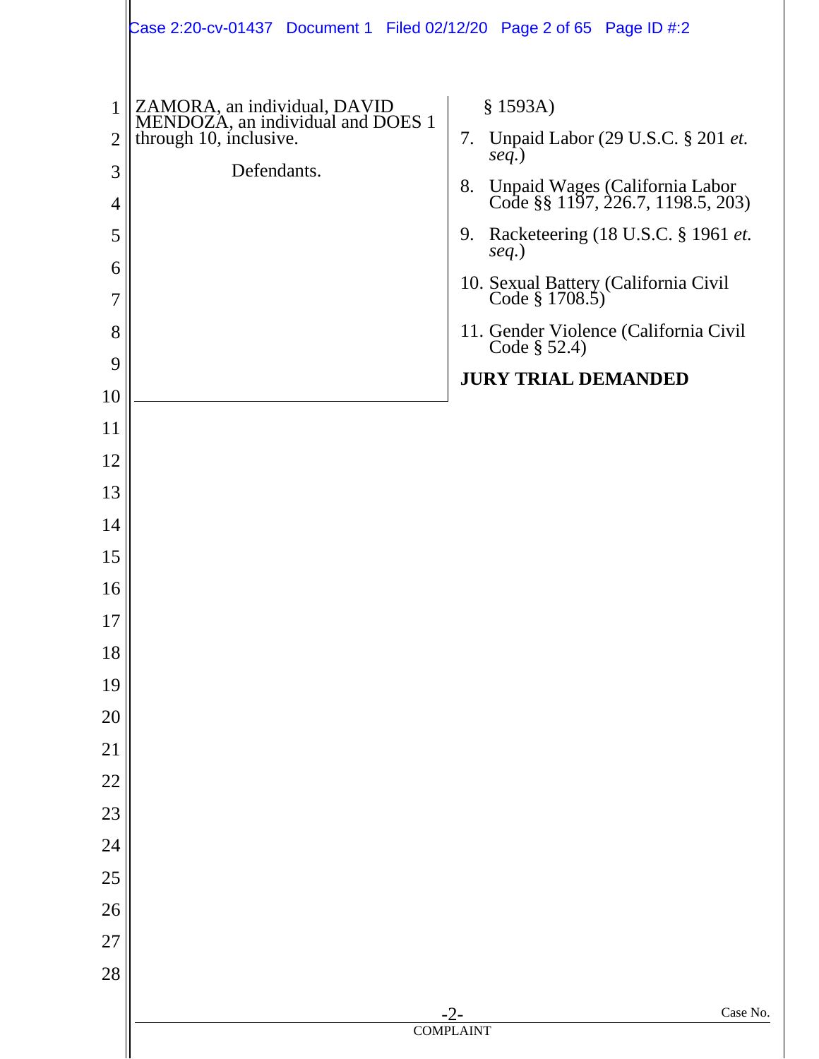ZAMORA, an individual, DAVID MENDOZA, an individual and DOES 1 through 10, inclusive.

Defendants.

§ 1593A)

7. Unpaid Labor (29 U.S.C. § 201 *et. seq.*)
8. Unpaid Wages (California Labor Code §§ 1197, 226.7, 1198.5, 203)
9. Racketeering (18 U.S.C. § 1961 *et. seq.*)
10. Sexual Battery (California Civil Code § 1708.5)
11. Gender Violence (California Civil Code § 52.4)

**JURY TRIAL DEMANDED**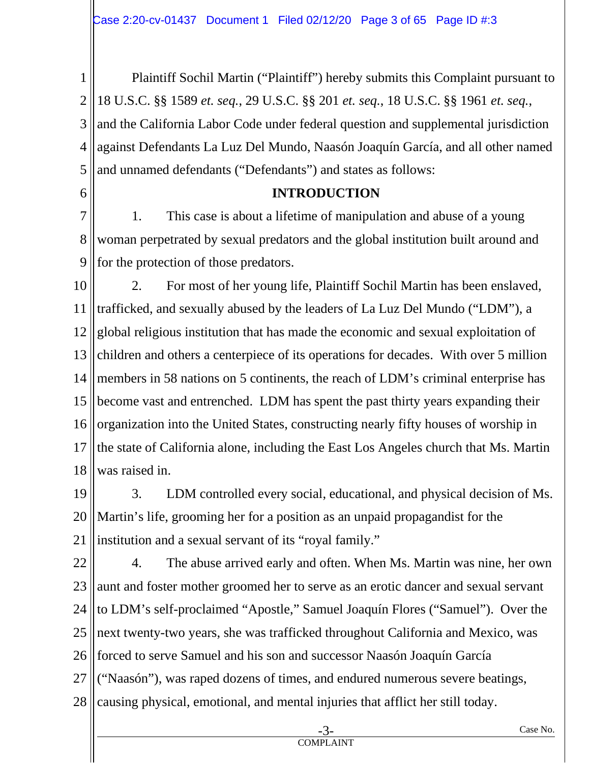Plaintiff Sochil Martin ("Plaintiff") hereby submits this Complaint pursuant to 18 U.S.C. §§ 1589 *et. seq.*, 29 U.S.C. §§ 201 *et. seq.*, 18 U.S.C. §§ 1961 *et. seq.*, and the California Labor Code under federal question and supplemental jurisdiction against Defendants La Luz Del Mundo, Naasón Joaquín García, and all other named and unnamed defendants ("Defendants") and states as follows:

**INTRODUCTION**

1. This case is about a lifetime of manipulation and abuse of a young woman perpetrated by sexual predators and the global institution built around and for the protection of those predators.

2. For most of her young life, Plaintiff Sochil Martin has been enslaved, trafficked, and sexually abused by the leaders of La Luz Del Mundo ("LDM"), a global religious institution that has made the economic and sexual exploitation of children and others a centerpiece of its operations for decades. With over 5 million members in 58 nations on 5 continents, the reach of LDM's criminal enterprise has become vast and entrenched. LDM has spent the past thirty years expanding their organization into the United States, constructing nearly fifty houses of worship in the state of California alone, including the East Los Angeles church that Ms. Martin was raised in.

3. LDM controlled every social, educational, and physical decision of Ms. Martin's life, grooming her for a position as an unpaid propagandist for the institution and a sexual servant of its "royal family."

4. The abuse arrived early and often. When Ms. Martin was nine, her own aunt and foster mother groomed her to serve as an erotic dancer and sexual servant to LDM's self-proclaimed "Apostle," Samuel Joaquín Flores ("Samuel"). Over the next twenty-two years, she was trafficked throughout California and Mexico, was forced to serve Samuel and his son and successor Naasón Joaquín García ("Naasón"), was raped dozens of times, and endured numerous severe beatings, causing physical, emotional, and mental injuries that afflict her still today.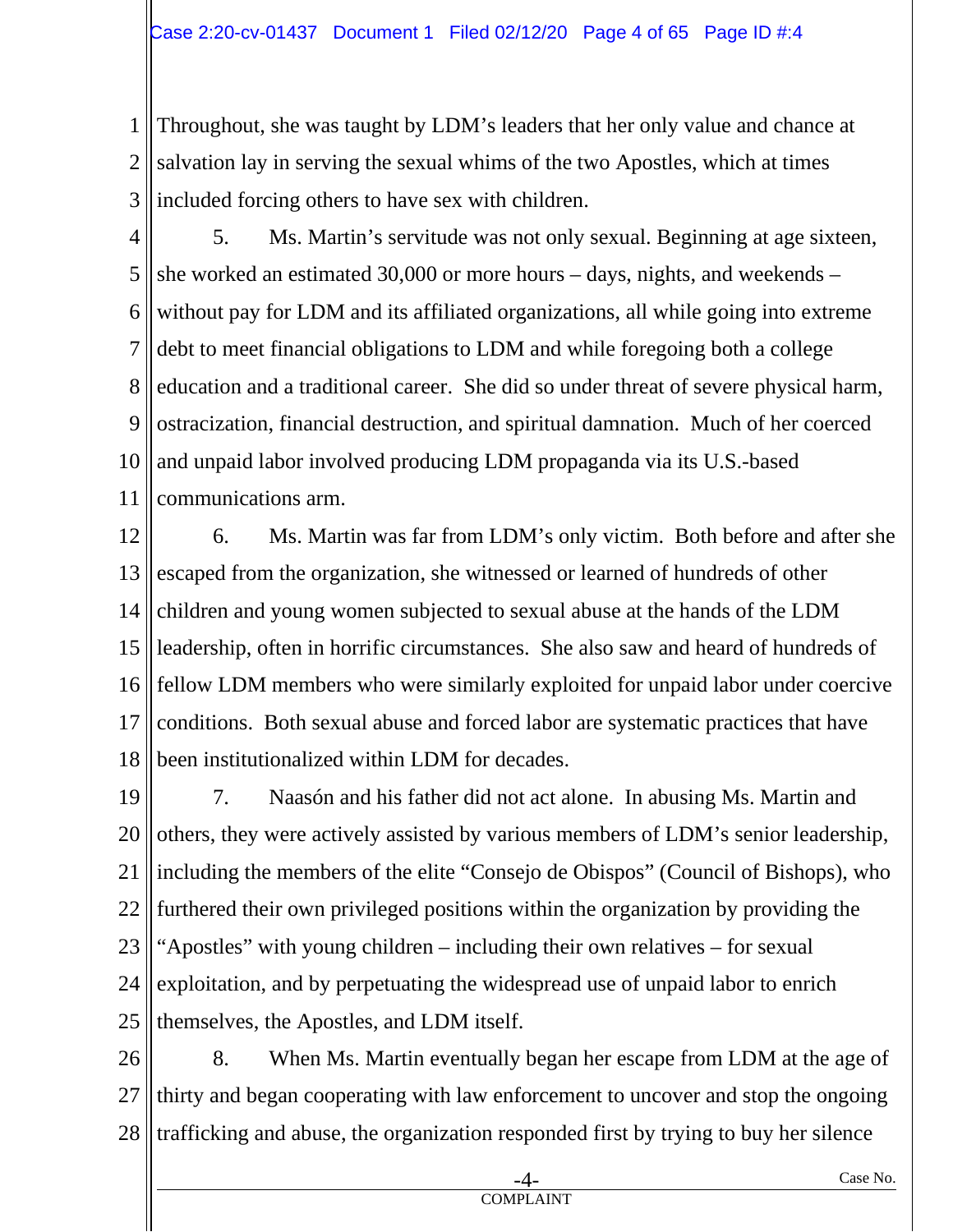Throughout, she was taught by LDM's leaders that her only value and chance at salvation lay in serving the sexual whims of the two Apostles, which at times included forcing others to have sex with children.

5. Ms. Martin's servitude was not only sexual. Beginning at age sixteen, she worked an estimated 30,000 or more hours – days, nights, and weekends – without pay for LDM and its affiliated organizations, all while going into extreme debt to meet financial obligations to LDM and while foregoing both a college education and a traditional career. She did so under threat of severe physical harm, ostracization, financial destruction, and spiritual damnation. Much of her coerced and unpaid labor involved producing LDM propaganda via its U.S.-based communications arm.

6. Ms. Martin was far from LDM's only victim. Both before and after she escaped from the organization, she witnessed or learned of hundreds of other children and young women subjected to sexual abuse at the hands of the LDM leadership, often in horrific circumstances. She also saw and heard of hundreds of fellow LDM members who were similarly exploited for unpaid labor under coercive conditions. Both sexual abuse and forced labor are systematic practices that have been institutionalized within LDM for decades.

7. Naasón and his father did not act alone. In abusing Ms. Martin and others, they were actively assisted by various members of LDM's senior leadership, including the members of the elite "Consejo de Obispos" (Council of Bishops), who furthered their own privileged positions within the organization by providing the "Apostles" with young children – including their own relatives – for sexual exploitation, and by perpetuating the widespread use of unpaid labor to enrich themselves, the Apostles, and LDM itself.

8. When Ms. Martin eventually began her escape from LDM at the age of thirty and began cooperating with law enforcement to uncover and stop the ongoing trafficking and abuse, the organization responded first by trying to buy her silence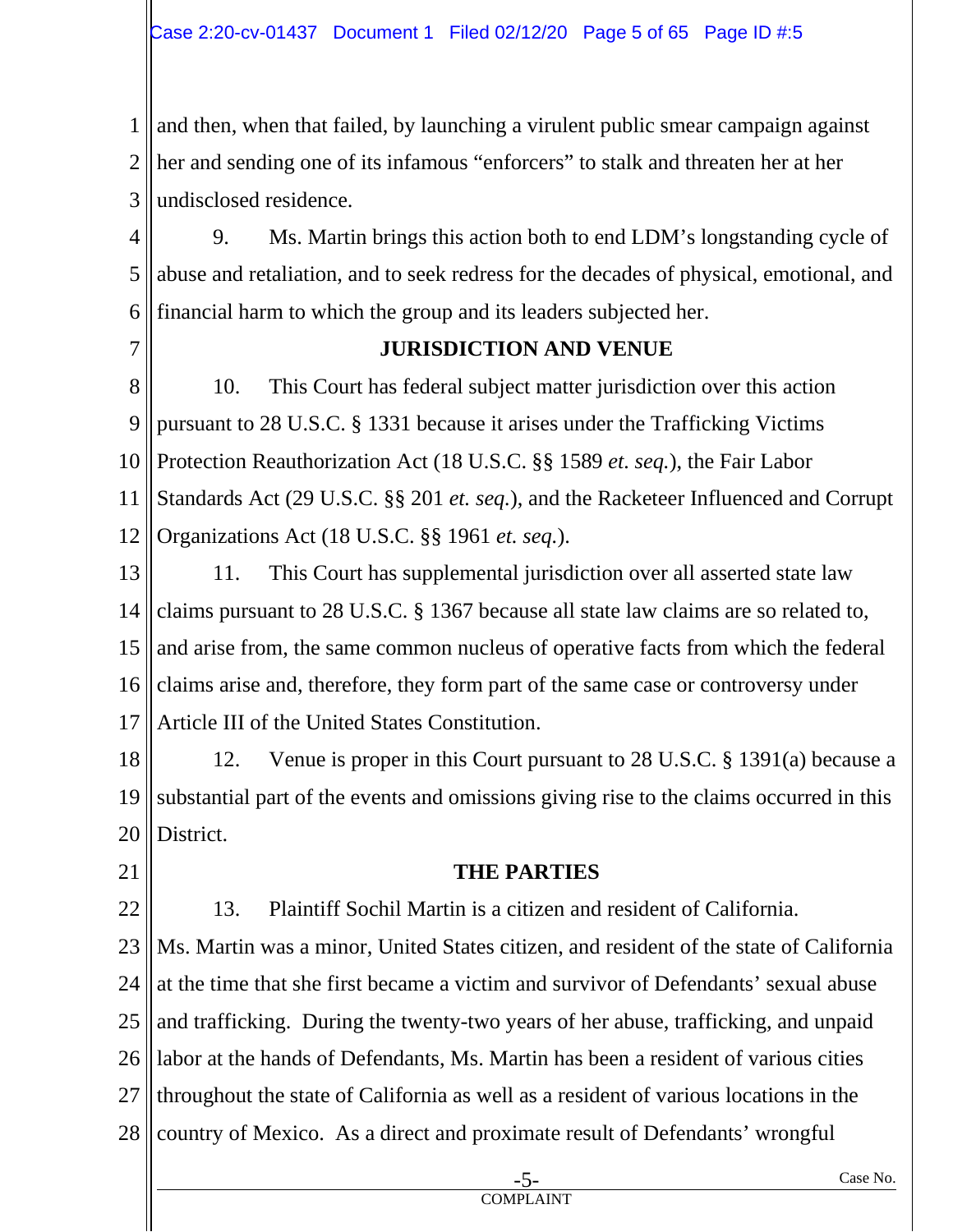and then, when that failed, by launching a virulent public smear campaign against her and sending one of its infamous "enforcers" to stalk and threaten her at her undisclosed residence.

9. Ms. Martin brings this action both to end LDM's longstanding cycle of abuse and retaliation, and to seek redress for the decades of physical, emotional, and financial harm to which the group and its leaders subjected her.

## JURISDICTION AND VENUE

10. This Court has federal subject matter jurisdiction over this action pursuant to 28 U.S.C. § 1331 because it arises under the Trafficking Victims Protection Reauthorization Act (18 U.S.C. §§ 1589 *et. seq.*), the Fair Labor Standards Act (29 U.S.C. §§ 201 *et. seq.*), and the Racketeer Influenced and Corrupt Organizations Act (18 U.S.C. §§ 1961 *et. seq.*).

11. This Court has supplemental jurisdiction over all asserted state law claims pursuant to 28 U.S.C. § 1367 because all state law claims are so related to, and arise from, the same common nucleus of operative facts from which the federal claims arise and, therefore, they form part of the same case or controversy under Article III of the United States Constitution.

12. Venue is proper in this Court pursuant to 28 U.S.C. § 1391(a) because a substantial part of the events and omissions giving rise to the claims occurred in this District.

## THE PARTIES

13. Plaintiff Sochil Martin is a citizen and resident of California. Ms. Martin was a minor, United States citizen, and resident of the state of California at the time that she first became a victim and survivor of Defendants' sexual abuse and trafficking. During the twenty-two years of her abuse, trafficking, and unpaid labor at the hands of Defendants, Ms. Martin has been a resident of various cities throughout the state of California as well as a resident of various locations in the country of Mexico. As a direct and proximate result of Defendants' wrongful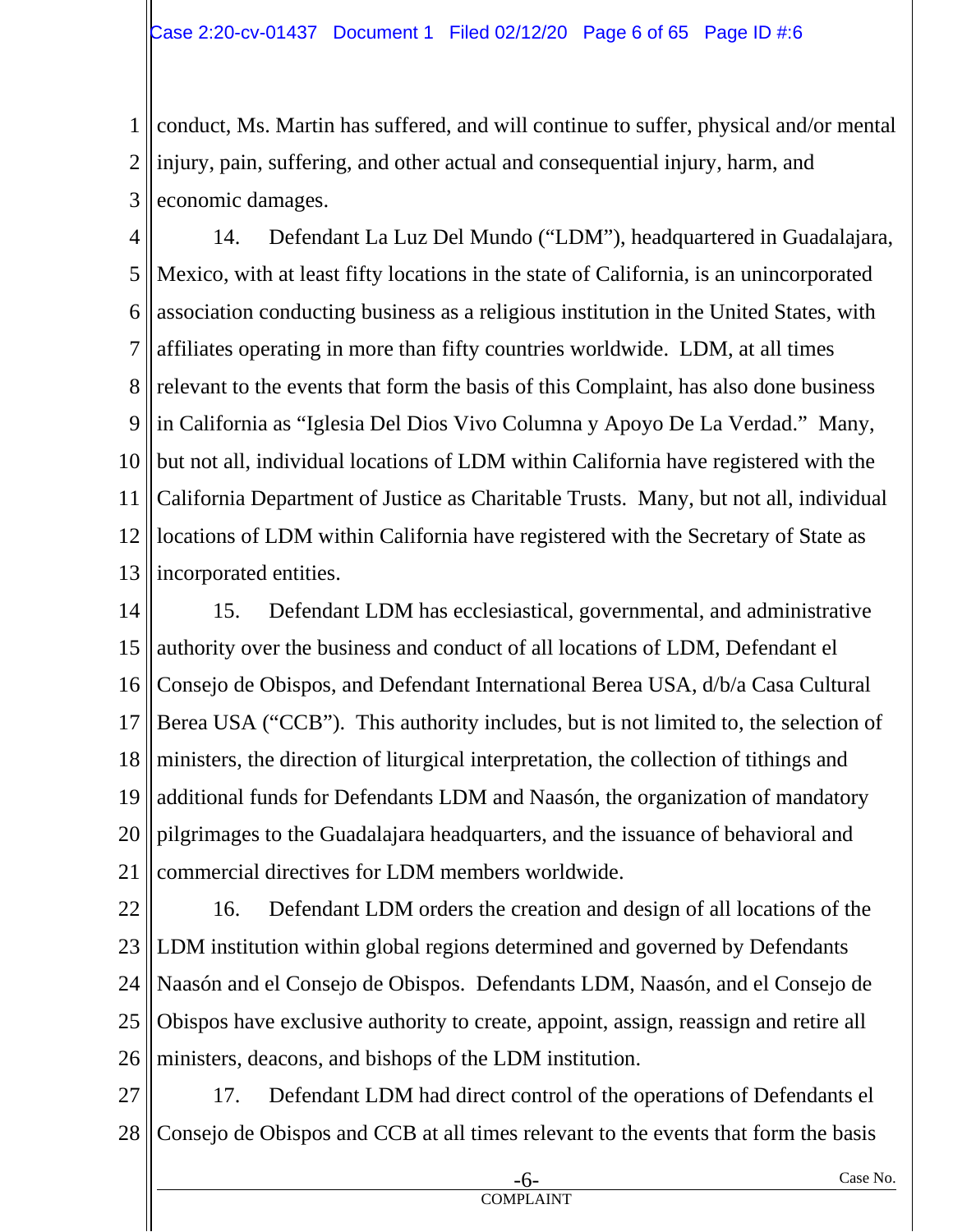conduct, Ms. Martin has suffered, and will continue to suffer, physical and/or mental injury, pain, suffering, and other actual and consequential injury, harm, and economic damages.

14. Defendant La Luz Del Mundo ("LDM"), headquartered in Guadalajara, Mexico, with at least fifty locations in the state of California, is an unincorporated association conducting business as a religious institution in the United States, with affiliates operating in more than fifty countries worldwide. LDM, at all times relevant to the events that form the basis of this Complaint, has also done business in California as "Iglesia Del Dios Vivo Columna y Apoyo De La Verdad." Many, but not all, individual locations of LDM within California have registered with the California Department of Justice as Charitable Trusts. Many, but not all, individual locations of LDM within California have registered with the Secretary of State as incorporated entities.

15. Defendant LDM has ecclesiastical, governmental, and administrative authority over the business and conduct of all locations of LDM, Defendant el Consejo de Obispos, and Defendant International Berea USA, d/b/a Casa Cultural Berea USA ("CCB"). This authority includes, but is not limited to, the selection of ministers, the direction of liturgical interpretation, the collection of tithings and additional funds for Defendants LDM and Naasón, the organization of mandatory pilgrimages to the Guadalajara headquarters, and the issuance of behavioral and commercial directives for LDM members worldwide.

16. Defendant LDM orders the creation and design of all locations of the LDM institution within global regions determined and governed by Defendants Naasón and el Consejo de Obispos. Defendants LDM, Naasón, and el Consejo de Obispos have exclusive authority to create, appoint, assign, reassign and retire all ministers, deacons, and bishops of the LDM institution.

17. Defendant LDM had direct control of the operations of Defendants el Consejo de Obispos and CCB at all times relevant to the events that form the basis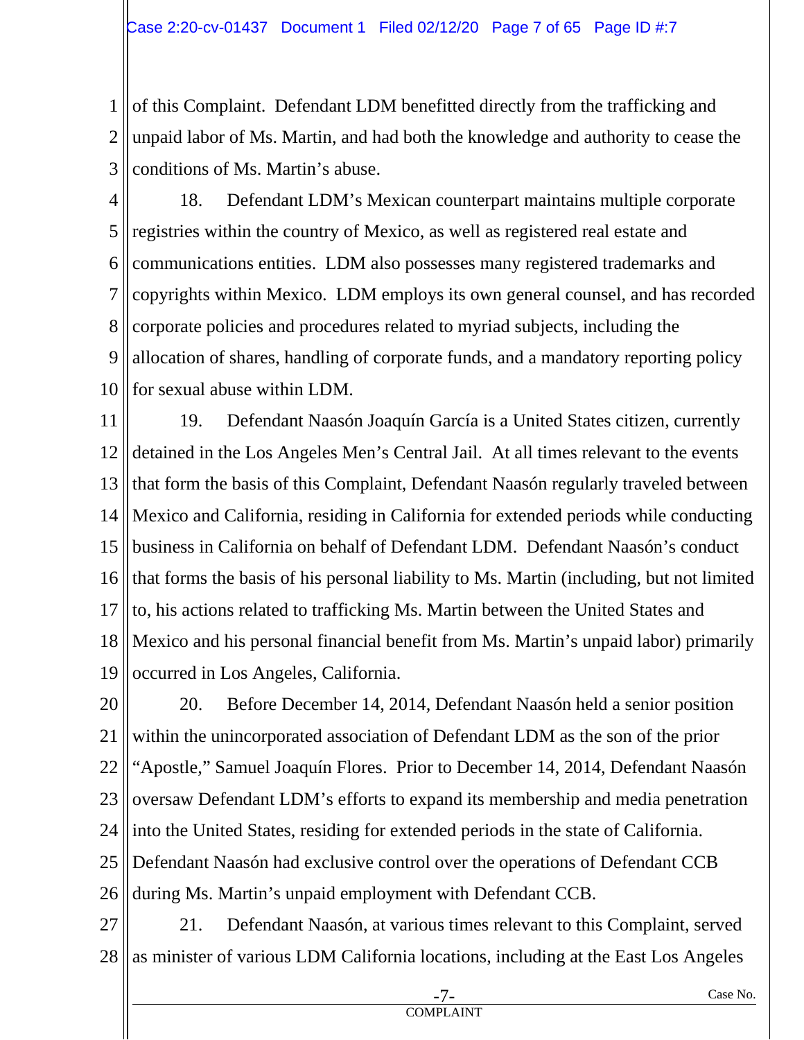of this Complaint. Defendant LDM benefitted directly from the trafficking and unpaid labor of Ms. Martin, and had both the knowledge and authority to cease the conditions of Ms. Martin's abuse.

18. Defendant LDM's Mexican counterpart maintains multiple corporate registries within the country of Mexico, as well as registered real estate and communications entities. LDM also possesses many registered trademarks and copyrights within Mexico. LDM employs its own general counsel, and has recorded corporate policies and procedures related to myriad subjects, including the allocation of shares, handling of corporate funds, and a mandatory reporting policy for sexual abuse within LDM.

19. Defendant Naasón Joaquín García is a United States citizen, currently detained in the Los Angeles Men's Central Jail. At all times relevant to the events that form the basis of this Complaint, Defendant Naasón regularly traveled between Mexico and California, residing in California for extended periods while conducting business in California on behalf of Defendant LDM. Defendant Naasón's conduct that forms the basis of his personal liability to Ms. Martin (including, but not limited to, his actions related to trafficking Ms. Martin between the United States and Mexico and his personal financial benefit from Ms. Martin's unpaid labor) primarily occurred in Los Angeles, California.

20. Before December 14, 2014, Defendant Naasón held a senior position within the unincorporated association of Defendant LDM as the son of the prior "Apostle," Samuel Joaquín Flores. Prior to December 14, 2014, Defendant Naasón oversaw Defendant LDM's efforts to expand its membership and media penetration into the United States, residing for extended periods in the state of California. Defendant Naasón had exclusive control over the operations of Defendant CCB during Ms. Martin's unpaid employment with Defendant CCB.

21. Defendant Naasón, at various times relevant to this Complaint, served as minister of various LDM California locations, including at the East Los Angeles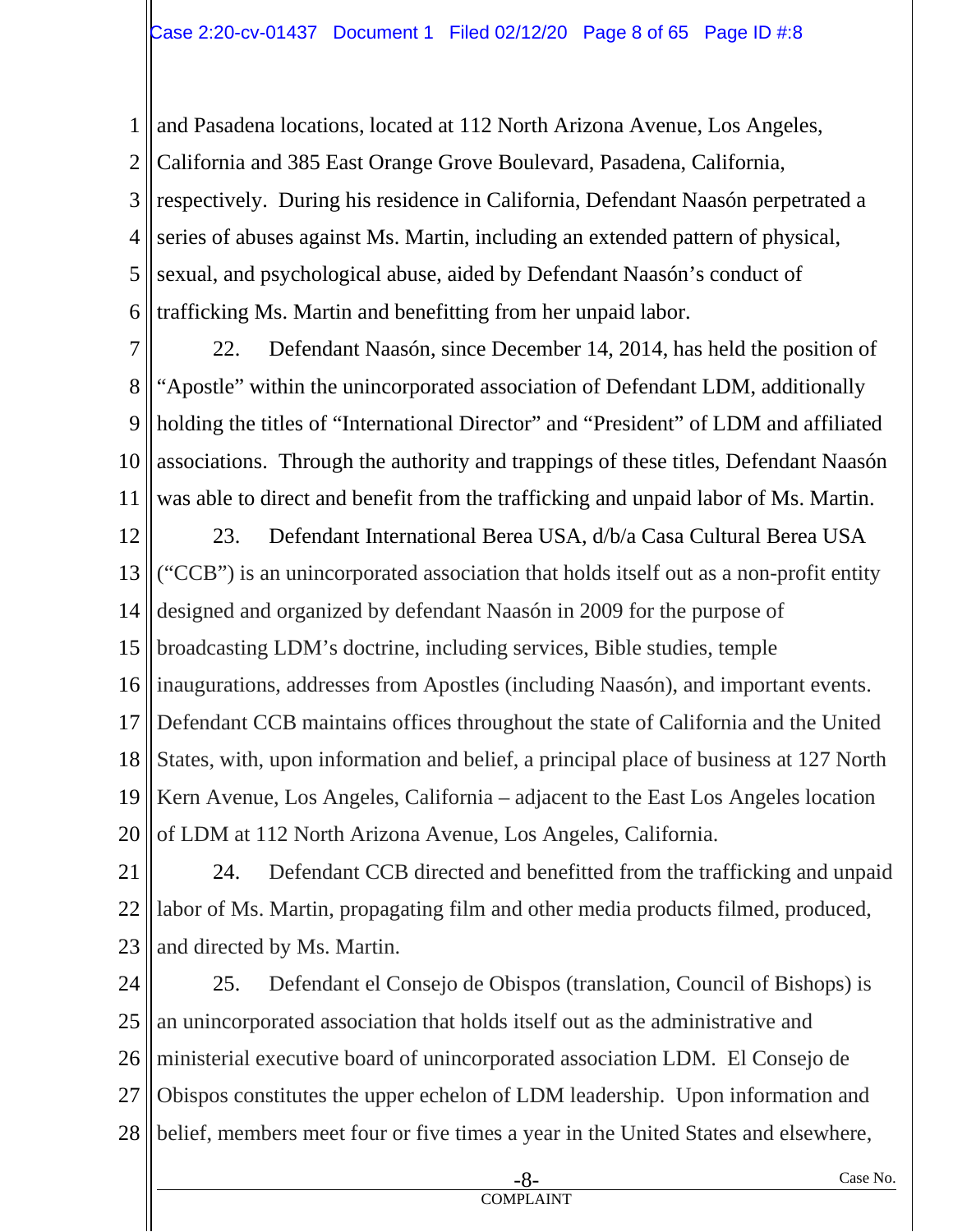and Pasadena locations, located at 112 North Arizona Avenue, Los Angeles, California and 385 East Orange Grove Boulevard, Pasadena, California, respectively. During his residence in California, Defendant Naasón perpetrated a series of abuses against Ms. Martin, including an extended pattern of physical, sexual, and psychological abuse, aided by Defendant Naasón's conduct of trafficking Ms. Martin and benefitting from her unpaid labor.

22. Defendant Naasón, since December 14, 2014, has held the position of "Apostle" within the unincorporated association of Defendant LDM, additionally holding the titles of "International Director" and "President" of LDM and affiliated associations. Through the authority and trappings of these titles, Defendant Naasón was able to direct and benefit from the trafficking and unpaid labor of Ms. Martin.

23. Defendant International Berea USA, d/b/a Casa Cultural Berea USA ("CCB") is an unincorporated association that holds itself out as a non-profit entity designed and organized by defendant Naasón in 2009 for the purpose of broadcasting LDM's doctrine, including services, Bible studies, temple inaugurations, addresses from Apostles (including Naasón), and important events. Defendant CCB maintains offices throughout the state of California and the United States, with, upon information and belief, a principal place of business at 127 North Kern Avenue, Los Angeles, California – adjacent to the East Los Angeles location of LDM at 112 North Arizona Avenue, Los Angeles, California.

24. Defendant CCB directed and benefitted from the trafficking and unpaid labor of Ms. Martin, propagating film and other media products filmed, produced, and directed by Ms. Martin.

25. Defendant el Consejo de Obispos (translation, Council of Bishops) is an unincorporated association that holds itself out as the administrative and ministerial executive board of unincorporated association LDM. El Consejo de Obispos constitutes the upper echelon of LDM leadership. Upon information and belief, members meet four or five times a year in the United States and elsewhere,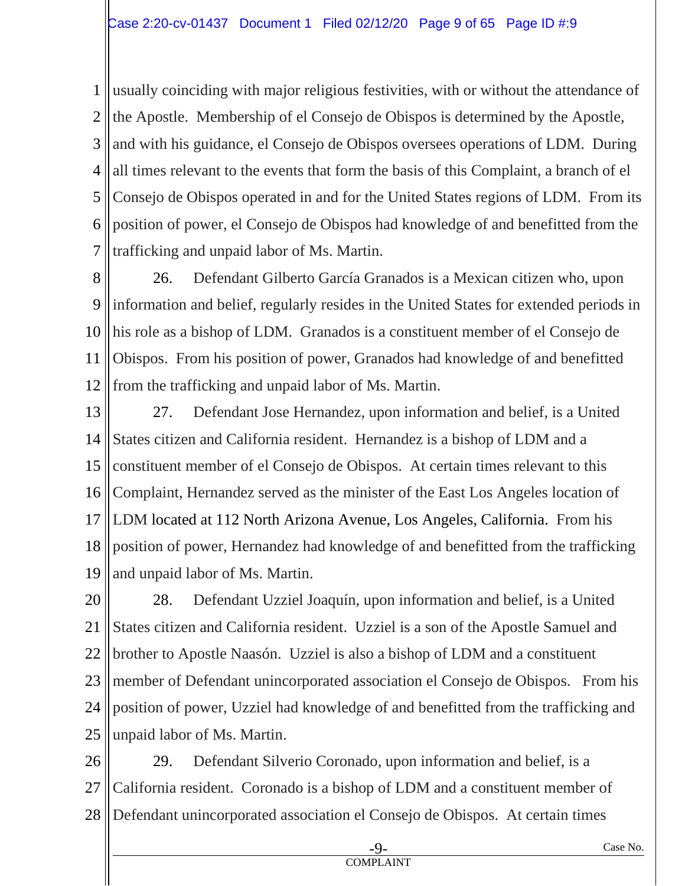usually coinciding with major religious festivities, with or without the attendance of the Apostle. Membership of el Consejo de Obispos is determined by the Apostle, and with his guidance, el Consejo de Obispos oversees operations of LDM. During all times relevant to the events that form the basis of this Complaint, a branch of el Consejo de Obispos operated in and for the United States regions of LDM. From its position of power, el Consejo de Obispos had knowledge of and benefitted from the trafficking and unpaid labor of Ms. Martin.

26. Defendant Gilberto García Granados is a Mexican citizen who, upon information and belief, regularly resides in the United States for extended periods in his role as a bishop of LDM. Granados is a constituent member of el Consejo de Obispos. From his position of power, Granados had knowledge of and benefitted from the trafficking and unpaid labor of Ms. Martin.

27. Defendant Jose Hernandez, upon information and belief, is a United States citizen and California resident. Hernandez is a bishop of LDM and a constituent member of el Consejo de Obispos. At certain times relevant to this Complaint, Hernandez served as the minister of the East Los Angeles location of LDM located at 112 North Arizona Avenue, Los Angeles, California. From his position of power, Hernandez had knowledge of and benefitted from the trafficking and unpaid labor of Ms. Martin.

28. Defendant Uzziel Joaquín, upon information and belief, is a United States citizen and California resident. Uzziel is a son of the Apostle Samuel and brother to Apostle Naasón. Uzziel is also a bishop of LDM and a constituent member of Defendant unincorporated association el Consejo de Obispos. From his position of power, Uzziel had knowledge of and benefitted from the trafficking and unpaid labor of Ms. Martin.

29. Defendant Silverio Coronado, upon information and belief, is a California resident. Coronado is a bishop of LDM and a constituent member of Defendant unincorporated association el Consejo de Obispos. At certain times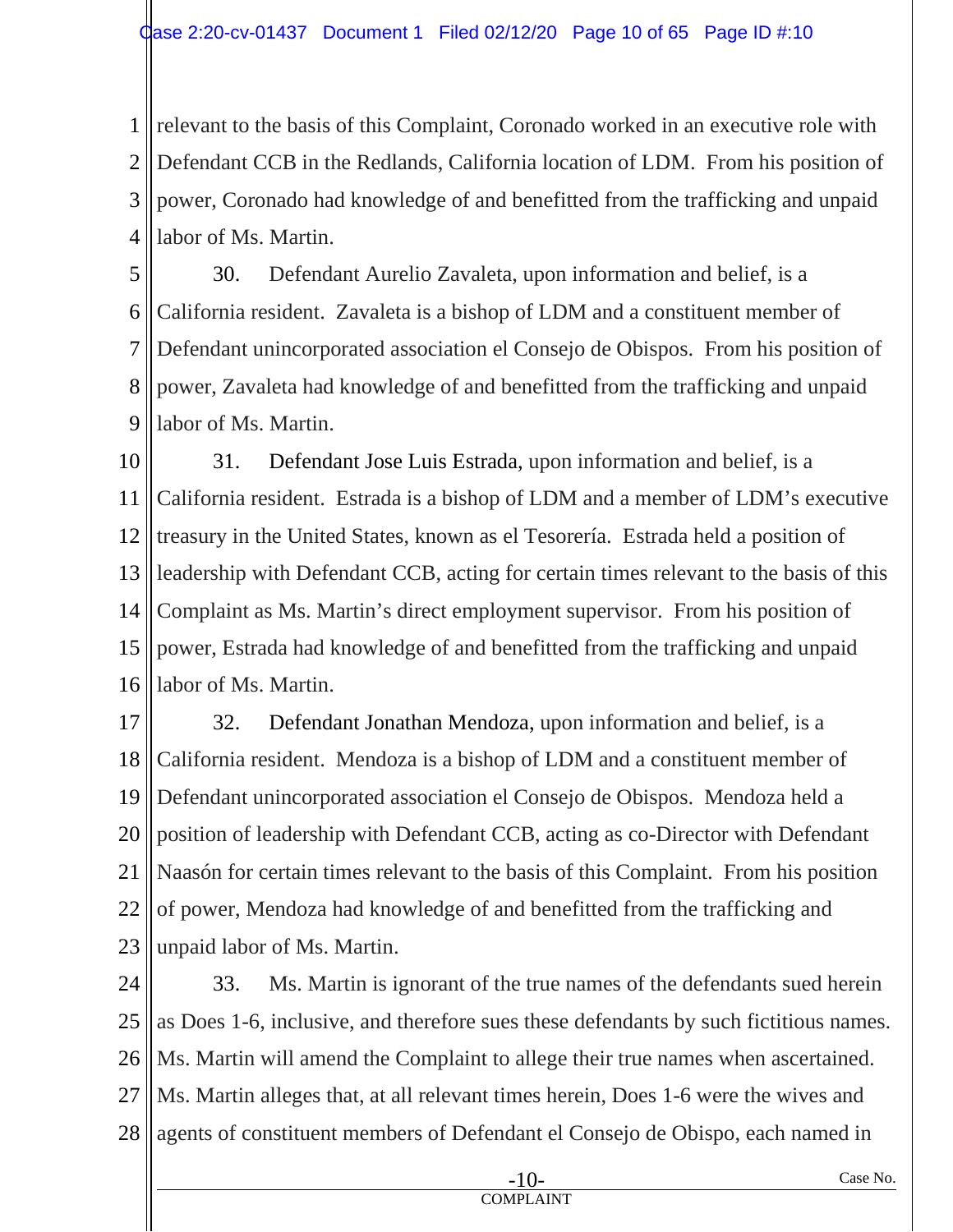relevant to the basis of this Complaint, Coronado worked in an executive role with Defendant CCB in the Redlands, California location of LDM. From his position of power, Coronado had knowledge of and benefitted from the trafficking and unpaid labor of Ms. Martin.

30. Defendant Aurelio Zavaleta, upon information and belief, is a California resident. Zavaleta is a bishop of LDM and a constituent member of Defendant unincorporated association el Consejo de Obispos. From his position of power, Zavaleta had knowledge of and benefitted from the trafficking and unpaid labor of Ms. Martin.

31. Defendant Jose Luis Estrada, upon information and belief, is a California resident. Estrada is a bishop of LDM and a member of LDM's executive treasury in the United States, known as el Tesorería. Estrada held a position of leadership with Defendant CCB, acting for certain times relevant to the basis of this Complaint as Ms. Martin's direct employment supervisor. From his position of power, Estrada had knowledge of and benefitted from the trafficking and unpaid labor of Ms. Martin.

32. Defendant Jonathan Mendoza, upon information and belief, is a California resident. Mendoza is a bishop of LDM and a constituent member of Defendant unincorporated association el Consejo de Obispos. Mendoza held a position of leadership with Defendant CCB, acting as co-Director with Defendant Naasón for certain times relevant to the basis of this Complaint. From his position of power, Mendoza had knowledge of and benefitted from the trafficking and unpaid labor of Ms. Martin.

33. Ms. Martin is ignorant of the true names of the defendants sued herein as Does 1-6, inclusive, and therefore sues these defendants by such fictitious names. Ms. Martin will amend the Complaint to allege their true names when ascertained. Ms. Martin alleges that, at all relevant times herein, Does 1-6 were the wives and agents of constituent members of Defendant el Consejo de Obispo, each named in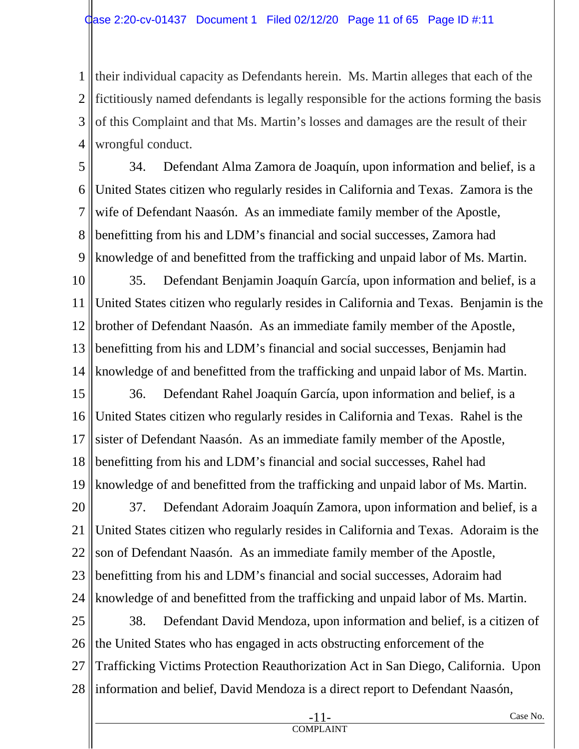their individual capacity as Defendants herein. Ms. Martin alleges that each of the fictitiously named defendants is legally responsible for the actions forming the basis of this Complaint and that Ms. Martin's losses and damages are the result of their wrongful conduct.

34. Defendant Alma Zamora de Joaquín, upon information and belief, is a United States citizen who regularly resides in California and Texas. Zamora is the wife of Defendant Naasón. As an immediate family member of the Apostle, benefitting from his and LDM's financial and social successes, Zamora had knowledge of and benefitted from the trafficking and unpaid labor of Ms. Martin.

35. Defendant Benjamin Joaquín García, upon information and belief, is a United States citizen who regularly resides in California and Texas. Benjamin is the brother of Defendant Naasón. As an immediate family member of the Apostle, benefitting from his and LDM's financial and social successes, Benjamin had knowledge of and benefitted from the trafficking and unpaid labor of Ms. Martin.

36. Defendant Rahel Joaquín García, upon information and belief, is a United States citizen who regularly resides in California and Texas. Rahel is the sister of Defendant Naasón. As an immediate family member of the Apostle, benefitting from his and LDM's financial and social successes, Rahel had knowledge of and benefitted from the trafficking and unpaid labor of Ms. Martin.

37. Defendant Adoraim Joaquín Zamora, upon information and belief, is a United States citizen who regularly resides in California and Texas. Adoraim is the son of Defendant Naasón. As an immediate family member of the Apostle, benefitting from his and LDM's financial and social successes, Adoraim had knowledge of and benefitted from the trafficking and unpaid labor of Ms. Martin.

38. Defendant David Mendoza, upon information and belief, is a citizen of the United States who has engaged in acts obstructing enforcement of the Trafficking Victims Protection Reauthorization Act in San Diego, California. Upon information and belief, David Mendoza is a direct report to Defendant Naasón,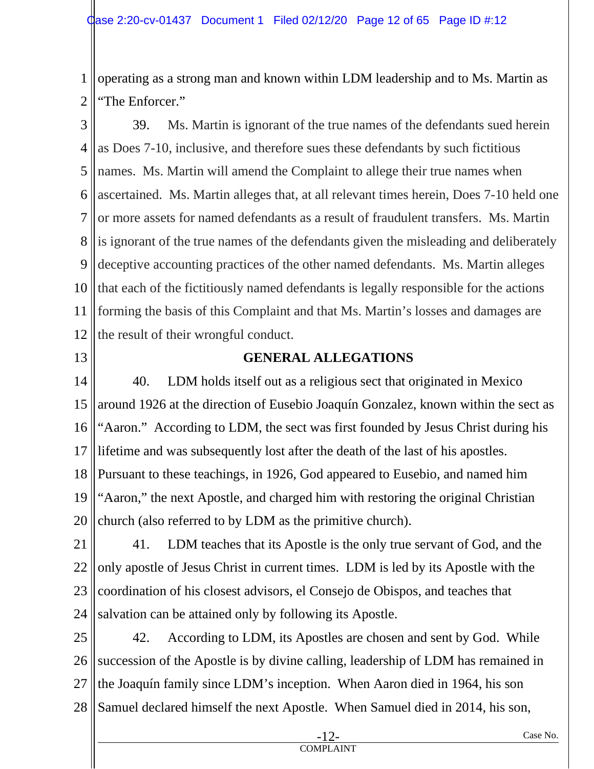operating as a strong man and known within LDM leadership and to Ms. Martin as "The Enforcer."

39. Ms. Martin is ignorant of the true names of the defendants sued herein as Does 7-10, inclusive, and therefore sues these defendants by such fictitious names. Ms. Martin will amend the Complaint to allege their true names when ascertained. Ms. Martin alleges that, at all relevant times herein, Does 7-10 held one or more assets for named defendants as a result of fraudulent transfers. Ms. Martin is ignorant of the true names of the defendants given the misleading and deliberately deceptive accounting practices of the other named defendants. Ms. Martin alleges that each of the fictitiously named defendants is legally responsible for the actions forming the basis of this Complaint and that Ms. Martin's losses and damages are the result of their wrongful conduct.

## GENERAL ALLEGATIONS

40. LDM holds itself out as a religious sect that originated in Mexico around 1926 at the direction of Eusebio Joaquín Gonzalez, known within the sect as "Aaron." According to LDM, the sect was first founded by Jesus Christ during his lifetime and was subsequently lost after the death of the last of his apostles. Pursuant to these teachings, in 1926, God appeared to Eusebio, and named him "Aaron," the next Apostle, and charged him with restoring the original Christian church (also referred to by LDM as the primitive church).

41. LDM teaches that its Apostle is the only true servant of God, and the only apostle of Jesus Christ in current times. LDM is led by its Apostle with the coordination of his closest advisors, el Consejo de Obispos, and teaches that salvation can be attained only by following its Apostle.

42. According to LDM, its Apostles are chosen and sent by God. While succession of the Apostle is by divine calling, leadership of LDM has remained in the Joaquín family since LDM's inception. When Aaron died in 1964, his son Samuel declared himself the next Apostle. When Samuel died in 2014, his son,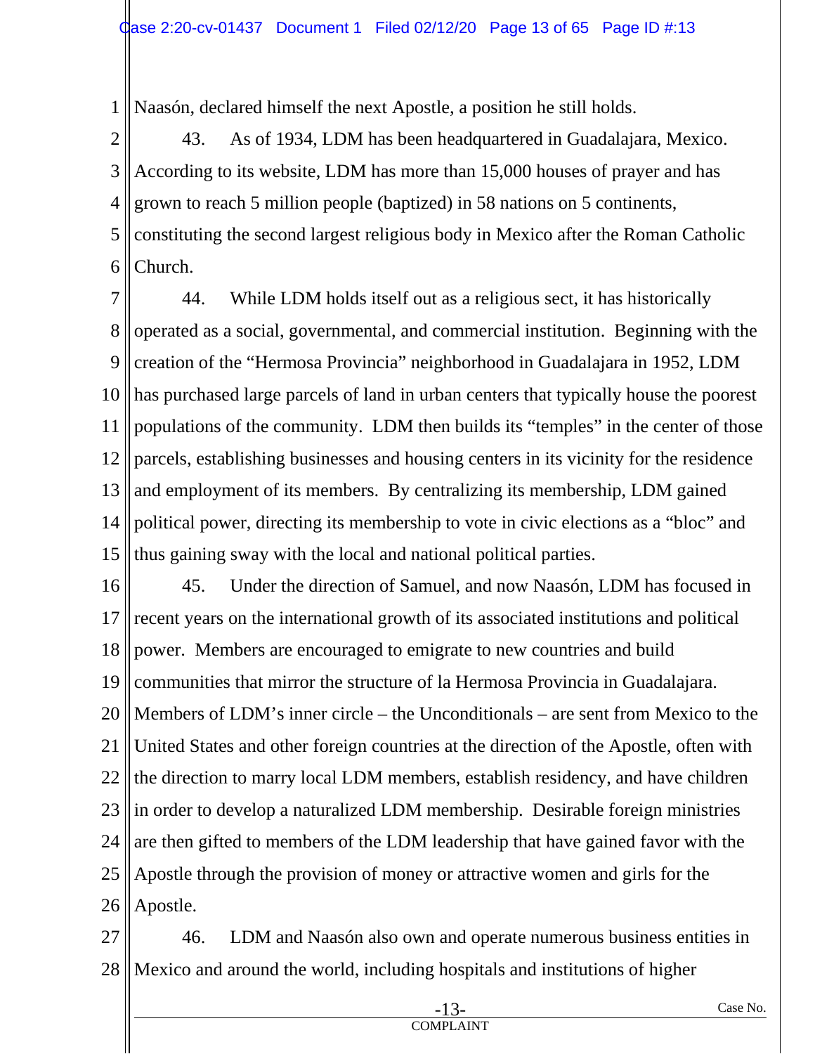Naasón, declared himself the next Apostle, a position he still holds.

43. As of 1934, LDM has been headquartered in Guadalajara, Mexico. According to its website, LDM has more than 15,000 houses of prayer and has grown to reach 5 million people (baptized) in 58 nations on 5 continents, constituting the second largest religious body in Mexico after the Roman Catholic Church.

44. While LDM holds itself out as a religious sect, it has historically operated as a social, governmental, and commercial institution. Beginning with the creation of the "Hermosa Provincia" neighborhood in Guadalajara in 1952, LDM has purchased large parcels of land in urban centers that typically house the poorest populations of the community. LDM then builds its "temples" in the center of those parcels, establishing businesses and housing centers in its vicinity for the residence and employment of its members. By centralizing its membership, LDM gained political power, directing its membership to vote in civic elections as a "bloc" and thus gaining sway with the local and national political parties.

45. Under the direction of Samuel, and now Naasón, LDM has focused in recent years on the international growth of its associated institutions and political power. Members are encouraged to emigrate to new countries and build communities that mirror the structure of la Hermosa Provincia in Guadalajara. Members of LDM's inner circle – the Unconditionals – are sent from Mexico to the United States and other foreign countries at the direction of the Apostle, often with the direction to marry local LDM members, establish residency, and have children in order to develop a naturalized LDM membership. Desirable foreign ministries are then gifted to members of the LDM leadership that have gained favor with the Apostle through the provision of money or attractive women and girls for the Apostle.

46. LDM and Naasón also own and operate numerous business entities in Mexico and around the world, including hospitals and institutions of higher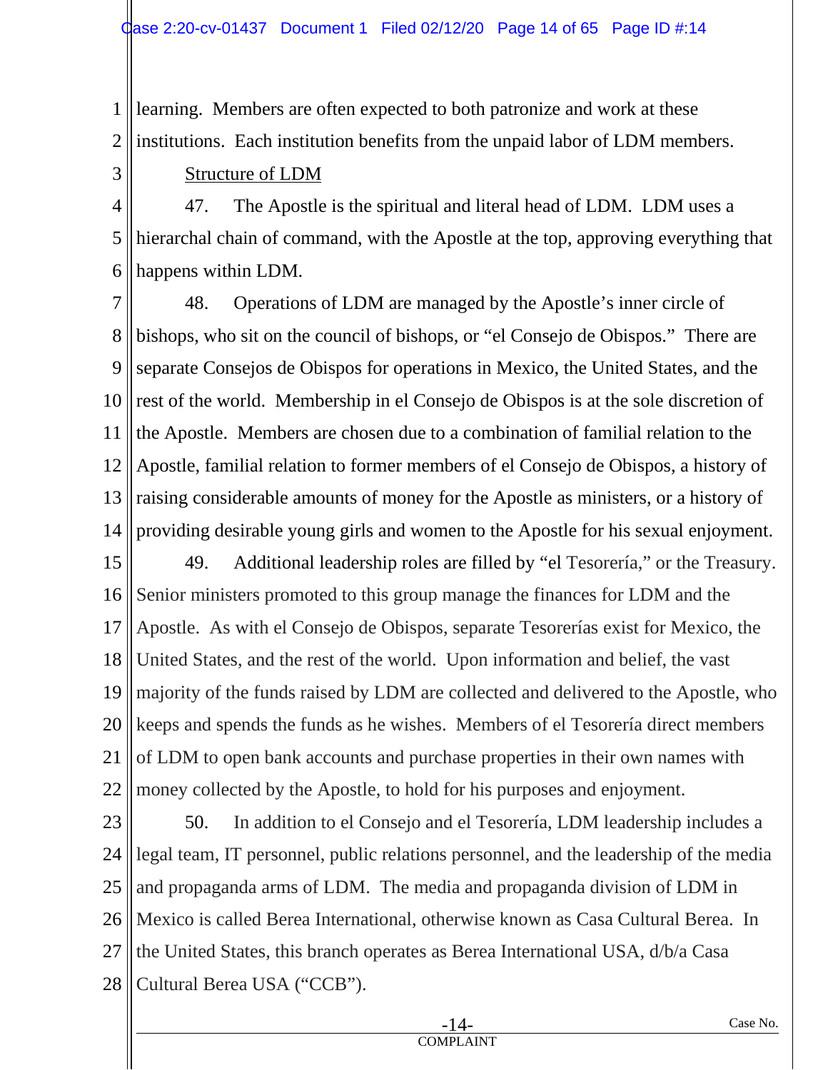learning. Members are often expected to both patronize and work at these institutions. Each institution benefits from the unpaid labor of LDM members.

Structure of LDM

47. The Apostle is the spiritual and literal head of LDM. LDM uses a hierarchal chain of command, with the Apostle at the top, approving everything that happens within LDM.

48. Operations of LDM are managed by the Apostle's inner circle of bishops, who sit on the council of bishops, or "el Consejo de Obispos." There are separate Consejos de Obispos for operations in Mexico, the United States, and the rest of the world. Membership in el Consejo de Obispos is at the sole discretion of the Apostle. Members are chosen due to a combination of familial relation to the Apostle, familial relation to former members of el Consejo de Obispos, a history of raising considerable amounts of money for the Apostle as ministers, or a history of providing desirable young girls and women to the Apostle for his sexual enjoyment.

49. Additional leadership roles are filled by "el Tesorería," or the Treasury. Senior ministers promoted to this group manage the finances for LDM and the Apostle. As with el Consejo de Obispos, separate Tesorerías exist for Mexico, the United States, and the rest of the world. Upon information and belief, the vast majority of the funds raised by LDM are collected and delivered to the Apostle, who keeps and spends the funds as he wishes. Members of el Tesorería direct members of LDM to open bank accounts and purchase properties in their own names with money collected by the Apostle, to hold for his purposes and enjoyment.

50. In addition to el Consejo and el Tesorería, LDM leadership includes a legal team, IT personnel, public relations personnel, and the leadership of the media and propaganda arms of LDM. The media and propaganda division of LDM in Mexico is called Berea International, otherwise known as Casa Cultural Berea. In the United States, this branch operates as Berea International USA, d/b/a Casa Cultural Berea USA ("CCB").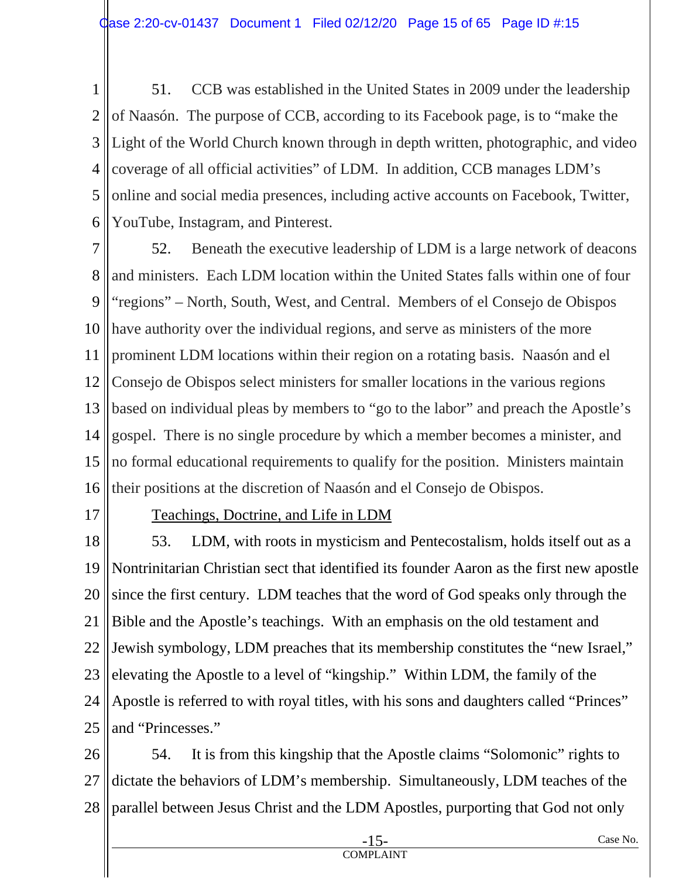51. CCB was established in the United States in 2009 under the leadership of Naasón. The purpose of CCB, according to its Facebook page, is to "make the Light of the World Church known through in depth written, photographic, and video coverage of all official activities" of LDM. In addition, CCB manages LDM's online and social media presences, including active accounts on Facebook, Twitter, YouTube, Instagram, and Pinterest.

52. Beneath the executive leadership of LDM is a large network of deacons and ministers. Each LDM location within the United States falls within one of four "regions" – North, South, West, and Central. Members of el Consejo de Obispos have authority over the individual regions, and serve as ministers of the more prominent LDM locations within their region on a rotating basis. Naasón and el Consejo de Obispos select ministers for smaller locations in the various regions based on individual pleas by members to "go to the labor" and preach the Apostle's gospel. There is no single procedure by which a member becomes a minister, and no formal educational requirements to qualify for the position. Ministers maintain their positions at the discretion of Naasón and el Consejo de Obispos.

<u>Teachings, Doctrine, and Life in LDM</u>

53. LDM, with roots in mysticism and Pentecostalism, holds itself out as a Nontrinitarian Christian sect that identified its founder Aaron as the first new apostle since the first century. LDM teaches that the word of God speaks only through the Bible and the Apostle's teachings. With an emphasis on the old testament and Jewish symbology, LDM preaches that its membership constitutes the "new Israel," elevating the Apostle to a level of "kingship." Within LDM, the family of the Apostle is referred to with royal titles, with his sons and daughters called "Princes" and "Princesses."

54. It is from this kingship that the Apostle claims "Solomonic" rights to dictate the behaviors of LDM's membership. Simultaneously, LDM teaches of the parallel between Jesus Christ and the LDM Apostles, purporting that God not only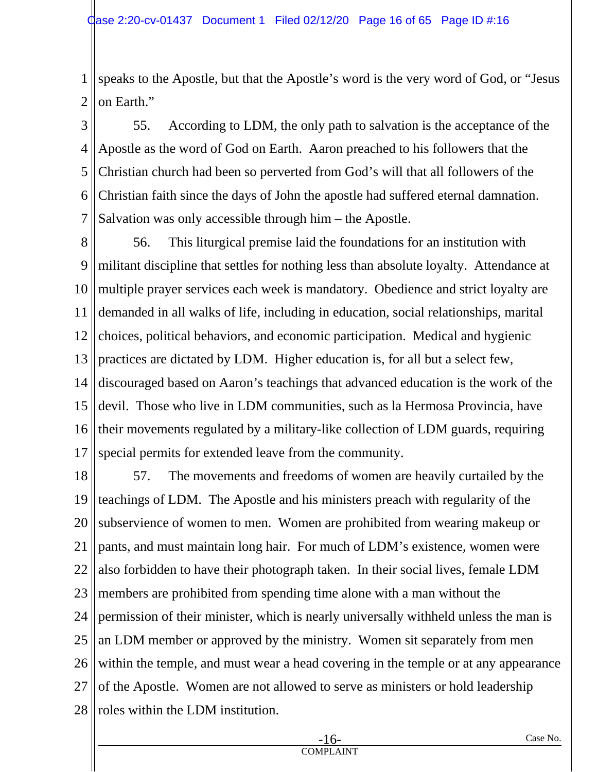speaks to the Apostle, but that the Apostle's word is the very word of God, or "Jesus on Earth."

55. According to LDM, the only path to salvation is the acceptance of the Apostle as the word of God on Earth. Aaron preached to his followers that the Christian church had been so perverted from God's will that all followers of the Christian faith since the days of John the apostle had suffered eternal damnation. Salvation was only accessible through him – the Apostle.

56. This liturgical premise laid the foundations for an institution with militant discipline that settles for nothing less than absolute loyalty. Attendance at multiple prayer services each week is mandatory. Obedience and strict loyalty are demanded in all walks of life, including in education, social relationships, marital choices, political behaviors, and economic participation. Medical and hygienic practices are dictated by LDM. Higher education is, for all but a select few, discouraged based on Aaron's teachings that advanced education is the work of the devil. Those who live in LDM communities, such as la Hermosa Provincia, have their movements regulated by a military-like collection of LDM guards, requiring special permits for extended leave from the community.

57. The movements and freedoms of women are heavily curtailed by the teachings of LDM. The Apostle and his ministers preach with regularity of the subservience of women to men. Women are prohibited from wearing makeup or pants, and must maintain long hair. For much of LDM's existence, women were also forbidden to have their photograph taken. In their social lives, female LDM members are prohibited from spending time alone with a man without the permission of their minister, which is nearly universally withheld unless the man is an LDM member or approved by the ministry. Women sit separately from men within the temple, and must wear a head covering in the temple or at any appearance of the Apostle. Women are not allowed to serve as ministers or hold leadership roles within the LDM institution.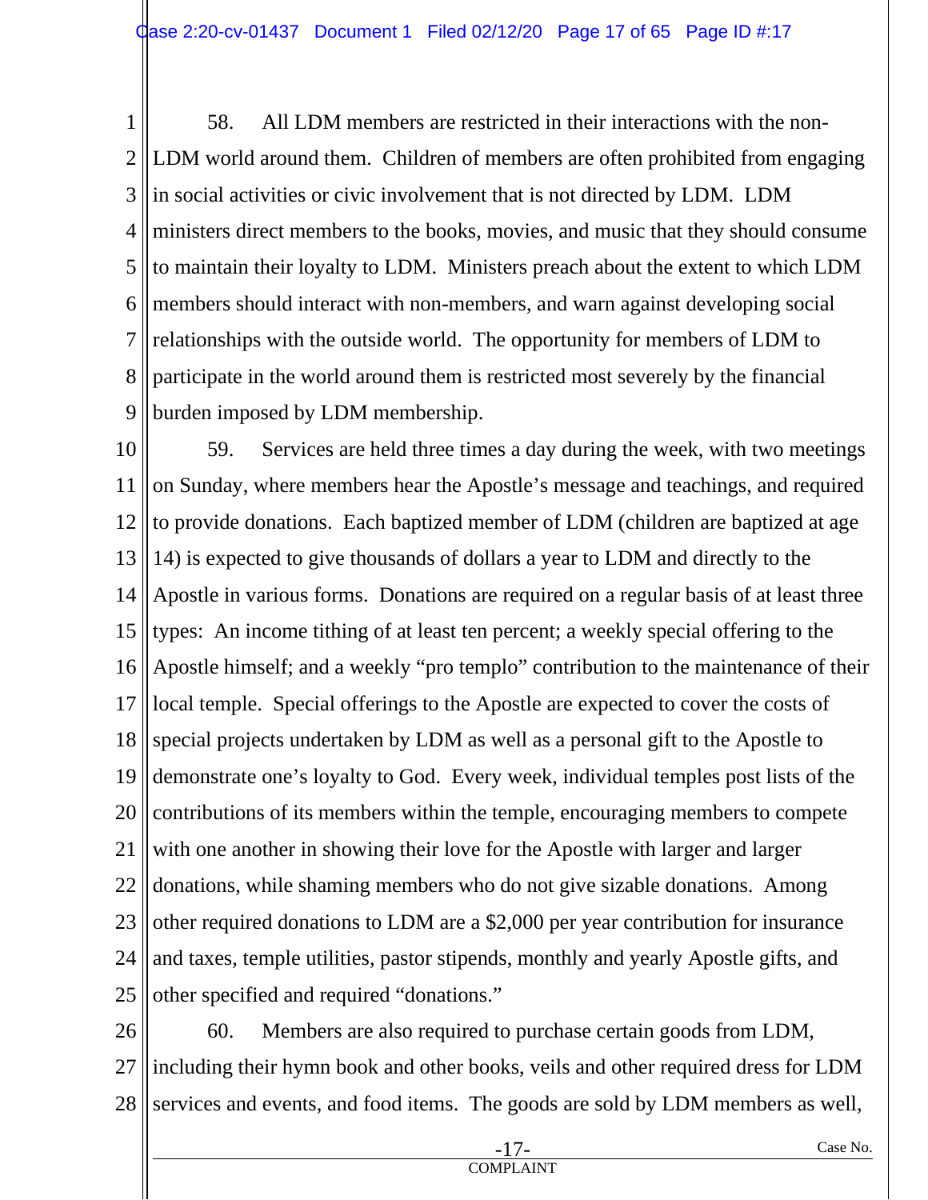58. All LDM members are restricted in their interactions with the non-LDM world around them. Children of members are often prohibited from engaging in social activities or civic involvement that is not directed by LDM. LDM ministers direct members to the books, movies, and music that they should consume to maintain their loyalty to LDM. Ministers preach about the extent to which LDM members should interact with non-members, and warn against developing social relationships with the outside world. The opportunity for members of LDM to participate in the world around them is restricted most severely by the financial burden imposed by LDM membership.

59. Services are held three times a day during the week, with two meetings on Sunday, where members hear the Apostle's message and teachings, and required to provide donations. Each baptized member of LDM (children are baptized at age 14) is expected to give thousands of dollars a year to LDM and directly to the Apostle in various forms. Donations are required on a regular basis of at least three types: An income tithing of at least ten percent; a weekly special offering to the Apostle himself; and a weekly "pro templo" contribution to the maintenance of their local temple. Special offerings to the Apostle are expected to cover the costs of special projects undertaken by LDM as well as a personal gift to the Apostle to demonstrate one's loyalty to God. Every week, individual temples post lists of the contributions of its members within the temple, encouraging members to compete with one another in showing their love for the Apostle with larger and larger donations, while shaming members who do not give sizable donations. Among other required donations to LDM are a $2,000 per year contribution for insurance and taxes, temple utilities, pastor stipends, monthly and yearly Apostle gifts, and other specified and required "donations."

60. Members are also required to purchase certain goods from LDM, including their hymn book and other books, veils and other required dress for LDM services and events, and food items. The goods are sold by LDM members as well,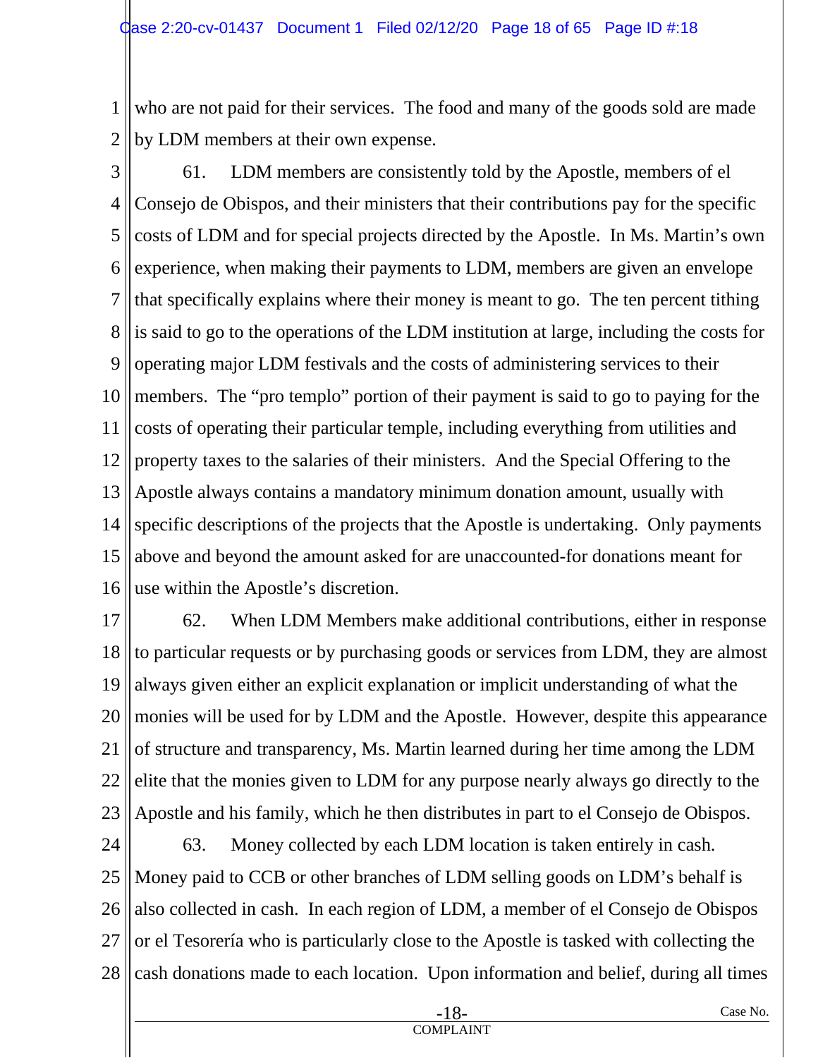who are not paid for their services. The food and many of the goods sold are made by LDM members at their own expense.

61. LDM members are consistently told by the Apostle, members of el Consejo de Obispos, and their ministers that their contributions pay for the specific costs of LDM and for special projects directed by the Apostle. In Ms. Martin's own experience, when making their payments to LDM, members are given an envelope that specifically explains where their money is meant to go. The ten percent tithing is said to go to the operations of the LDM institution at large, including the costs for operating major LDM festivals and the costs of administering services to their members. The "pro templo" portion of their payment is said to go to paying for the costs of operating their particular temple, including everything from utilities and property taxes to the salaries of their ministers. And the Special Offering to the Apostle always contains a mandatory minimum donation amount, usually with specific descriptions of the projects that the Apostle is undertaking. Only payments above and beyond the amount asked for are unaccounted-for donations meant for use within the Apostle's discretion.

62. When LDM Members make additional contributions, either in response to particular requests or by purchasing goods or services from LDM, they are almost always given either an explicit explanation or implicit understanding of what the monies will be used for by LDM and the Apostle. However, despite this appearance of structure and transparency, Ms. Martin learned during her time among the LDM elite that the monies given to LDM for any purpose nearly always go directly to the Apostle and his family, which he then distributes in part to el Consejo de Obispos.

63. Money collected by each LDM location is taken entirely in cash. Money paid to CCB or other branches of LDM selling goods on LDM's behalf is also collected in cash. In each region of LDM, a member of el Consejo de Obispos or el Tesorería who is particularly close to the Apostle is tasked with collecting the cash donations made to each location. Upon information and belief, during all times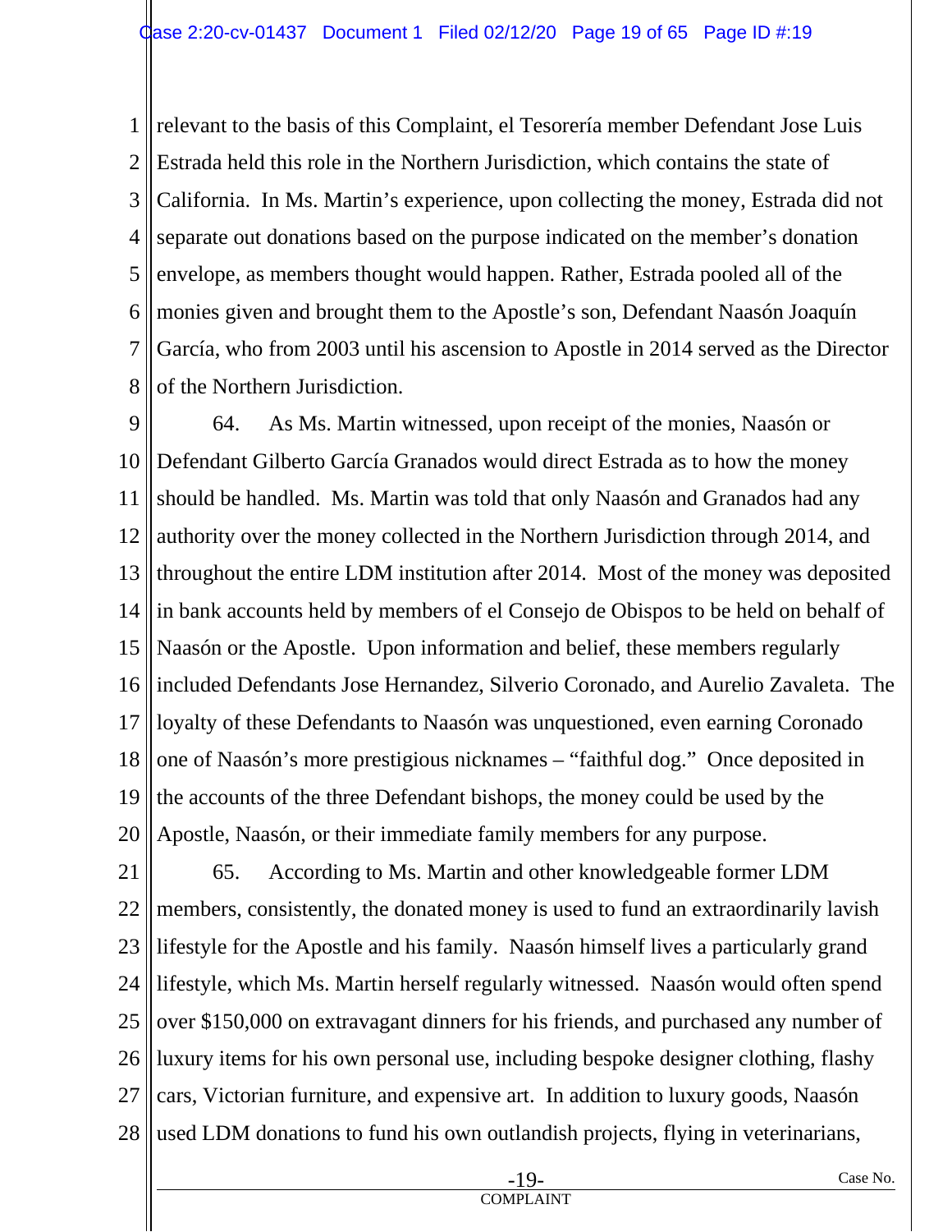relevant to the basis of this Complaint, el Tesorería member Defendant Jose Luis Estrada held this role in the Northern Jurisdiction, which contains the state of California. In Ms. Martin's experience, upon collecting the money, Estrada did not separate out donations based on the purpose indicated on the member's donation envelope, as members thought would happen. Rather, Estrada pooled all of the monies given and brought them to the Apostle's son, Defendant Naasón Joaquín García, who from 2003 until his ascension to Apostle in 2014 served as the Director of the Northern Jurisdiction.

64. As Ms. Martin witnessed, upon receipt of the monies, Naasón or Defendant Gilberto García Granados would direct Estrada as to how the money should be handled. Ms. Martin was told that only Naasón and Granados had any authority over the money collected in the Northern Jurisdiction through 2014, and throughout the entire LDM institution after 2014. Most of the money was deposited in bank accounts held by members of el Consejo de Obispos to be held on behalf of Naasón or the Apostle. Upon information and belief, these members regularly included Defendants Jose Hernandez, Silverio Coronado, and Aurelio Zavaleta. The loyalty of these Defendants to Naasón was unquestioned, even earning Coronado one of Naasón's more prestigious nicknames – "faithful dog." Once deposited in the accounts of the three Defendant bishops, the money could be used by the Apostle, Naasón, or their immediate family members for any purpose.

65. According to Ms. Martin and other knowledgeable former LDM members, consistently, the donated money is used to fund an extraordinarily lavish lifestyle for the Apostle and his family. Naasón himself lives a particularly grand lifestyle, which Ms. Martin herself regularly witnessed. Naasón would often spend over $150,000 on extravagant dinners for his friends, and purchased any number of luxury items for his own personal use, including bespoke designer clothing, flashy cars, Victorian furniture, and expensive art. In addition to luxury goods, Naasón used LDM donations to fund his own outlandish projects, flying in veterinarians,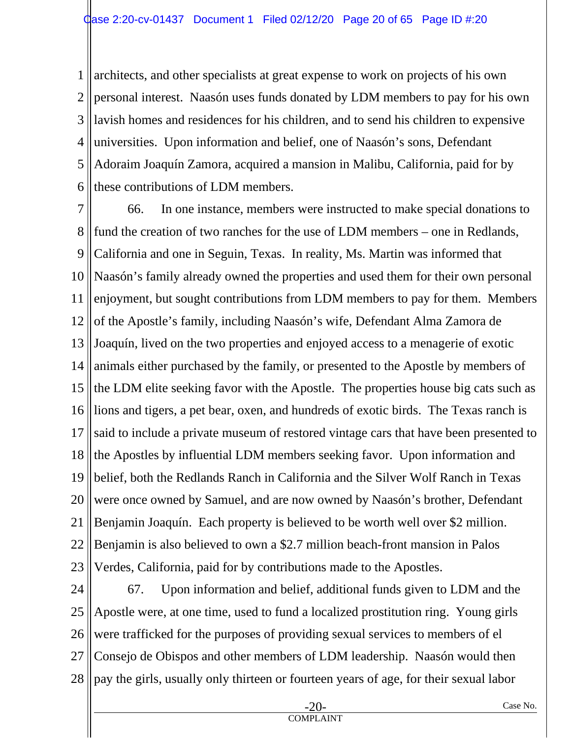architects, and other specialists at great expense to work on projects of his own personal interest. Naasón uses funds donated by LDM members to pay for his own lavish homes and residences for his children, and to send his children to expensive universities. Upon information and belief, one of Naasón's sons, Defendant Adoraim Joaquín Zamora, acquired a mansion in Malibu, California, paid for by these contributions of LDM members.

66. In one instance, members were instructed to make special donations to fund the creation of two ranches for the use of LDM members – one in Redlands, California and one in Seguin, Texas. In reality, Ms. Martin was informed that Naasón's family already owned the properties and used them for their own personal enjoyment, but sought contributions from LDM members to pay for them. Members of the Apostle's family, including Naasón's wife, Defendant Alma Zamora de Joaquín, lived on the two properties and enjoyed access to a menagerie of exotic animals either purchased by the family, or presented to the Apostle by members of the LDM elite seeking favor with the Apostle. The properties house big cats such as lions and tigers, a pet bear, oxen, and hundreds of exotic birds. The Texas ranch is said to include a private museum of restored vintage cars that have been presented to the Apostles by influential LDM members seeking favor. Upon information and belief, both the Redlands Ranch in California and the Silver Wolf Ranch in Texas were once owned by Samuel, and are now owned by Naasón's brother, Defendant Benjamin Joaquín. Each property is believed to be worth well over $2 million. Benjamin is also believed to own a $2.7 million beach-front mansion in Palos Verdes, California, paid for by contributions made to the Apostles.

67. Upon information and belief, additional funds given to LDM and the Apostle were, at one time, used to fund a localized prostitution ring. Young girls were trafficked for the purposes of providing sexual services to members of el Consejo de Obispos and other members of LDM leadership. Naasón would then pay the girls, usually only thirteen or fourteen years of age, for their sexual labor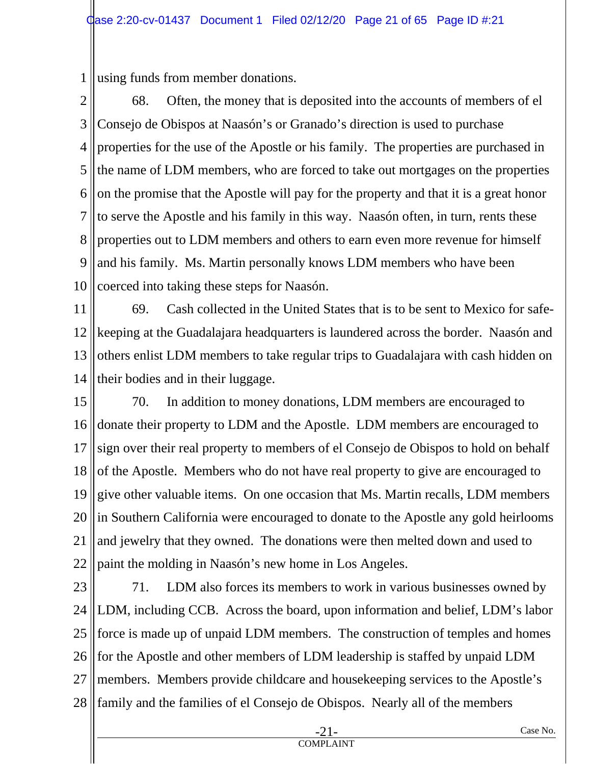using funds from member donations.

68. Often, the money that is deposited into the accounts of members of el Consejo de Obispos at Naasón's or Granado's direction is used to purchase properties for the use of the Apostle or his family. The properties are purchased in the name of LDM members, who are forced to take out mortgages on the properties on the promise that the Apostle will pay for the property and that it is a great honor to serve the Apostle and his family in this way. Naasón often, in turn, rents these properties out to LDM members and others to earn even more revenue for himself and his family. Ms. Martin personally knows LDM members who have been coerced into taking these steps for Naasón.

69. Cash collected in the United States that is to be sent to Mexico for safe-keeping at the Guadalajara headquarters is laundered across the border. Naasón and others enlist LDM members to take regular trips to Guadalajara with cash hidden on their bodies and in their luggage.

70. In addition to money donations, LDM members are encouraged to donate their property to LDM and the Apostle. LDM members are encouraged to sign over their real property to members of el Consejo de Obispos to hold on behalf of the Apostle. Members who do not have real property to give are encouraged to give other valuable items. On one occasion that Ms. Martin recalls, LDM members in Southern California were encouraged to donate to the Apostle any gold heirlooms and jewelry that they owned. The donations were then melted down and used to paint the molding in Naasón's new home in Los Angeles.

71. LDM also forces its members to work in various businesses owned by LDM, including CCB. Across the board, upon information and belief, LDM's labor force is made up of unpaid LDM members. The construction of temples and homes for the Apostle and other members of LDM leadership is staffed by unpaid LDM members. Members provide childcare and housekeeping services to the Apostle's family and the families of el Consejo de Obispos. Nearly all of the members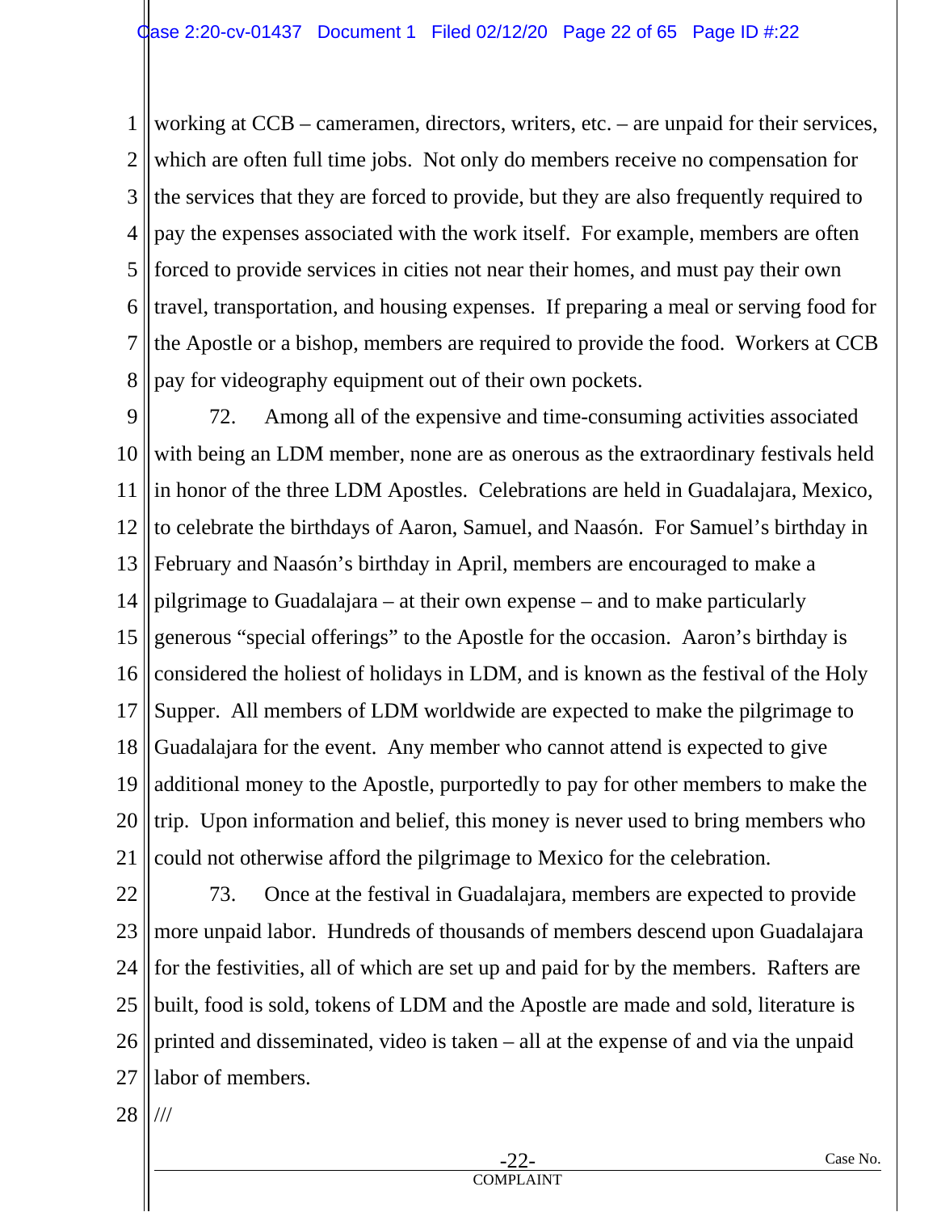working at CCB – cameramen, directors, writers, etc. – are unpaid for their services, which are often full time jobs. Not only do members receive no compensation for the services that they are forced to provide, but they are also frequently required to pay the expenses associated with the work itself. For example, members are often forced to provide services in cities not near their homes, and must pay their own travel, transportation, and housing expenses. If preparing a meal or serving food for the Apostle or a bishop, members are required to provide the food. Workers at CCB pay for videography equipment out of their own pockets.

72. Among all of the expensive and time-consuming activities associated with being an LDM member, none are as onerous as the extraordinary festivals held in honor of the three LDM Apostles. Celebrations are held in Guadalajara, Mexico, to celebrate the birthdays of Aaron, Samuel, and Naasón. For Samuel's birthday in February and Naasón's birthday in April, members are encouraged to make a pilgrimage to Guadalajara – at their own expense – and to make particularly generous "special offerings" to the Apostle for the occasion. Aaron's birthday is considered the holiest of holidays in LDM, and is known as the festival of the Holy Supper. All members of LDM worldwide are expected to make the pilgrimage to Guadalajara for the event. Any member who cannot attend is expected to give additional money to the Apostle, purportedly to pay for other members to make the trip. Upon information and belief, this money is never used to bring members who could not otherwise afford the pilgrimage to Mexico for the celebration.

73. Once at the festival in Guadalajara, members are expected to provide more unpaid labor. Hundreds of thousands of members descend upon Guadalajara for the festivities, all of which are set up and paid for by the members. Rafters are built, food is sold, tokens of LDM and the Apostle are made and sold, literature is printed and disseminated, video is taken – all at the expense of and via the unpaid labor of members.

///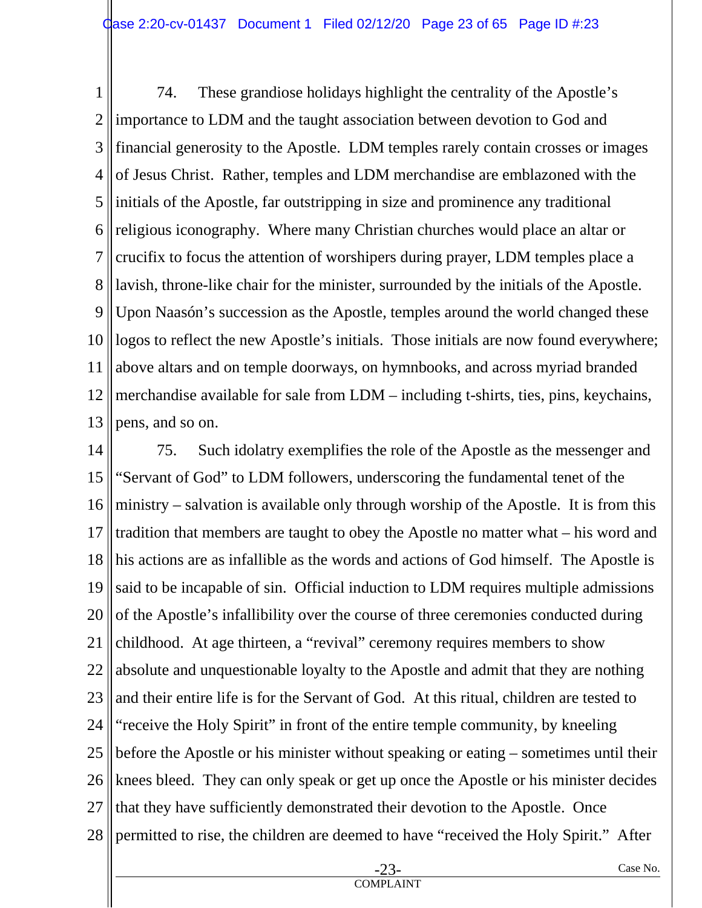74. These grandiose holidays highlight the centrality of the Apostle's importance to LDM and the taught association between devotion to God and financial generosity to the Apostle. LDM temples rarely contain crosses or images of Jesus Christ. Rather, temples and LDM merchandise are emblazoned with the initials of the Apostle, far outstripping in size and prominence any traditional religious iconography. Where many Christian churches would place an altar or crucifix to focus the attention of worshipers during prayer, LDM temples place a lavish, throne-like chair for the minister, surrounded by the initials of the Apostle. Upon Naasón's succession as the Apostle, temples around the world changed these logos to reflect the new Apostle's initials. Those initials are now found everywhere; above altars and on temple doorways, on hymnbooks, and across myriad branded merchandise available for sale from LDM – including t-shirts, ties, pins, keychains, pens, and so on.

75. Such idolatry exemplifies the role of the Apostle as the messenger and "Servant of God" to LDM followers, underscoring the fundamental tenet of the ministry – salvation is available only through worship of the Apostle. It is from this tradition that members are taught to obey the Apostle no matter what – his word and his actions are as infallible as the words and actions of God himself. The Apostle is said to be incapable of sin. Official induction to LDM requires multiple admissions of the Apostle's infallibility over the course of three ceremonies conducted during childhood. At age thirteen, a "revival" ceremony requires members to show absolute and unquestionable loyalty to the Apostle and admit that they are nothing and their entire life is for the Servant of God. At this ritual, children are tested to "receive the Holy Spirit" in front of the entire temple community, by kneeling before the Apostle or his minister without speaking or eating – sometimes until their knees bleed. They can only speak or get up once the Apostle or his minister decides that they have sufficiently demonstrated their devotion to the Apostle. Once permitted to rise, the children are deemed to have "received the Holy Spirit." After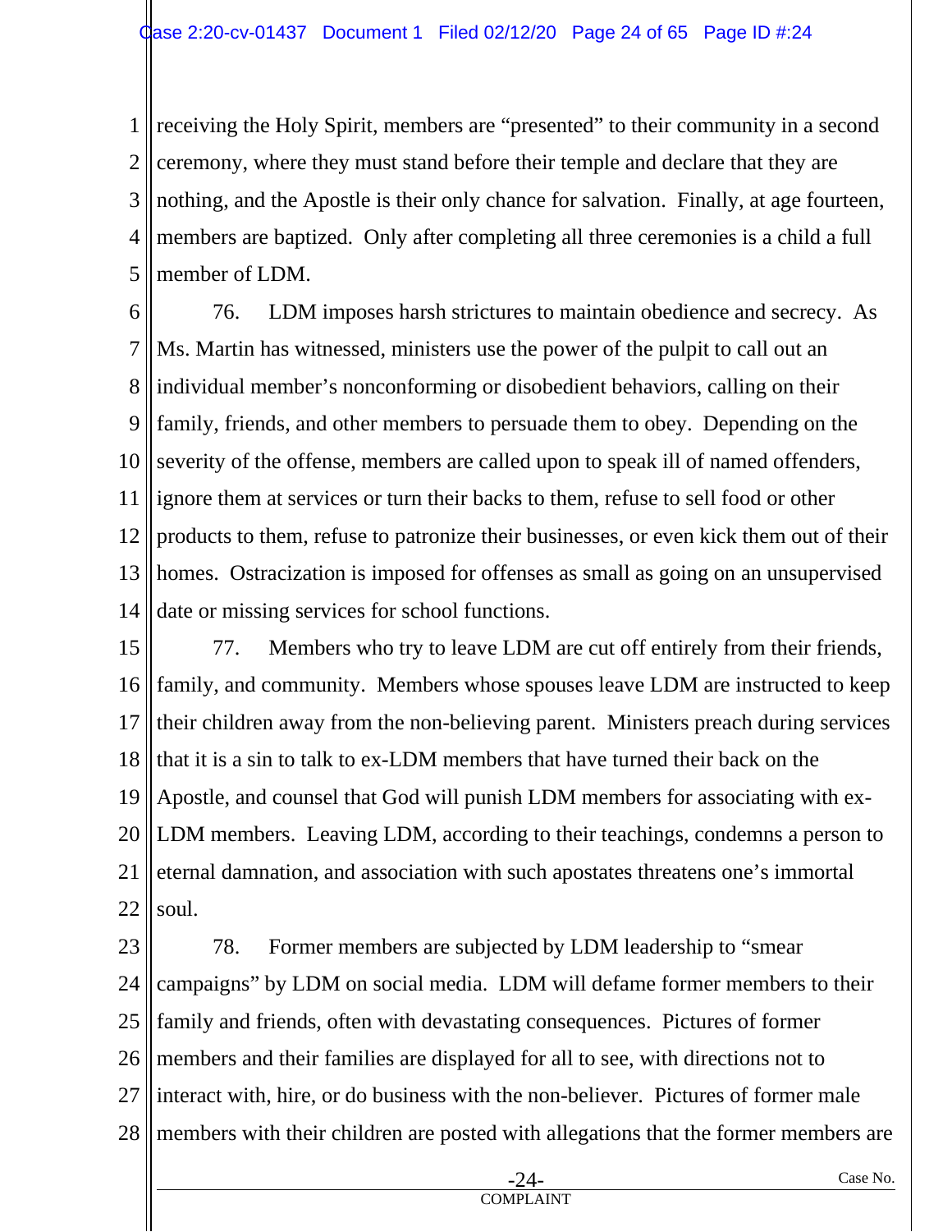receiving the Holy Spirit, members are "presented" to their community in a second ceremony, where they must stand before their temple and declare that they are nothing, and the Apostle is their only chance for salvation. Finally, at age fourteen, members are baptized. Only after completing all three ceremonies is a child a full member of LDM.

76. LDM imposes harsh strictures to maintain obedience and secrecy. As Ms. Martin has witnessed, ministers use the power of the pulpit to call out an individual member's nonconforming or disobedient behaviors, calling on their family, friends, and other members to persuade them to obey. Depending on the severity of the offense, members are called upon to speak ill of named offenders, ignore them at services or turn their backs to them, refuse to sell food or other products to them, refuse to patronize their businesses, or even kick them out of their homes. Ostracization is imposed for offenses as small as going on an unsupervised date or missing services for school functions.

77. Members who try to leave LDM are cut off entirely from their friends, family, and community. Members whose spouses leave LDM are instructed to keep their children away from the non-believing parent. Ministers preach during services that it is a sin to talk to ex-LDM members that have turned their back on the Apostle, and counsel that God will punish LDM members for associating with ex-LDM members. Leaving LDM, according to their teachings, condemns a person to eternal damnation, and association with such apostates threatens one's immortal soul.

78. Former members are subjected by LDM leadership to "smear campaigns" by LDM on social media. LDM will defame former members to their family and friends, often with devastating consequences. Pictures of former members and their families are displayed for all to see, with directions not to interact with, hire, or do business with the non-believer. Pictures of former male members with their children are posted with allegations that the former members are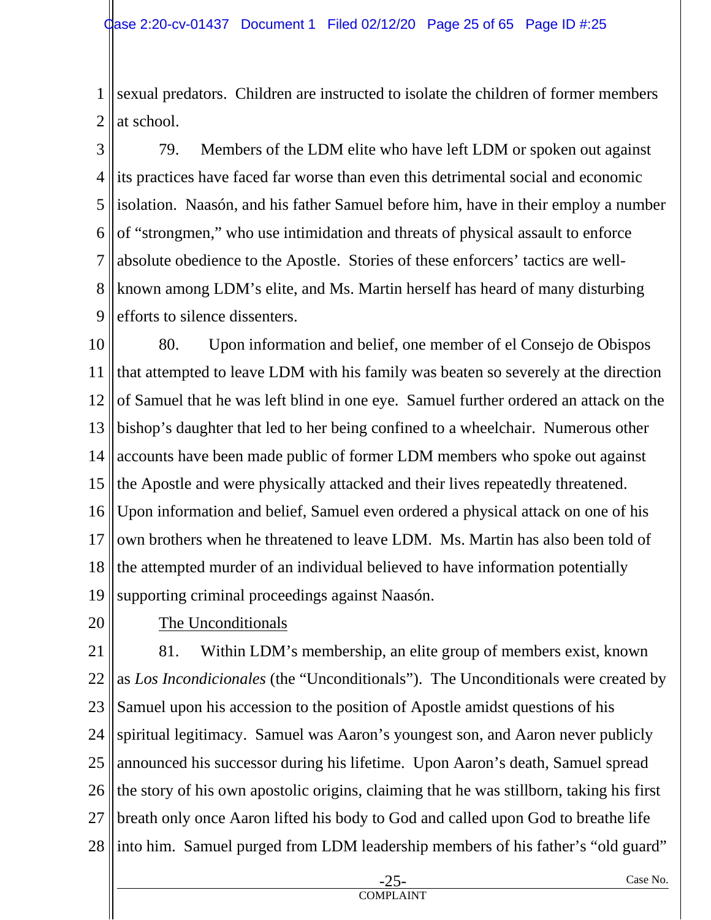sexual predators. Children are instructed to isolate the children of former members at school.

79. Members of the LDM elite who have left LDM or spoken out against its practices have faced far worse than even this detrimental social and economic isolation. Naasón, and his father Samuel before him, have in their employ a number of "strongmen," who use intimidation and threats of physical assault to enforce absolute obedience to the Apostle. Stories of these enforcers' tactics are well-known among LDM's elite, and Ms. Martin herself has heard of many disturbing efforts to silence dissenters.

80. Upon information and belief, one member of el Consejo de Obispos that attempted to leave LDM with his family was beaten so severely at the direction of Samuel that he was left blind in one eye. Samuel further ordered an attack on the bishop's daughter that led to her being confined to a wheelchair. Numerous other accounts have been made public of former LDM members who spoke out against the Apostle and were physically attacked and their lives repeatedly threatened. Upon information and belief, Samuel even ordered a physical attack on one of his own brothers when he threatened to leave LDM. Ms. Martin has also been told of the attempted murder of an individual believed to have information potentially supporting criminal proceedings against Naasón.

The Unconditionals

81. Within LDM's membership, an elite group of members exist, known as *Los Incondicionales* (the "Unconditionals"). The Unconditionals were created by Samuel upon his accession to the position of Apostle amidst questions of his spiritual legitimacy. Samuel was Aaron's youngest son, and Aaron never publicly announced his successor during his lifetime. Upon Aaron's death, Samuel spread the story of his own apostolic origins, claiming that he was stillborn, taking his first breath only once Aaron lifted his body to God and called upon God to breathe life into him. Samuel purged from LDM leadership members of his father's "old guard"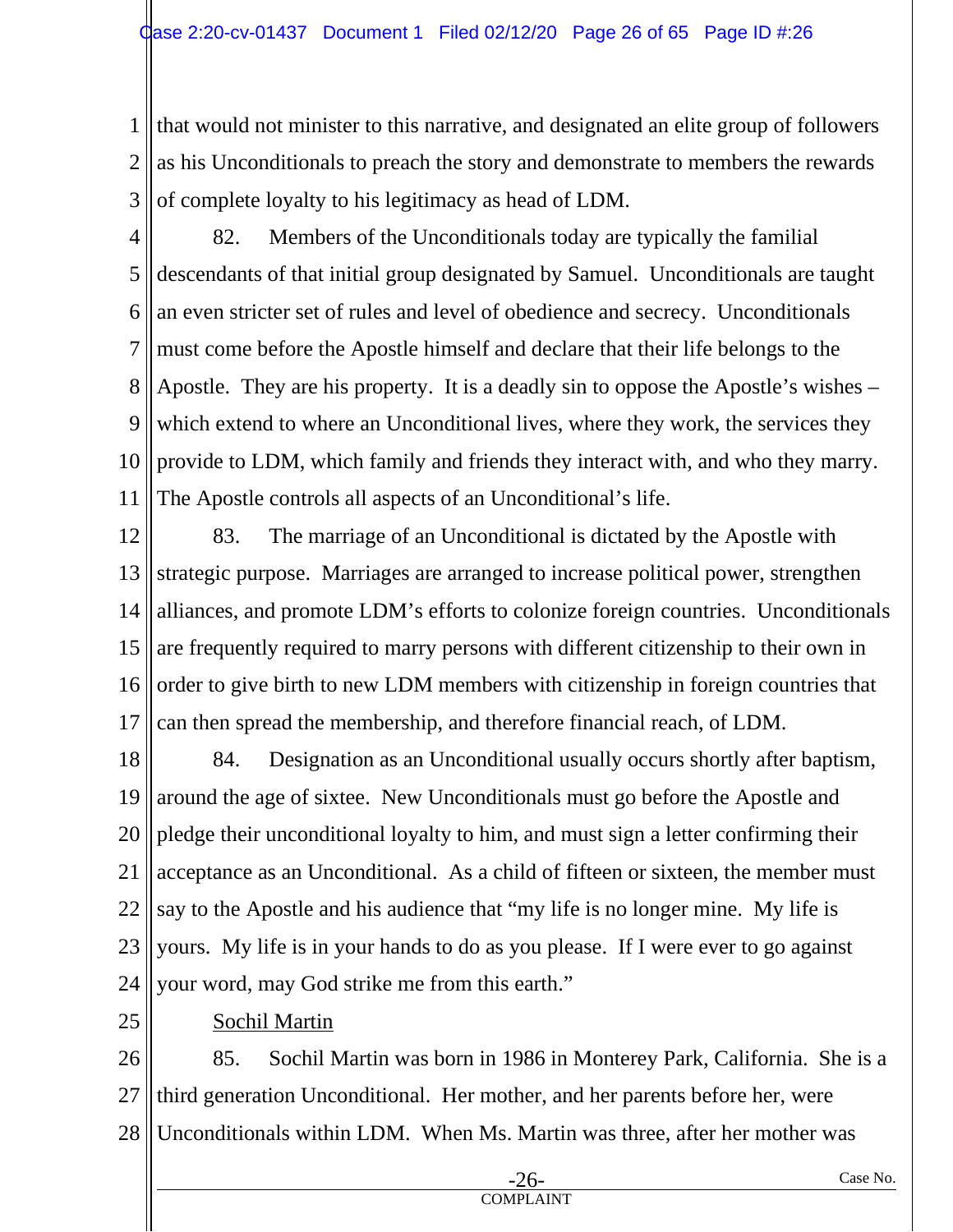that would not minister to this narrative, and designated an elite group of followers as his Unconditionals to preach the story and demonstrate to members the rewards of complete loyalty to his legitimacy as head of LDM.

82. Members of the Unconditionals today are typically the familial descendants of that initial group designated by Samuel. Unconditionals are taught an even stricter set of rules and level of obedience and secrecy. Unconditionals must come before the Apostle himself and declare that their life belongs to the Apostle. They are his property. It is a deadly sin to oppose the Apostle's wishes – which extend to where an Unconditional lives, where they work, the services they provide to LDM, which family and friends they interact with, and who they marry. The Apostle controls all aspects of an Unconditional's life.

83. The marriage of an Unconditional is dictated by the Apostle with strategic purpose. Marriages are arranged to increase political power, strengthen alliances, and promote LDM's efforts to colonize foreign countries. Unconditionals are frequently required to marry persons with different citizenship to their own in order to give birth to new LDM members with citizenship in foreign countries that can then spread the membership, and therefore financial reach, of LDM.

84. Designation as an Unconditional usually occurs shortly after baptism, around the age of sixtee. New Unconditionals must go before the Apostle and pledge their unconditional loyalty to him, and must sign a letter confirming their acceptance as an Unconditional. As a child of fifteen or sixteen, the member must say to the Apostle and his audience that "my life is no longer mine. My life is yours. My life is in your hands to do as you please. If I were ever to go against your word, may God strike me from this earth."

<u>Sochil Martin</u>

85. Sochil Martin was born in 1986 in Monterey Park, California. She is a third generation Unconditional. Her mother, and her parents before her, were Unconditionals within LDM. When Ms. Martin was three, after her mother was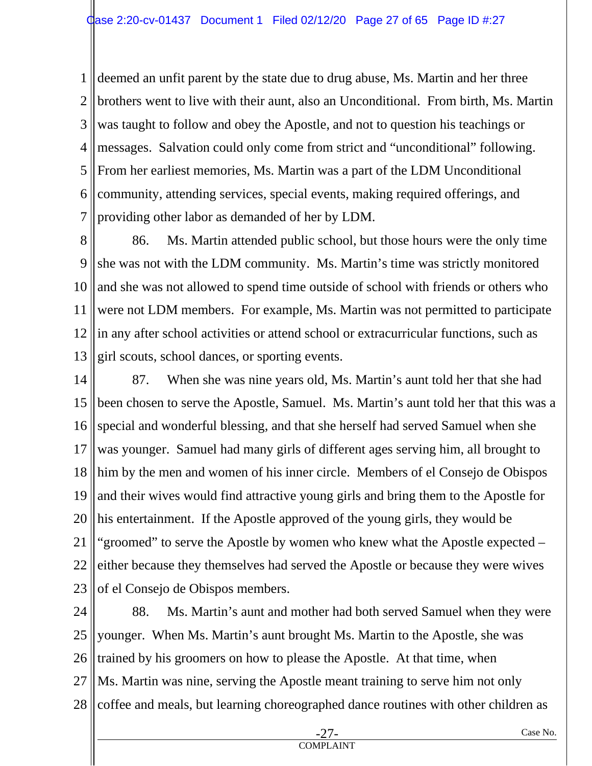deemed an unfit parent by the state due to drug abuse, Ms. Martin and her three brothers went to live with their aunt, also an Unconditional. From birth, Ms. Martin was taught to follow and obey the Apostle, and not to question his teachings or messages. Salvation could only come from strict and "unconditional" following. From her earliest memories, Ms. Martin was a part of the LDM Unconditional community, attending services, special events, making required offerings, and providing other labor as demanded of her by LDM.

86. Ms. Martin attended public school, but those hours were the only time she was not with the LDM community. Ms. Martin's time was strictly monitored and she was not allowed to spend time outside of school with friends or others who were not LDM members. For example, Ms. Martin was not permitted to participate in any after school activities or attend school or extracurricular functions, such as girl scouts, school dances, or sporting events.

87. When she was nine years old, Ms. Martin's aunt told her that she had been chosen to serve the Apostle, Samuel. Ms. Martin's aunt told her that this was a special and wonderful blessing, and that she herself had served Samuel when she was younger. Samuel had many girls of different ages serving him, all brought to him by the men and women of his inner circle. Members of el Consejo de Obispos and their wives would find attractive young girls and bring them to the Apostle for his entertainment. If the Apostle approved of the young girls, they would be "groomed" to serve the Apostle by women who knew what the Apostle expected – either because they themselves had served the Apostle or because they were wives of el Consejo de Obispos members.

88. Ms. Martin's aunt and mother had both served Samuel when they were younger. When Ms. Martin's aunt brought Ms. Martin to the Apostle, she was trained by his groomers on how to please the Apostle. At that time, when Ms. Martin was nine, serving the Apostle meant training to serve him not only coffee and meals, but learning choreographed dance routines with other children as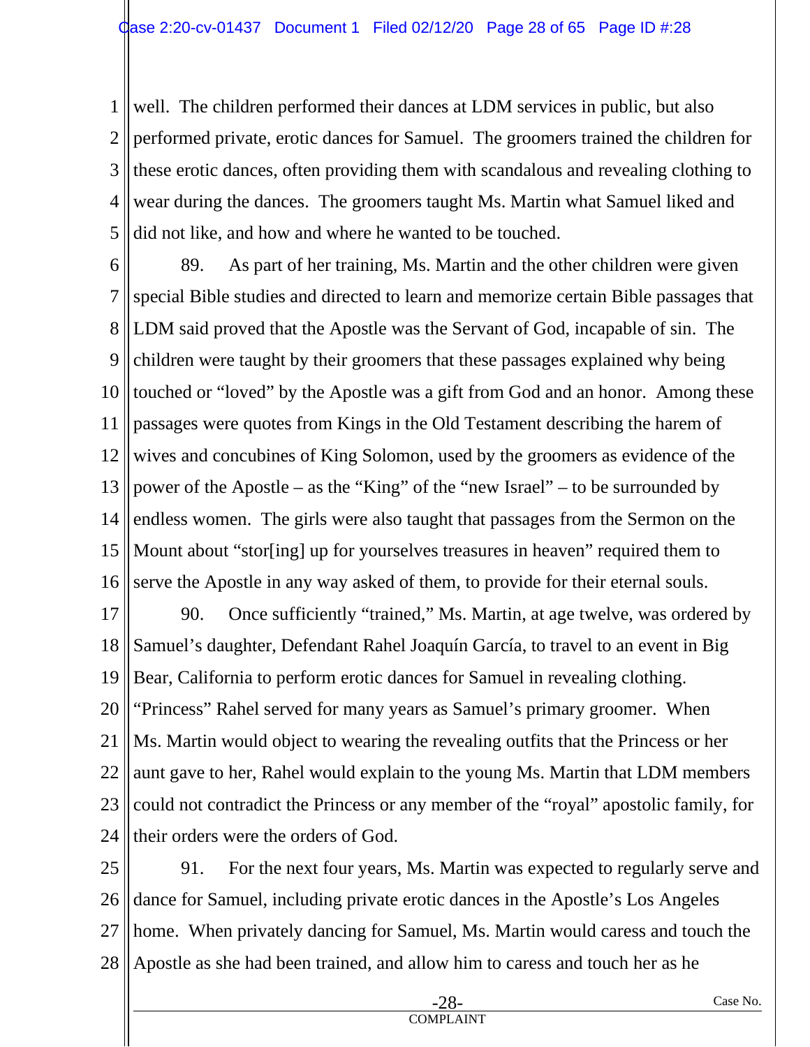well. The children performed their dances at LDM services in public, but also performed private, erotic dances for Samuel. The groomers trained the children for these erotic dances, often providing them with scandalous and revealing clothing to wear during the dances. The groomers taught Ms. Martin what Samuel liked and did not like, and how and where he wanted to be touched.

89. As part of her training, Ms. Martin and the other children were given special Bible studies and directed to learn and memorize certain Bible passages that LDM said proved that the Apostle was the Servant of God, incapable of sin. The children were taught by their groomers that these passages explained why being touched or "loved" by the Apostle was a gift from God and an honor. Among these passages were quotes from Kings in the Old Testament describing the harem of wives and concubines of King Solomon, used by the groomers as evidence of the power of the Apostle – as the "King" of the "new Israel" – to be surrounded by endless women. The girls were also taught that passages from the Sermon on the Mount about "stor[ing] up for yourselves treasures in heaven" required them to serve the Apostle in any way asked of them, to provide for their eternal souls.

90. Once sufficiently "trained," Ms. Martin, at age twelve, was ordered by Samuel's daughter, Defendant Rahel Joaquín García, to travel to an event in Big Bear, California to perform erotic dances for Samuel in revealing clothing. "Princess" Rahel served for many years as Samuel's primary groomer. When Ms. Martin would object to wearing the revealing outfits that the Princess or her aunt gave to her, Rahel would explain to the young Ms. Martin that LDM members could not contradict the Princess or any member of the "royal" apostolic family, for their orders were the orders of God.

91. For the next four years, Ms. Martin was expected to regularly serve and dance for Samuel, including private erotic dances in the Apostle's Los Angeles home. When privately dancing for Samuel, Ms. Martin would caress and touch the Apostle as she had been trained, and allow him to caress and touch her as he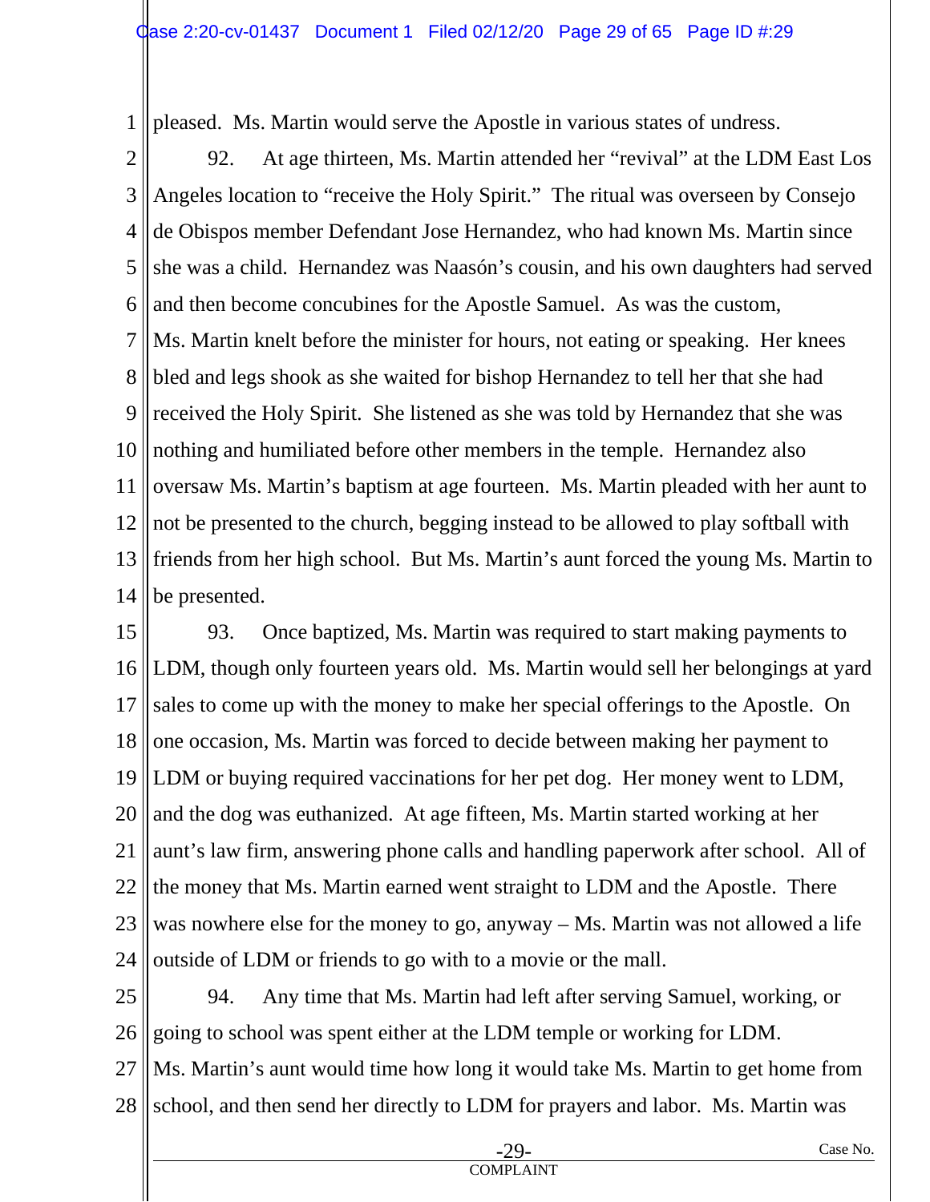pleased. Ms. Martin would serve the Apostle in various states of undress.

92. At age thirteen, Ms. Martin attended her "revival" at the LDM East Los Angeles location to "receive the Holy Spirit." The ritual was overseen by Consejo de Obispos member Defendant Jose Hernandez, who had known Ms. Martin since she was a child. Hernandez was Naasón's cousin, and his own daughters had served and then become concubines for the Apostle Samuel. As was the custom, Ms. Martin knelt before the minister for hours, not eating or speaking. Her knees bled and legs shook as she waited for bishop Hernandez to tell her that she had received the Holy Spirit. She listened as she was told by Hernandez that she was nothing and humiliated before other members in the temple. Hernandez also oversaw Ms. Martin's baptism at age fourteen. Ms. Martin pleaded with her aunt to not be presented to the church, begging instead to be allowed to play softball with friends from her high school. But Ms. Martin's aunt forced the young Ms. Martin to be presented.

93. Once baptized, Ms. Martin was required to start making payments to LDM, though only fourteen years old. Ms. Martin would sell her belongings at yard sales to come up with the money to make her special offerings to the Apostle. On one occasion, Ms. Martin was forced to decide between making her payment to LDM or buying required vaccinations for her pet dog. Her money went to LDM, and the dog was euthanized. At age fifteen, Ms. Martin started working at her aunt's law firm, answering phone calls and handling paperwork after school. All of the money that Ms. Martin earned went straight to LDM and the Apostle. There was nowhere else for the money to go, anyway – Ms. Martin was not allowed a life outside of LDM or friends to go with to a movie or the mall.

94. Any time that Ms. Martin had left after serving Samuel, working, or going to school was spent either at the LDM temple or working for LDM. Ms. Martin's aunt would time how long it would take Ms. Martin to get home from school, and then send her directly to LDM for prayers and labor. Ms. Martin was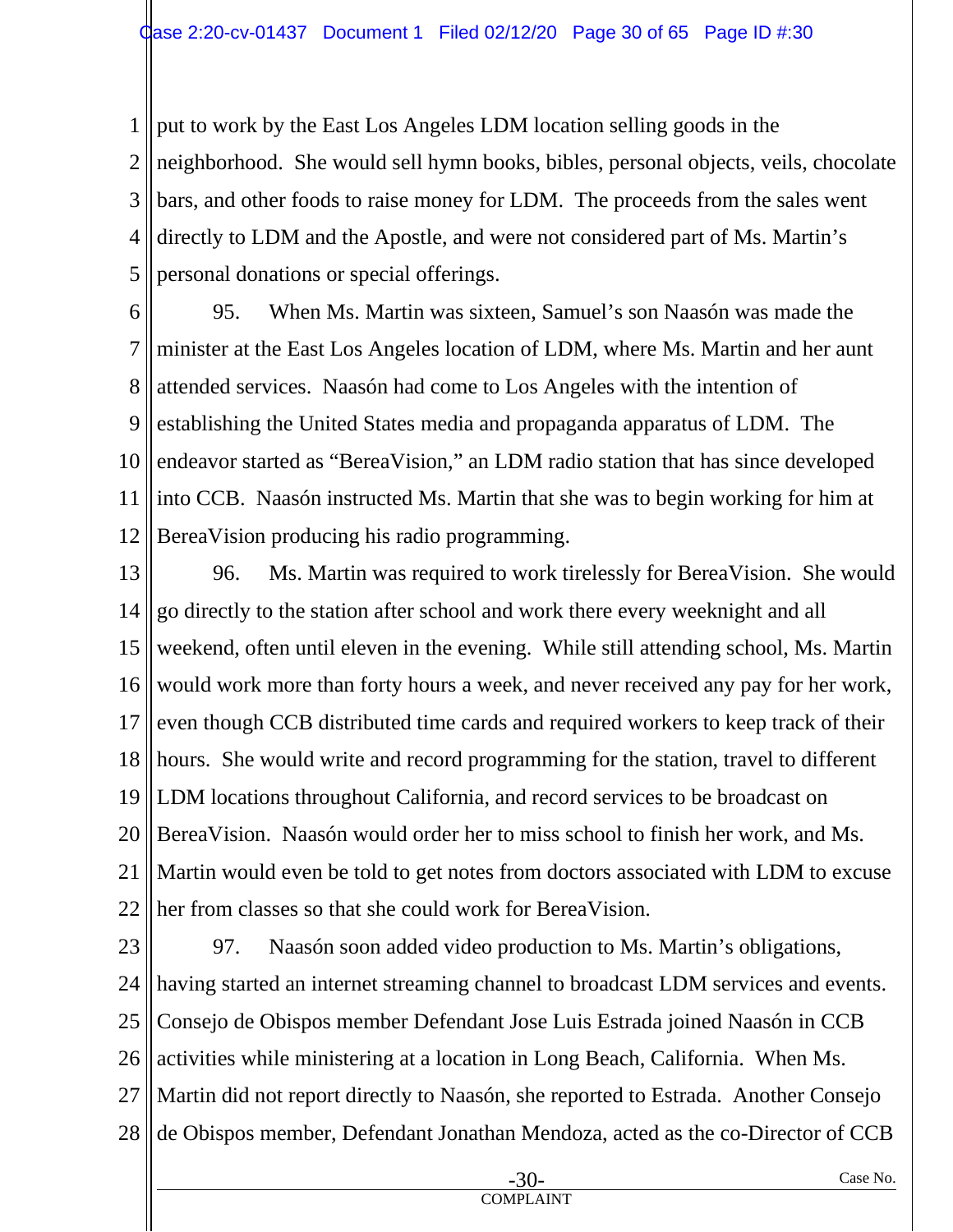put to work by the East Los Angeles LDM location selling goods in the neighborhood. She would sell hymn books, bibles, personal objects, veils, chocolate bars, and other foods to raise money for LDM. The proceeds from the sales went directly to LDM and the Apostle, and were not considered part of Ms. Martin's personal donations or special offerings.

95. When Ms. Martin was sixteen, Samuel's son Naasón was made the minister at the East Los Angeles location of LDM, where Ms. Martin and her aunt attended services. Naasón had come to Los Angeles with the intention of establishing the United States media and propaganda apparatus of LDM. The endeavor started as "BereaVision," an LDM radio station that has since developed into CCB. Naasón instructed Ms. Martin that she was to begin working for him at BereaVision producing his radio programming.

96. Ms. Martin was required to work tirelessly for BereaVision. She would go directly to the station after school and work there every weeknight and all weekend, often until eleven in the evening. While still attending school, Ms. Martin would work more than forty hours a week, and never received any pay for her work, even though CCB distributed time cards and required workers to keep track of their hours. She would write and record programming for the station, travel to different LDM locations throughout California, and record services to be broadcast on BereaVision. Naasón would order her to miss school to finish her work, and Ms. Martin would even be told to get notes from doctors associated with LDM to excuse her from classes so that she could work for BereaVision.

97. Naasón soon added video production to Ms. Martin's obligations, having started an internet streaming channel to broadcast LDM services and events. Consejo de Obispos member Defendant Jose Luis Estrada joined Naasón in CCB activities while ministering at a location in Long Beach, California. When Ms. Martin did not report directly to Naasón, she reported to Estrada. Another Consejo de Obispos member, Defendant Jonathan Mendoza, acted as the co-Director of CCB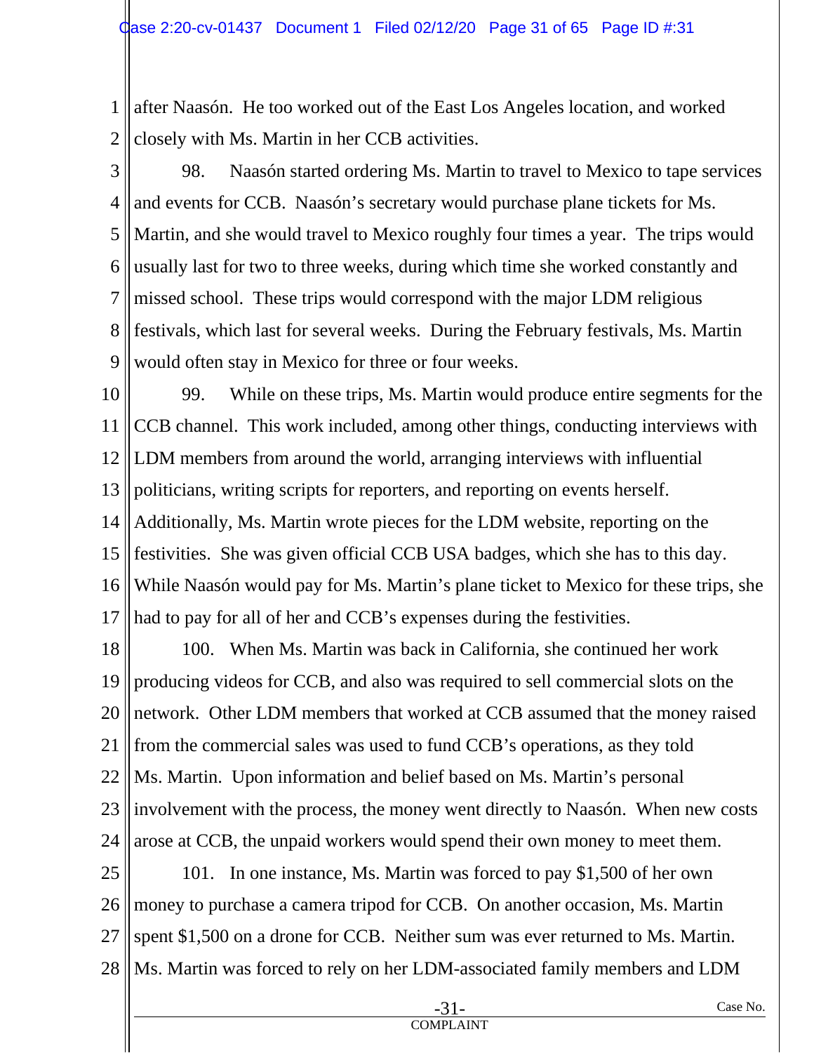after Naasón. He too worked out of the East Los Angeles location, and worked closely with Ms. Martin in her CCB activities.

98. Naasón started ordering Ms. Martin to travel to Mexico to tape services and events for CCB. Naasón's secretary would purchase plane tickets for Ms. Martin, and she would travel to Mexico roughly four times a year. The trips would usually last for two to three weeks, during which time she worked constantly and missed school. These trips would correspond with the major LDM religious festivals, which last for several weeks. During the February festivals, Ms. Martin would often stay in Mexico for three or four weeks.

99. While on these trips, Ms. Martin would produce entire segments for the CCB channel. This work included, among other things, conducting interviews with LDM members from around the world, arranging interviews with influential politicians, writing scripts for reporters, and reporting on events herself. Additionally, Ms. Martin wrote pieces for the LDM website, reporting on the festivities. She was given official CCB USA badges, which she has to this day. While Naasón would pay for Ms. Martin's plane ticket to Mexico for these trips, she had to pay for all of her and CCB's expenses during the festivities.

100. When Ms. Martin was back in California, she continued her work producing videos for CCB, and also was required to sell commercial slots on the network. Other LDM members that worked at CCB assumed that the money raised from the commercial sales was used to fund CCB's operations, as they told Ms. Martin. Upon information and belief based on Ms. Martin's personal involvement with the process, the money went directly to Naasón. When new costs arose at CCB, the unpaid workers would spend their own money to meet them.

101. In one instance, Ms. Martin was forced to pay $1,500 of her own money to purchase a camera tripod for CCB. On another occasion, Ms. Martin spent $1,500 on a drone for CCB. Neither sum was ever returned to Ms. Martin. Ms. Martin was forced to rely on her LDM-associated family members and LDM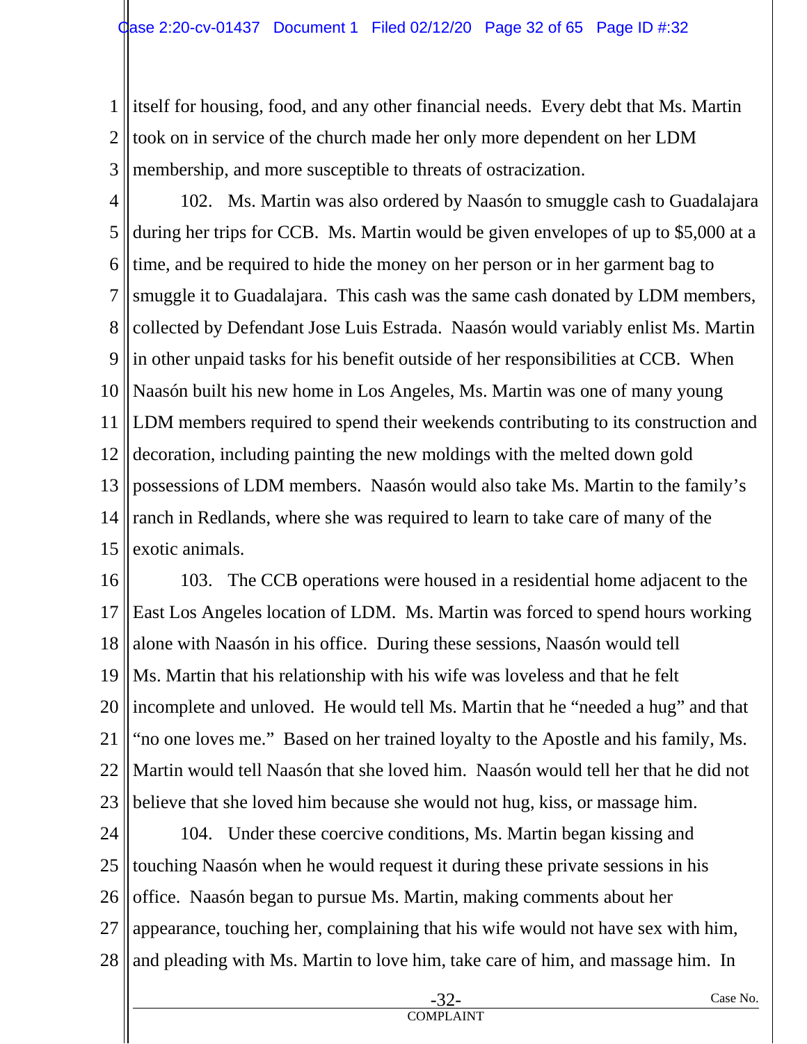itself for housing, food, and any other financial needs. Every debt that Ms. Martin took on in service of the church made her only more dependent on her LDM membership, and more susceptible to threats of ostracization.

102. Ms. Martin was also ordered by Naasón to smuggle cash to Guadalajara during her trips for CCB. Ms. Martin would be given envelopes of up to $5,000 at a time, and be required to hide the money on her person or in her garment bag to smuggle it to Guadalajara. This cash was the same cash donated by LDM members, collected by Defendant Jose Luis Estrada. Naasón would variably enlist Ms. Martin in other unpaid tasks for his benefit outside of her responsibilities at CCB. When Naasón built his new home in Los Angeles, Ms. Martin was one of many young LDM members required to spend their weekends contributing to its construction and decoration, including painting the new moldings with the melted down gold possessions of LDM members. Naasón would also take Ms. Martin to the family's ranch in Redlands, where she was required to learn to take care of many of the exotic animals.

103. The CCB operations were housed in a residential home adjacent to the East Los Angeles location of LDM. Ms. Martin was forced to spend hours working alone with Naasón in his office. During these sessions, Naasón would tell Ms. Martin that his relationship with his wife was loveless and that he felt incomplete and unloved. He would tell Ms. Martin that he "needed a hug" and that "no one loves me." Based on her trained loyalty to the Apostle and his family, Ms. Martin would tell Naasón that she loved him. Naasón would tell her that he did not believe that she loved him because she would not hug, kiss, or massage him.

104. Under these coercive conditions, Ms. Martin began kissing and touching Naasón when he would request it during these private sessions in his office. Naasón began to pursue Ms. Martin, making comments about her appearance, touching her, complaining that his wife would not have sex with him, and pleading with Ms. Martin to love him, take care of him, and massage him. In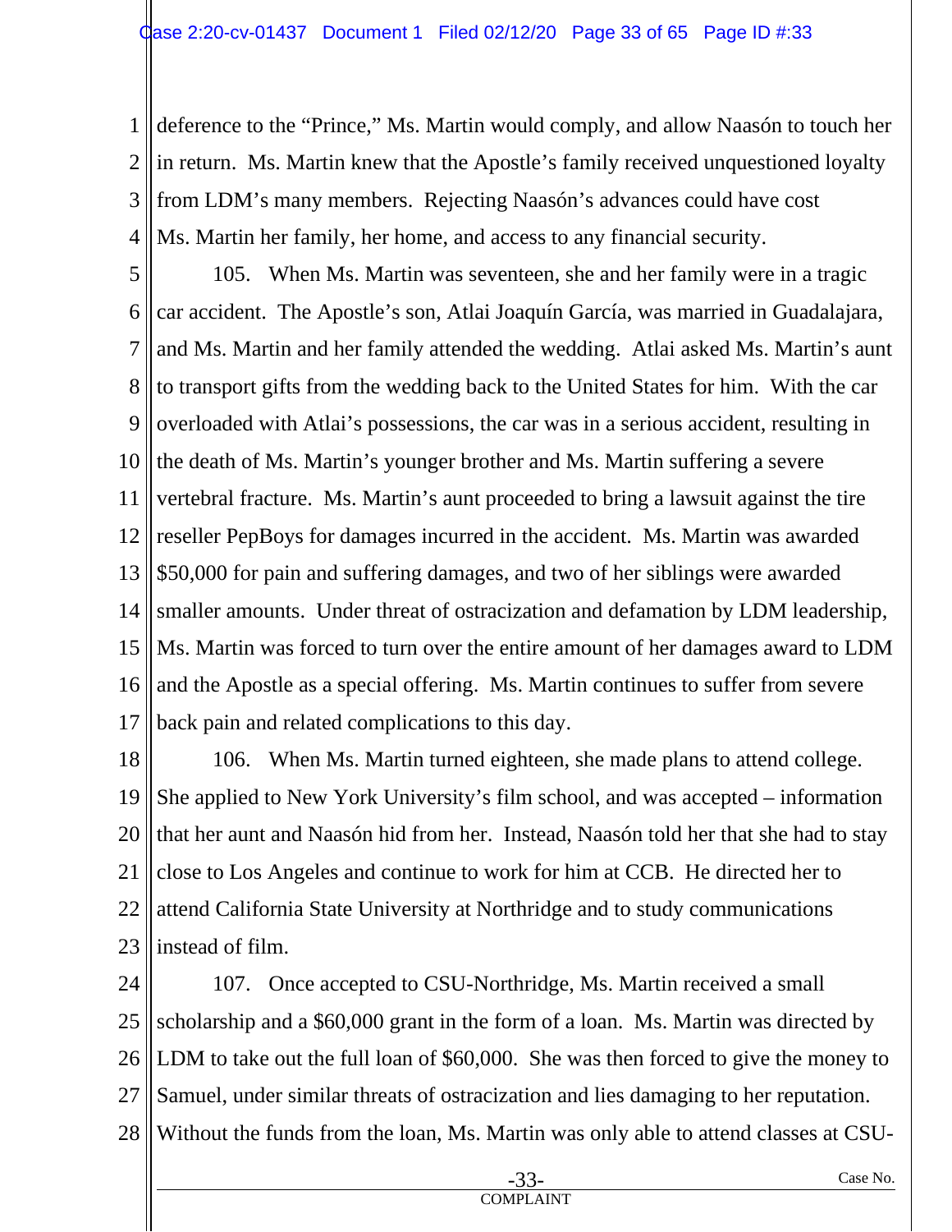deference to the "Prince," Ms. Martin would comply, and allow Naasón to touch her in return. Ms. Martin knew that the Apostle's family received unquestioned loyalty from LDM's many members. Rejecting Naasón's advances could have cost Ms. Martin her family, her home, and access to any financial security.

105. When Ms. Martin was seventeen, she and her family were in a tragic car accident. The Apostle's son, Atlai Joaquín García, was married in Guadalajara, and Ms. Martin and her family attended the wedding. Atlai asked Ms. Martin's aunt to transport gifts from the wedding back to the United States for him. With the car overloaded with Atlai's possessions, the car was in a serious accident, resulting in the death of Ms. Martin's younger brother and Ms. Martin suffering a severe vertebral fracture. Ms. Martin's aunt proceeded to bring a lawsuit against the tire reseller PepBoys for damages incurred in the accident. Ms. Martin was awarded $50,000 for pain and suffering damages, and two of her siblings were awarded smaller amounts. Under threat of ostracization and defamation by LDM leadership, Ms. Martin was forced to turn over the entire amount of her damages award to LDM and the Apostle as a special offering. Ms. Martin continues to suffer from severe back pain and related complications to this day.

106. When Ms. Martin turned eighteen, she made plans to attend college. She applied to New York University's film school, and was accepted – information that her aunt and Naasón hid from her. Instead, Naasón told her that she had to stay close to Los Angeles and continue to work for him at CCB. He directed her to attend California State University at Northridge and to study communications instead of film.

107. Once accepted to CSU-Northridge, Ms. Martin received a small scholarship and a $60,000 grant in the form of a loan. Ms. Martin was directed by LDM to take out the full loan of $60,000. She was then forced to give the money to Samuel, under similar threats of ostracization and lies damaging to her reputation. Without the funds from the loan, Ms. Martin was only able to attend classes at CSU-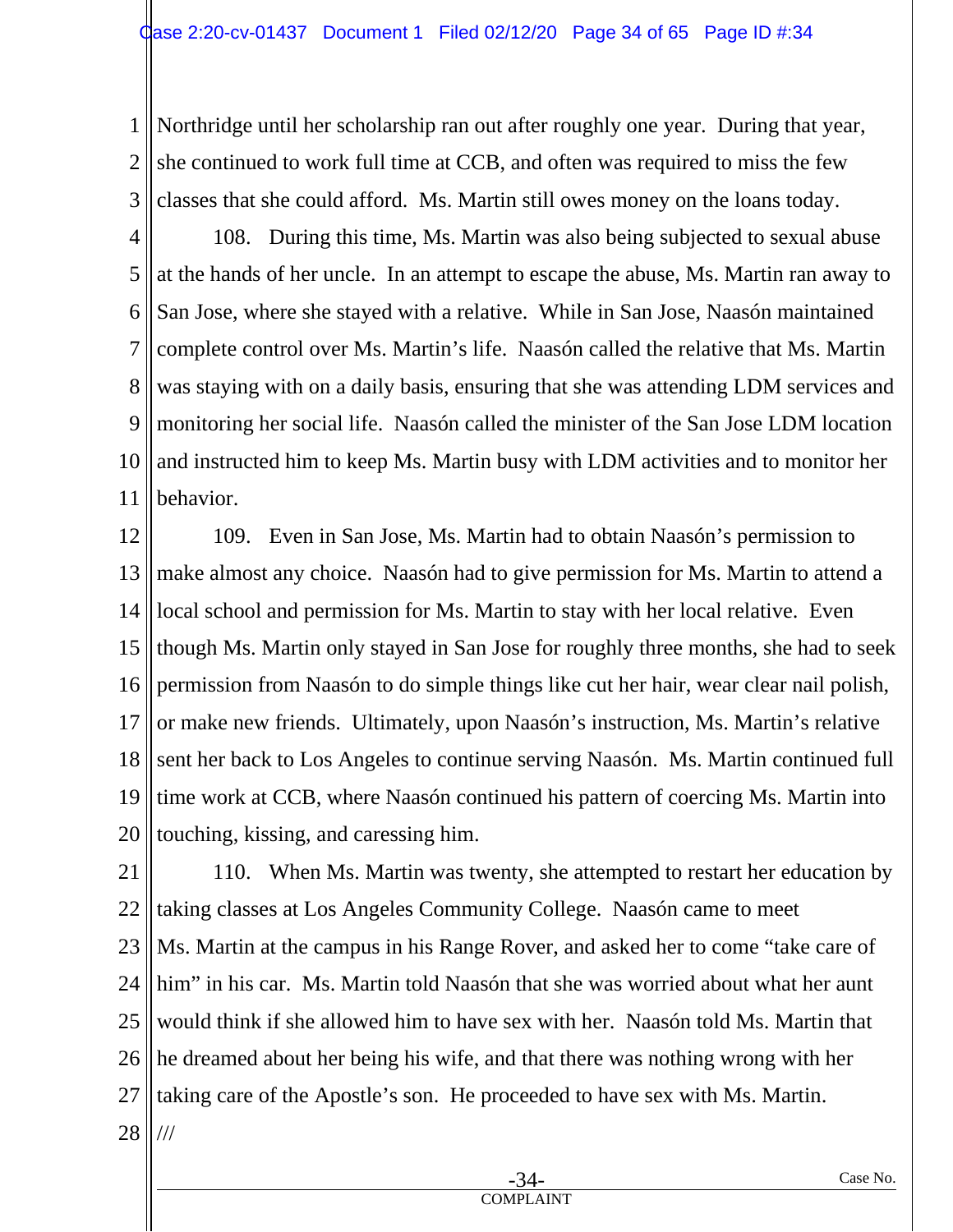Northridge until her scholarship ran out after roughly one year. During that year, she continued to work full time at CCB, and often was required to miss the few classes that she could afford. Ms. Martin still owes money on the loans today.

108. During this time, Ms. Martin was also being subjected to sexual abuse at the hands of her uncle. In an attempt to escape the abuse, Ms. Martin ran away to San Jose, where she stayed with a relative. While in San Jose, Naasón maintained complete control over Ms. Martin's life. Naasón called the relative that Ms. Martin was staying with on a daily basis, ensuring that she was attending LDM services and monitoring her social life. Naasón called the minister of the San Jose LDM location and instructed him to keep Ms. Martin busy with LDM activities and to monitor her behavior.

109. Even in San Jose, Ms. Martin had to obtain Naasón's permission to make almost any choice. Naasón had to give permission for Ms. Martin to attend a local school and permission for Ms. Martin to stay with her local relative. Even though Ms. Martin only stayed in San Jose for roughly three months, she had to seek permission from Naasón to do simple things like cut her hair, wear clear nail polish, or make new friends. Ultimately, upon Naasón's instruction, Ms. Martin's relative sent her back to Los Angeles to continue serving Naasón. Ms. Martin continued full time work at CCB, where Naasón continued his pattern of coercing Ms. Martin into touching, kissing, and caressing him.

110. When Ms. Martin was twenty, she attempted to restart her education by taking classes at Los Angeles Community College. Naasón came to meet Ms. Martin at the campus in his Range Rover, and asked her to come "take care of him" in his car. Ms. Martin told Naasón that she was worried about what her aunt would think if she allowed him to have sex with her. Naasón told Ms. Martin that he dreamed about her being his wife, and that there was nothing wrong with her taking care of the Apostle's son. He proceeded to have sex with Ms. Martin.

///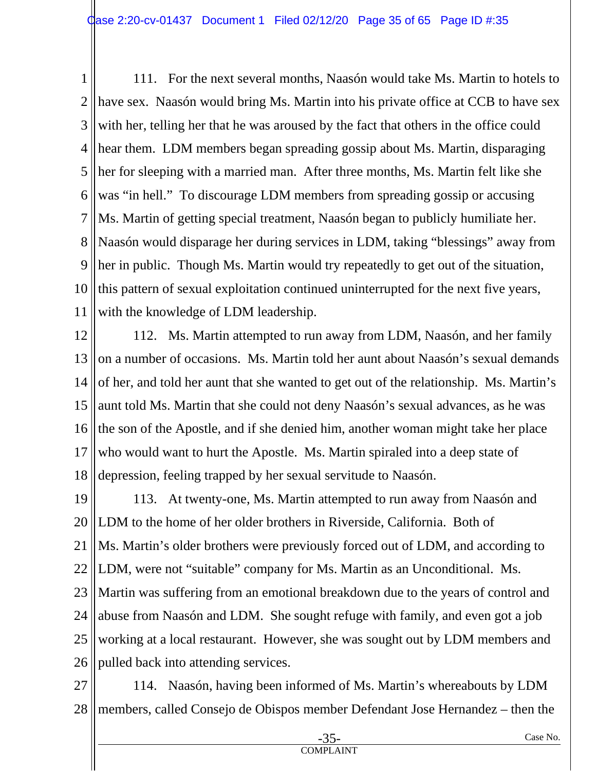111. For the next several months, Naasón would take Ms. Martin to hotels to have sex. Naasón would bring Ms. Martin into his private office at CCB to have sex with her, telling her that he was aroused by the fact that others in the office could hear them. LDM members began spreading gossip about Ms. Martin, disparaging her for sleeping with a married man. After three months, Ms. Martin felt like she was "in hell." To discourage LDM members from spreading gossip or accusing Ms. Martin of getting special treatment, Naasón began to publicly humiliate her. Naasón would disparage her during services in LDM, taking "blessings" away from her in public. Though Ms. Martin would try repeatedly to get out of the situation, this pattern of sexual exploitation continued uninterrupted for the next five years, with the knowledge of LDM leadership.

112. Ms. Martin attempted to run away from LDM, Naasón, and her family on a number of occasions. Ms. Martin told her aunt about Naasón's sexual demands of her, and told her aunt that she wanted to get out of the relationship. Ms. Martin's aunt told Ms. Martin that she could not deny Naasón's sexual advances, as he was the son of the Apostle, and if she denied him, another woman might take her place who would want to hurt the Apostle. Ms. Martin spiraled into a deep state of depression, feeling trapped by her sexual servitude to Naasón.

113. At twenty-one, Ms. Martin attempted to run away from Naasón and LDM to the home of her older brothers in Riverside, California. Both of Ms. Martin's older brothers were previously forced out of LDM, and according to LDM, were not "suitable" company for Ms. Martin as an Unconditional. Ms. Martin was suffering from an emotional breakdown due to the years of control and abuse from Naasón and LDM. She sought refuge with family, and even got a job working at a local restaurant. However, she was sought out by LDM members and pulled back into attending services.

114. Naasón, having been informed of Ms. Martin's whereabouts by LDM members, called Consejo de Obispos member Defendant Jose Hernandez – then the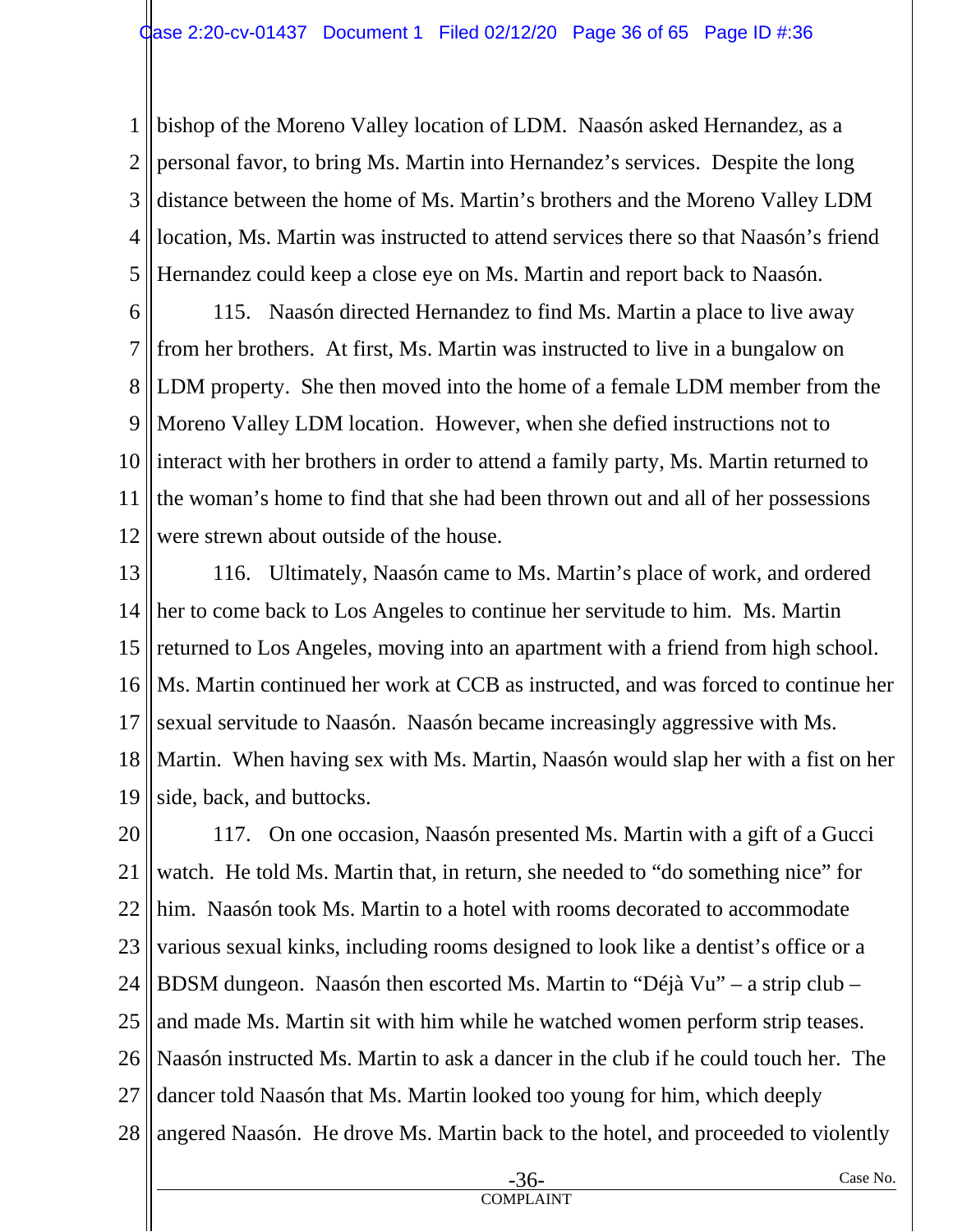bishop of the Moreno Valley location of LDM. Naasón asked Hernandez, as a personal favor, to bring Ms. Martin into Hernandez's services. Despite the long distance between the home of Ms. Martin's brothers and the Moreno Valley LDM location, Ms. Martin was instructed to attend services there so that Naasón's friend Hernandez could keep a close eye on Ms. Martin and report back to Naasón.

115. Naasón directed Hernandez to find Ms. Martin a place to live away from her brothers. At first, Ms. Martin was instructed to live in a bungalow on LDM property. She then moved into the home of a female LDM member from the Moreno Valley LDM location. However, when she defied instructions not to interact with her brothers in order to attend a family party, Ms. Martin returned to the woman's home to find that she had been thrown out and all of her possessions were strewn about outside of the house.

116. Ultimately, Naasón came to Ms. Martin's place of work, and ordered her to come back to Los Angeles to continue her servitude to him. Ms. Martin returned to Los Angeles, moving into an apartment with a friend from high school. Ms. Martin continued her work at CCB as instructed, and was forced to continue her sexual servitude to Naasón. Naasón became increasingly aggressive with Ms. Martin. When having sex with Ms. Martin, Naasón would slap her with a fist on her side, back, and buttocks.

117. On one occasion, Naasón presented Ms. Martin with a gift of a Gucci watch. He told Ms. Martin that, in return, she needed to "do something nice" for him. Naasón took Ms. Martin to a hotel with rooms decorated to accommodate various sexual kinks, including rooms designed to look like a dentist's office or a BDSM dungeon. Naasón then escorted Ms. Martin to "Déjà Vu" – a strip club – and made Ms. Martin sit with him while he watched women perform strip teases. Naasón instructed Ms. Martin to ask a dancer in the club if he could touch her. The dancer told Naasón that Ms. Martin looked too young for him, which deeply angered Naasón. He drove Ms. Martin back to the hotel, and proceeded to violently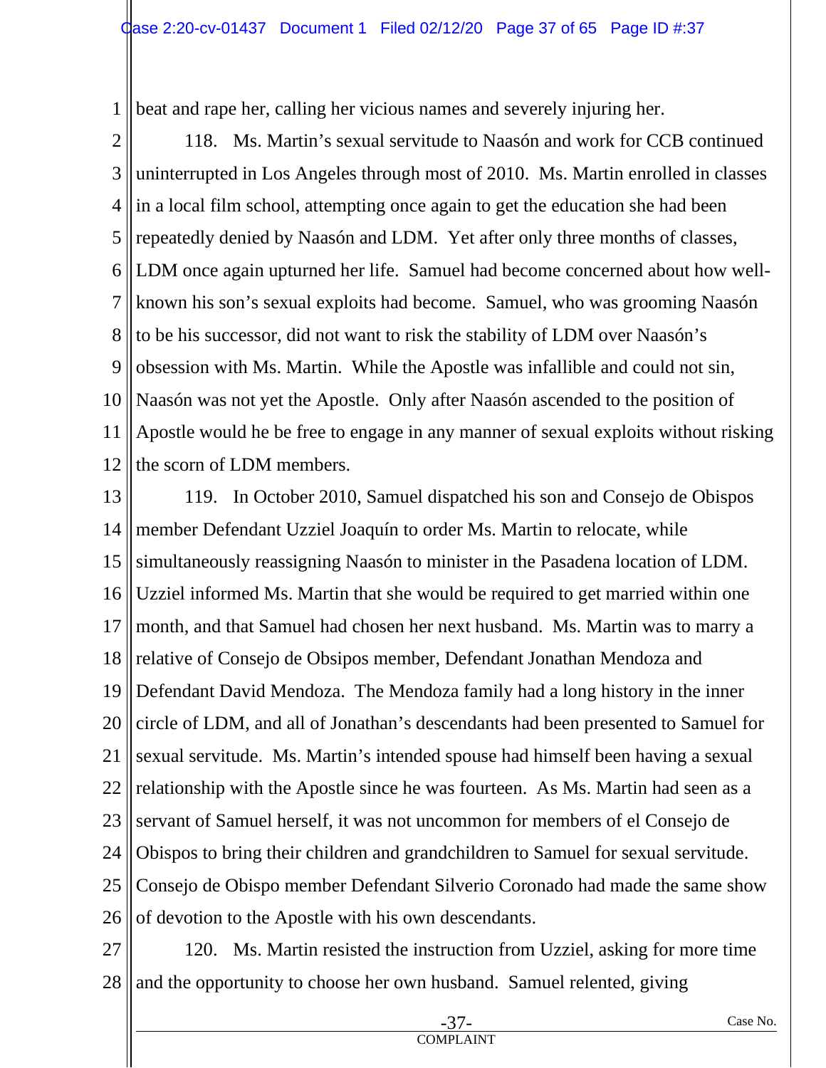beat and rape her, calling her vicious names and severely injuring her.

118. Ms. Martin's sexual servitude to Naasón and work for CCB continued uninterrupted in Los Angeles through most of 2010. Ms. Martin enrolled in classes in a local film school, attempting once again to get the education she had been repeatedly denied by Naasón and LDM. Yet after only three months of classes, LDM once again upturned her life. Samuel had become concerned about how well-known his son's sexual exploits had become. Samuel, who was grooming Naasón to be his successor, did not want to risk the stability of LDM over Naasón's obsession with Ms. Martin. While the Apostle was infallible and could not sin, Naasón was not yet the Apostle. Only after Naasón ascended to the position of Apostle would he be free to engage in any manner of sexual exploits without risking the scorn of LDM members.

119. In October 2010, Samuel dispatched his son and Consejo de Obispos member Defendant Uzziel Joaquín to order Ms. Martin to relocate, while simultaneously reassigning Naasón to minister in the Pasadena location of LDM. Uzziel informed Ms. Martin that she would be required to get married within one month, and that Samuel had chosen her next husband. Ms. Martin was to marry a relative of Consejo de Obsipos member, Defendant Jonathan Mendoza and Defendant David Mendoza. The Mendoza family had a long history in the inner circle of LDM, and all of Jonathan's descendants had been presented to Samuel for sexual servitude. Ms. Martin's intended spouse had himself been having a sexual relationship with the Apostle since he was fourteen. As Ms. Martin had seen as a servant of Samuel herself, it was not uncommon for members of el Consejo de Obispos to bring their children and grandchildren to Samuel for sexual servitude. Consejo de Obispo member Defendant Silverio Coronado had made the same show of devotion to the Apostle with his own descendants.

120. Ms. Martin resisted the instruction from Uzziel, asking for more time and the opportunity to choose her own husband. Samuel relented, giving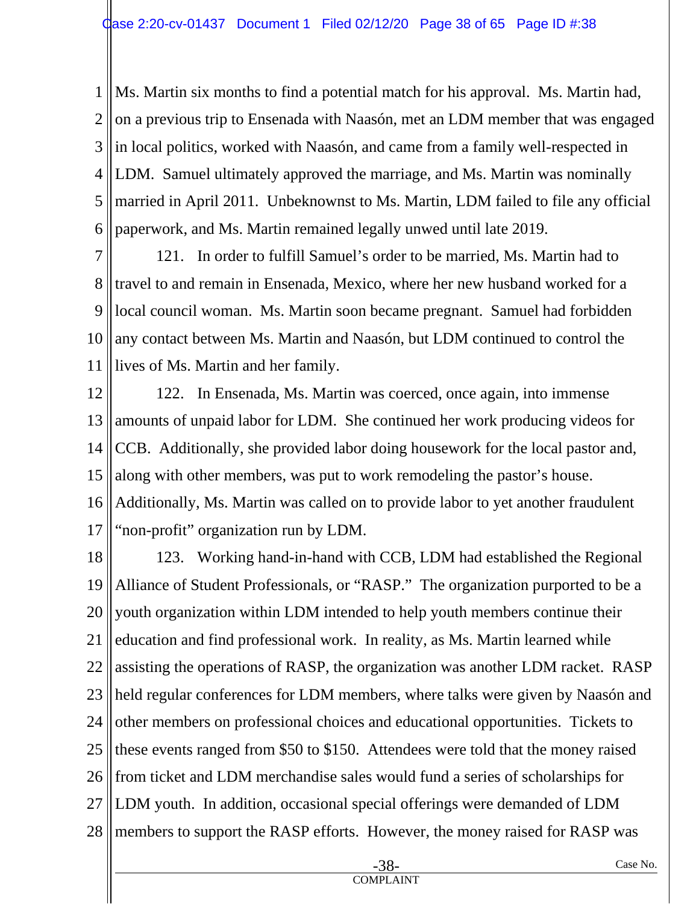Ms. Martin six months to find a potential match for his approval. Ms. Martin had, on a previous trip to Ensenada with Naasón, met an LDM member that was engaged in local politics, worked with Naasón, and came from a family well-respected in LDM. Samuel ultimately approved the marriage, and Ms. Martin was nominally married in April 2011. Unbeknownst to Ms. Martin, LDM failed to file any official paperwork, and Ms. Martin remained legally unwed until late 2019.

121. In order to fulfill Samuel's order to be married, Ms. Martin had to travel to and remain in Ensenada, Mexico, where her new husband worked for a local council woman. Ms. Martin soon became pregnant. Samuel had forbidden any contact between Ms. Martin and Naasón, but LDM continued to control the lives of Ms. Martin and her family.

122. In Ensenada, Ms. Martin was coerced, once again, into immense amounts of unpaid labor for LDM. She continued her work producing videos for CCB. Additionally, she provided labor doing housework for the local pastor and, along with other members, was put to work remodeling the pastor's house. Additionally, Ms. Martin was called on to provide labor to yet another fraudulent "non-profit" organization run by LDM.

123. Working hand-in-hand with CCB, LDM had established the Regional Alliance of Student Professionals, or "RASP." The organization purported to be a youth organization within LDM intended to help youth members continue their education and find professional work. In reality, as Ms. Martin learned while assisting the operations of RASP, the organization was another LDM racket. RASP held regular conferences for LDM members, where talks were given by Naasón and other members on professional choices and educational opportunities. Tickets to these events ranged from $50 to $150. Attendees were told that the money raised from ticket and LDM merchandise sales would fund a series of scholarships for LDM youth. In addition, occasional special offerings were demanded of LDM members to support the RASP efforts. However, the money raised for RASP was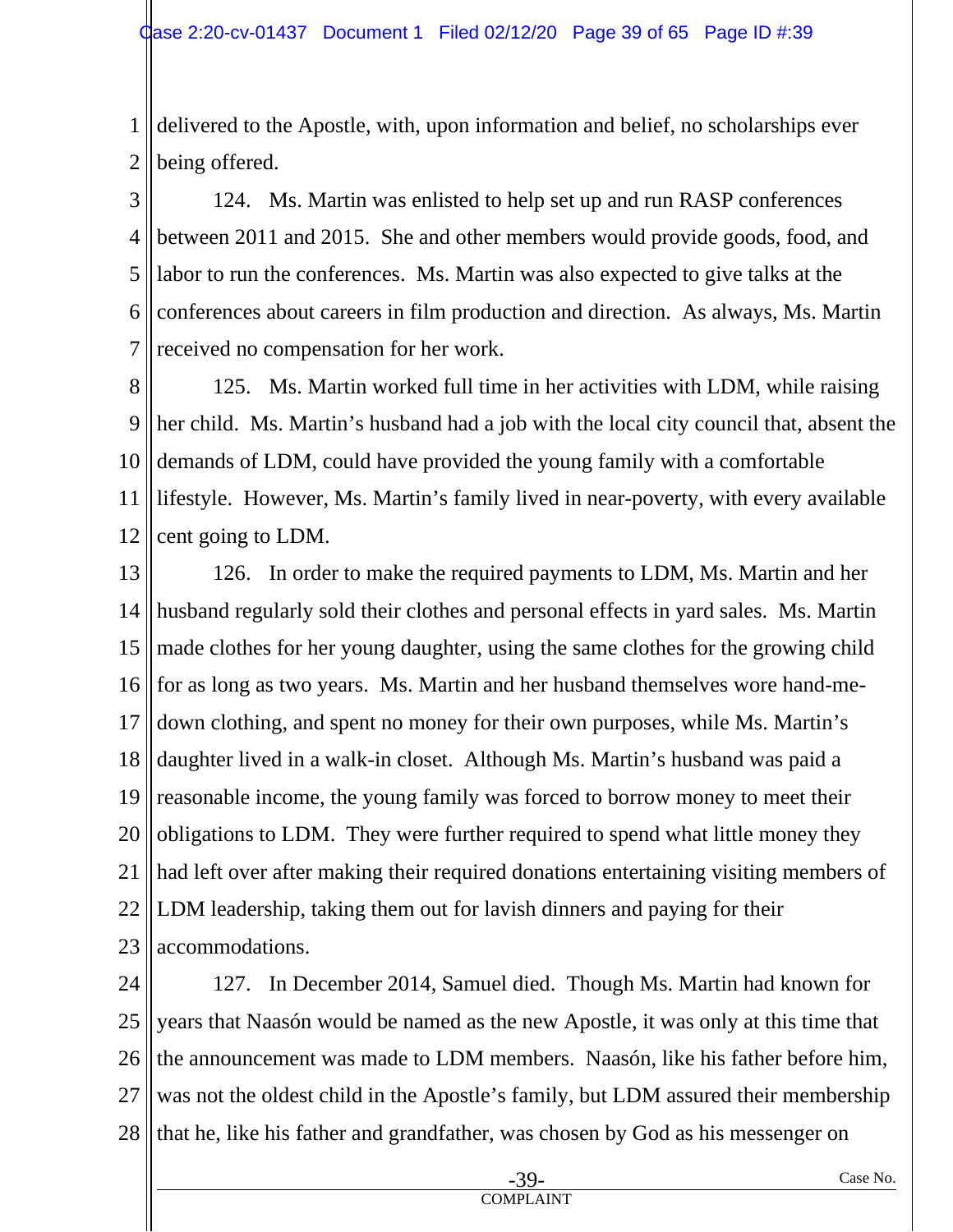delivered to the Apostle, with, upon information and belief, no scholarships ever being offered.

124. Ms. Martin was enlisted to help set up and run RASP conferences between 2011 and 2015. She and other members would provide goods, food, and labor to run the conferences. Ms. Martin was also expected to give talks at the conferences about careers in film production and direction. As always, Ms. Martin received no compensation for her work.

125. Ms. Martin worked full time in her activities with LDM, while raising her child. Ms. Martin's husband had a job with the local city council that, absent the demands of LDM, could have provided the young family with a comfortable lifestyle. However, Ms. Martin's family lived in near-poverty, with every available cent going to LDM.

126. In order to make the required payments to LDM, Ms. Martin and her husband regularly sold their clothes and personal effects in yard sales. Ms. Martin made clothes for her young daughter, using the same clothes for the growing child for as long as two years. Ms. Martin and her husband themselves wore hand-me-down clothing, and spent no money for their own purposes, while Ms. Martin's daughter lived in a walk-in closet. Although Ms. Martin's husband was paid a reasonable income, the young family was forced to borrow money to meet their obligations to LDM. They were further required to spend what little money they had left over after making their required donations entertaining visiting members of LDM leadership, taking them out for lavish dinners and paying for their accommodations.

127. In December 2014, Samuel died. Though Ms. Martin had known for years that Naasón would be named as the new Apostle, it was only at this time that the announcement was made to LDM members. Naasón, like his father before him, was not the oldest child in the Apostle's family, but LDM assured their membership that he, like his father and grandfather, was chosen by God as his messenger on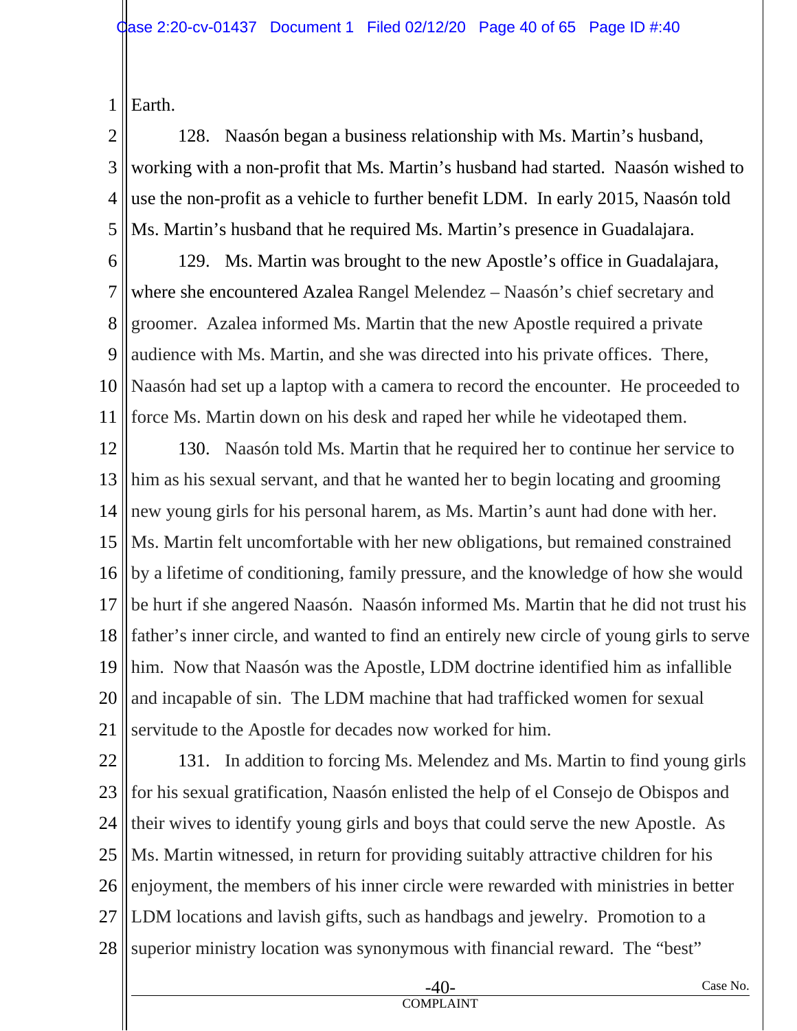Earth.

128. Naasón began a business relationship with Ms. Martin's husband, working with a non-profit that Ms. Martin's husband had started. Naasón wished to use the non-profit as a vehicle to further benefit LDM. In early 2015, Naasón told Ms. Martin's husband that he required Ms. Martin's presence in Guadalajara.

129. Ms. Martin was brought to the new Apostle's office in Guadalajara, where she encountered Azalea Rangel Melendez – Naasón's chief secretary and groomer. Azalea informed Ms. Martin that the new Apostle required a private audience with Ms. Martin, and she was directed into his private offices. There, Naasón had set up a laptop with a camera to record the encounter. He proceeded to force Ms. Martin down on his desk and raped her while he videotaped them.

130. Naasón told Ms. Martin that he required her to continue her service to him as his sexual servant, and that he wanted her to begin locating and grooming new young girls for his personal harem, as Ms. Martin's aunt had done with her. Ms. Martin felt uncomfortable with her new obligations, but remained constrained by a lifetime of conditioning, family pressure, and the knowledge of how she would be hurt if she angered Naasón. Naasón informed Ms. Martin that he did not trust his father's inner circle, and wanted to find an entirely new circle of young girls to serve him. Now that Naasón was the Apostle, LDM doctrine identified him as infallible and incapable of sin. The LDM machine that had trafficked women for sexual servitude to the Apostle for decades now worked for him.

131. In addition to forcing Ms. Melendez and Ms. Martin to find young girls for his sexual gratification, Naasón enlisted the help of el Consejo de Obispos and their wives to identify young girls and boys that could serve the new Apostle. As Ms. Martin witnessed, in return for providing suitably attractive children for his enjoyment, the members of his inner circle were rewarded with ministries in better LDM locations and lavish gifts, such as handbags and jewelry. Promotion to a superior ministry location was synonymous with financial reward. The "best"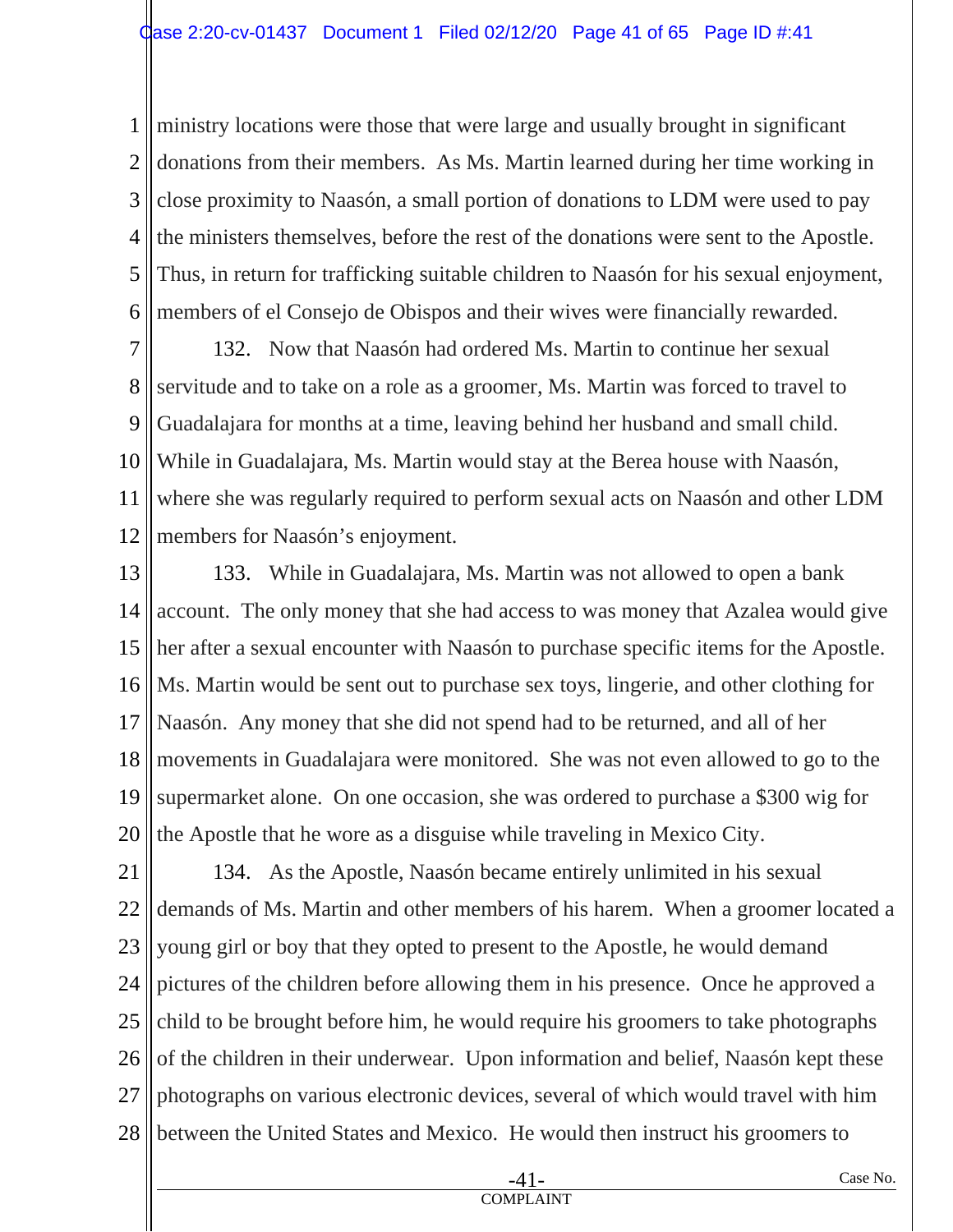ministry locations were those that were large and usually brought in significant donations from their members. As Ms. Martin learned during her time working in close proximity to Naasón, a small portion of donations to LDM were used to pay the ministers themselves, before the rest of the donations were sent to the Apostle. Thus, in return for trafficking suitable children to Naasón for his sexual enjoyment, members of el Consejo de Obispos and their wives were financially rewarded.

132. Now that Naasón had ordered Ms. Martin to continue her sexual servitude and to take on a role as a groomer, Ms. Martin was forced to travel to Guadalajara for months at a time, leaving behind her husband and small child. While in Guadalajara, Ms. Martin would stay at the Berea house with Naasón, where she was regularly required to perform sexual acts on Naasón and other LDM members for Naasón's enjoyment.

133. While in Guadalajara, Ms. Martin was not allowed to open a bank account. The only money that she had access to was money that Azalea would give her after a sexual encounter with Naasón to purchase specific items for the Apostle. Ms. Martin would be sent out to purchase sex toys, lingerie, and other clothing for Naasón. Any money that she did not spend had to be returned, and all of her movements in Guadalajara were monitored. She was not even allowed to go to the supermarket alone. On one occasion, she was ordered to purchase a $300 wig for the Apostle that he wore as a disguise while traveling in Mexico City.

134. As the Apostle, Naasón became entirely unlimited in his sexual demands of Ms. Martin and other members of his harem. When a groomer located a young girl or boy that they opted to present to the Apostle, he would demand pictures of the children before allowing them in his presence. Once he approved a child to be brought before him, he would require his groomers to take photographs of the children in their underwear. Upon information and belief, Naasón kept these photographs on various electronic devices, several of which would travel with him between the United States and Mexico. He would then instruct his groomers to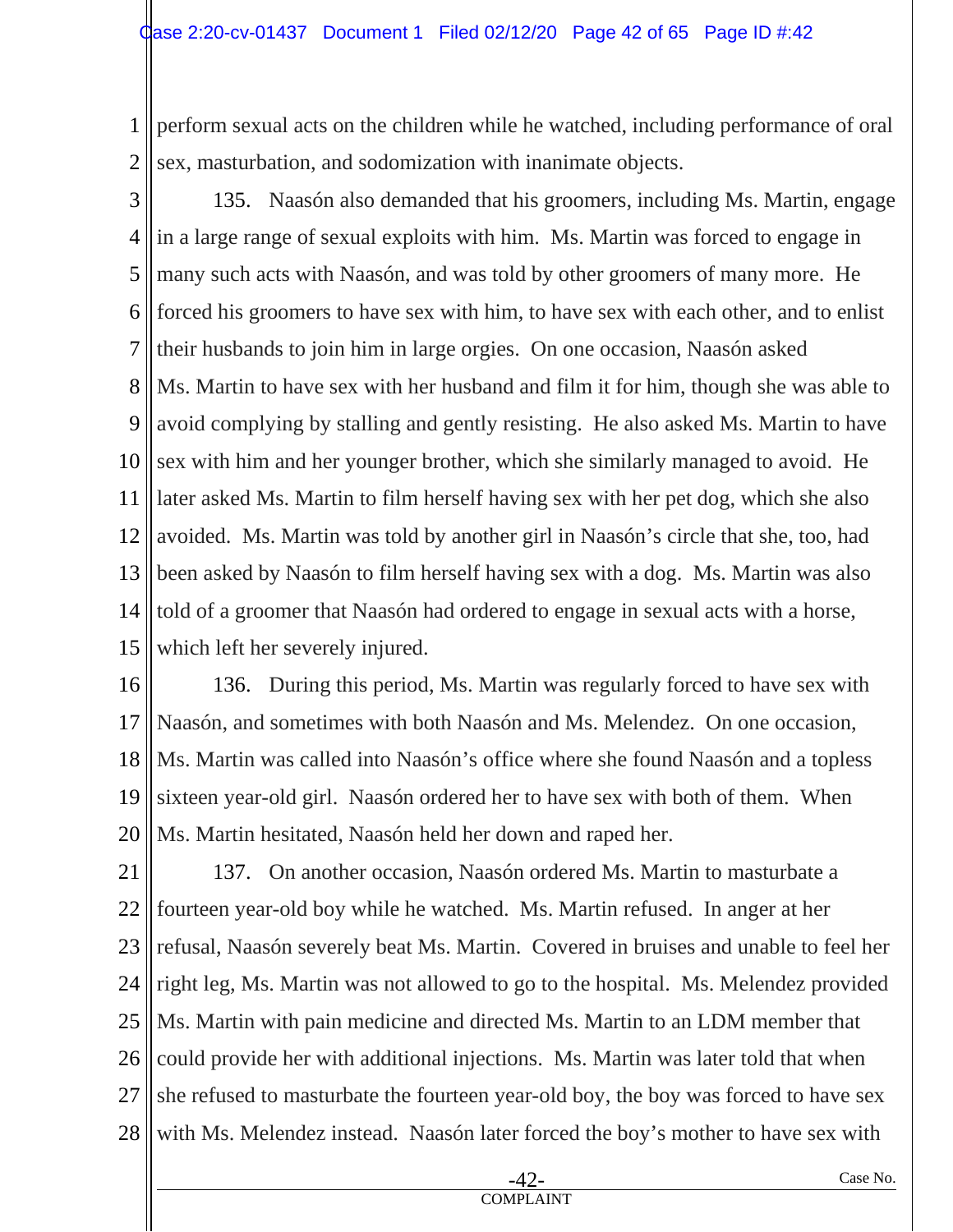perform sexual acts on the children while he watched, including performance of oral sex, masturbation, and sodomization with inanimate objects.

135. Naasón also demanded that his groomers, including Ms. Martin, engage in a large range of sexual exploits with him. Ms. Martin was forced to engage in many such acts with Naasón, and was told by other groomers of many more. He forced his groomers to have sex with him, to have sex with each other, and to enlist their husbands to join him in large orgies. On one occasion, Naasón asked Ms. Martin to have sex with her husband and film it for him, though she was able to avoid complying by stalling and gently resisting. He also asked Ms. Martin to have sex with him and her younger brother, which she similarly managed to avoid. He later asked Ms. Martin to film herself having sex with her pet dog, which she also avoided. Ms. Martin was told by another girl in Naasón's circle that she, too, had been asked by Naasón to film herself having sex with a dog. Ms. Martin was also told of a groomer that Naasón had ordered to engage in sexual acts with a horse, which left her severely injured.

136. During this period, Ms. Martin was regularly forced to have sex with Naasón, and sometimes with both Naasón and Ms. Melendez. On one occasion, Ms. Martin was called into Naasón's office where she found Naasón and a topless sixteen year-old girl. Naasón ordered her to have sex with both of them. When Ms. Martin hesitated, Naasón held her down and raped her.

137. On another occasion, Naasón ordered Ms. Martin to masturbate a fourteen year-old boy while he watched. Ms. Martin refused. In anger at her refusal, Naasón severely beat Ms. Martin. Covered in bruises and unable to feel her right leg, Ms. Martin was not allowed to go to the hospital. Ms. Melendez provided Ms. Martin with pain medicine and directed Ms. Martin to an LDM member that could provide her with additional injections. Ms. Martin was later told that when she refused to masturbate the fourteen year-old boy, the boy was forced to have sex with Ms. Melendez instead. Naasón later forced the boy's mother to have sex with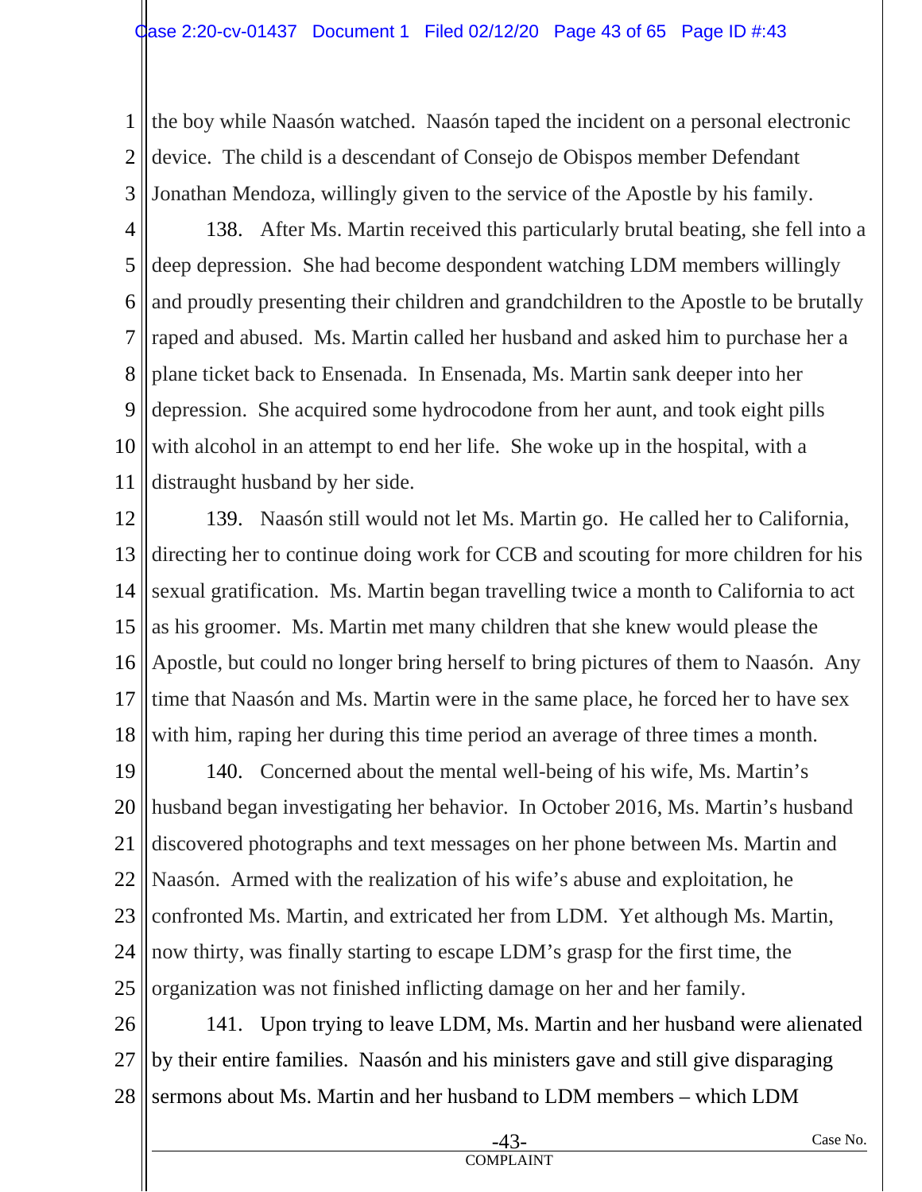the boy while Naasón watched. Naasón taped the incident on a personal electronic device. The child is a descendant of Consejo de Obispos member Defendant Jonathan Mendoza, willingly given to the service of the Apostle by his family.

138. After Ms. Martin received this particularly brutal beating, she fell into a deep depression. She had become despondent watching LDM members willingly and proudly presenting their children and grandchildren to the Apostle to be brutally raped and abused. Ms. Martin called her husband and asked him to purchase her a plane ticket back to Ensenada. In Ensenada, Ms. Martin sank deeper into her depression. She acquired some hydrocodone from her aunt, and took eight pills with alcohol in an attempt to end her life. She woke up in the hospital, with a distraught husband by her side.

139. Naasón still would not let Ms. Martin go. He called her to California, directing her to continue doing work for CCB and scouting for more children for his sexual gratification. Ms. Martin began travelling twice a month to California to act as his groomer. Ms. Martin met many children that she knew would please the Apostle, but could no longer bring herself to bring pictures of them to Naasón. Any time that Naasón and Ms. Martin were in the same place, he forced her to have sex with him, raping her during this time period an average of three times a month.

140. Concerned about the mental well-being of his wife, Ms. Martin's husband began investigating her behavior. In October 2016, Ms. Martin's husband discovered photographs and text messages on her phone between Ms. Martin and Naasón. Armed with the realization of his wife's abuse and exploitation, he confronted Ms. Martin, and extricated her from LDM. Yet although Ms. Martin, now thirty, was finally starting to escape LDM's grasp for the first time, the organization was not finished inflicting damage on her and her family.

141. Upon trying to leave LDM, Ms. Martin and her husband were alienated by their entire families. Naasón and his ministers gave and still give disparaging sermons about Ms. Martin and her husband to LDM members – which LDM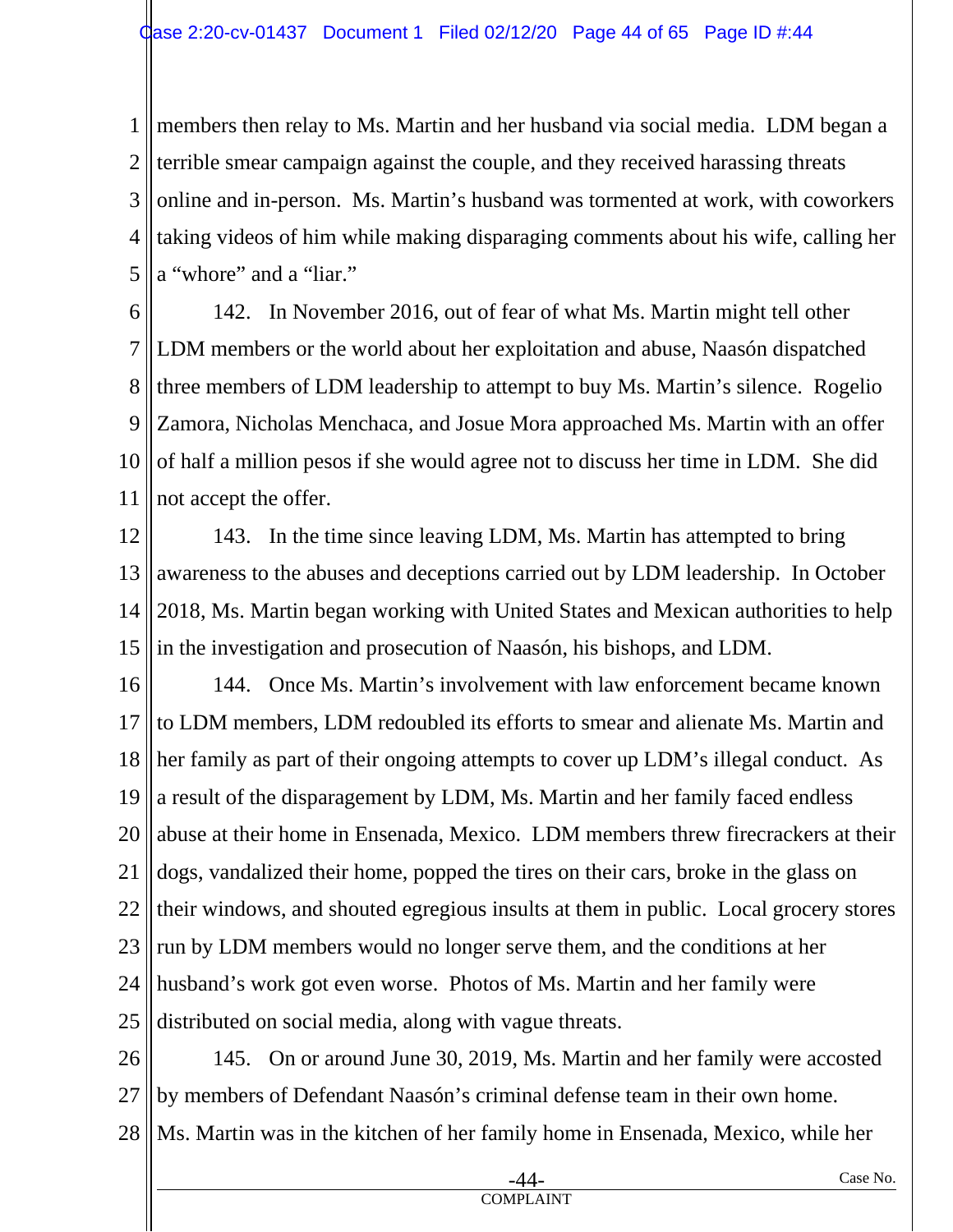members then relay to Ms. Martin and her husband via social media. LDM began a terrible smear campaign against the couple, and they received harassing threats online and in-person. Ms. Martin's husband was tormented at work, with coworkers taking videos of him while making disparaging comments about his wife, calling her a "whore" and a "liar."

142. In November 2016, out of fear of what Ms. Martin might tell other LDM members or the world about her exploitation and abuse, Naasón dispatched three members of LDM leadership to attempt to buy Ms. Martin's silence. Rogelio Zamora, Nicholas Menchaca, and Josue Mora approached Ms. Martin with an offer of half a million pesos if she would agree not to discuss her time in LDM. She did not accept the offer.

143. In the time since leaving LDM, Ms. Martin has attempted to bring awareness to the abuses and deceptions carried out by LDM leadership. In October 2018, Ms. Martin began working with United States and Mexican authorities to help in the investigation and prosecution of Naasón, his bishops, and LDM.

144. Once Ms. Martin's involvement with law enforcement became known to LDM members, LDM redoubled its efforts to smear and alienate Ms. Martin and her family as part of their ongoing attempts to cover up LDM's illegal conduct. As a result of the disparagement by LDM, Ms. Martin and her family faced endless abuse at their home in Ensenada, Mexico. LDM members threw firecrackers at their dogs, vandalized their home, popped the tires on their cars, broke in the glass on their windows, and shouted egregious insults at them in public. Local grocery stores run by LDM members would no longer serve them, and the conditions at her husband's work got even worse. Photos of Ms. Martin and her family were distributed on social media, along with vague threats.

145. On or around June 30, 2019, Ms. Martin and her family were accosted by members of Defendant Naasón's criminal defense team in their own home. Ms. Martin was in the kitchen of her family home in Ensenada, Mexico, while her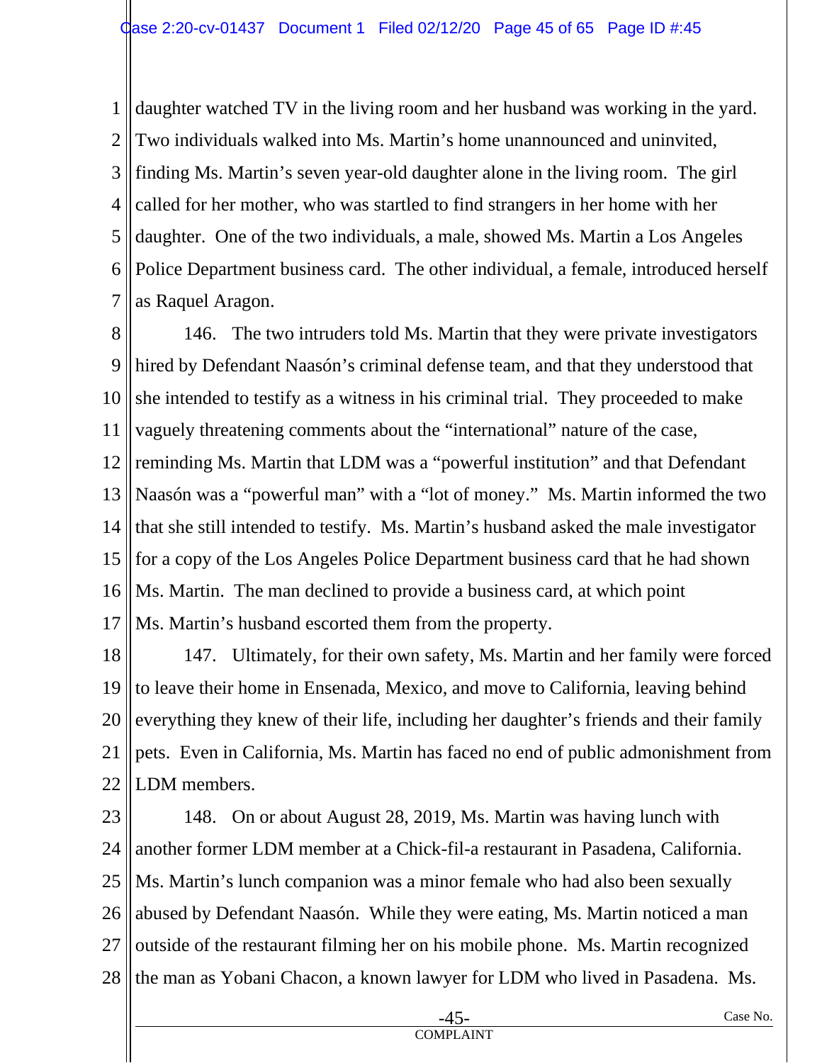daughter watched TV in the living room and her husband was working in the yard. Two individuals walked into Ms. Martin's home unannounced and uninvited, finding Ms. Martin's seven year-old daughter alone in the living room. The girl called for her mother, who was startled to find strangers in her home with her daughter. One of the two individuals, a male, showed Ms. Martin a Los Angeles Police Department business card. The other individual, a female, introduced herself as Raquel Aragon.

146. The two intruders told Ms. Martin that they were private investigators hired by Defendant Naasón's criminal defense team, and that they understood that she intended to testify as a witness in his criminal trial. They proceeded to make vaguely threatening comments about the "international" nature of the case, reminding Ms. Martin that LDM was a "powerful institution" and that Defendant Naasón was a "powerful man" with a "lot of money." Ms. Martin informed the two that she still intended to testify. Ms. Martin's husband asked the male investigator for a copy of the Los Angeles Police Department business card that he had shown Ms. Martin. The man declined to provide a business card, at which point Ms. Martin's husband escorted them from the property.

147. Ultimately, for their own safety, Ms. Martin and her family were forced to leave their home in Ensenada, Mexico, and move to California, leaving behind everything they knew of their life, including her daughter's friends and their family pets. Even in California, Ms. Martin has faced no end of public admonishment from LDM members.

148. On or about August 28, 2019, Ms. Martin was having lunch with another former LDM member at a Chick-fil-a restaurant in Pasadena, California. Ms. Martin's lunch companion was a minor female who had also been sexually abused by Defendant Naasón. While they were eating, Ms. Martin noticed a man outside of the restaurant filming her on his mobile phone. Ms. Martin recognized the man as Yobani Chacon, a known lawyer for LDM who lived in Pasadena. Ms.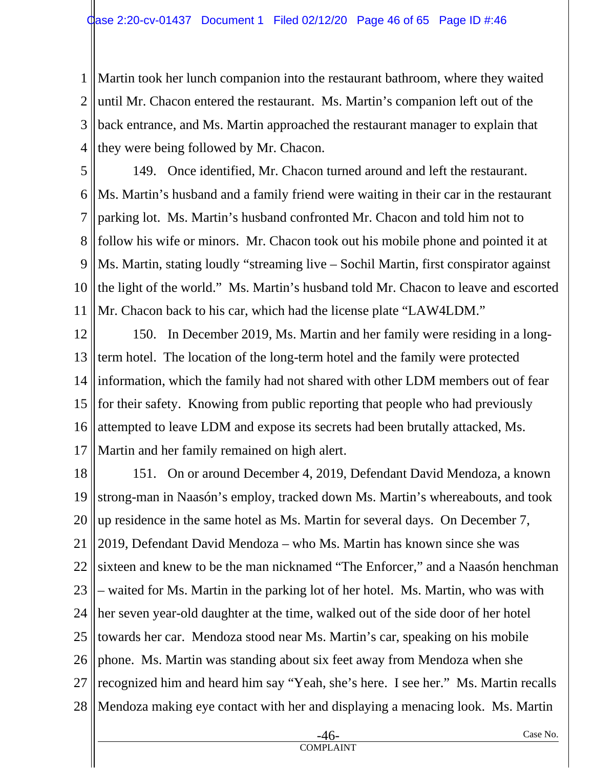Martin took her lunch companion into the restaurant bathroom, where they waited until Mr. Chacon entered the restaurant. Ms. Martin's companion left out of the back entrance, and Ms. Martin approached the restaurant manager to explain that they were being followed by Mr. Chacon.

149. Once identified, Mr. Chacon turned around and left the restaurant. Ms. Martin's husband and a family friend were waiting in their car in the restaurant parking lot. Ms. Martin's husband confronted Mr. Chacon and told him not to follow his wife or minors. Mr. Chacon took out his mobile phone and pointed it at Ms. Martin, stating loudly "streaming live – Sochil Martin, first conspirator against the light of the world." Ms. Martin's husband told Mr. Chacon to leave and escorted Mr. Chacon back to his car, which had the license plate "LAW4LDM."

150. In December 2019, Ms. Martin and her family were residing in a long-term hotel. The location of the long-term hotel and the family were protected information, which the family had not shared with other LDM members out of fear for their safety. Knowing from public reporting that people who had previously attempted to leave LDM and expose its secrets had been brutally attacked, Ms. Martin and her family remained on high alert.

151. On or around December 4, 2019, Defendant David Mendoza, a known strong-man in Naasón's employ, tracked down Ms. Martin's whereabouts, and took up residence in the same hotel as Ms. Martin for several days. On December 7, 2019, Defendant David Mendoza – who Ms. Martin has known since she was sixteen and knew to be the man nicknamed "The Enforcer," and a Naasón henchman – waited for Ms. Martin in the parking lot of her hotel. Ms. Martin, who was with her seven year-old daughter at the time, walked out of the side door of her hotel towards her car. Mendoza stood near Ms. Martin's car, speaking on his mobile phone. Ms. Martin was standing about six feet away from Mendoza when she recognized him and heard him say "Yeah, she's here. I see her." Ms. Martin recalls Mendoza making eye contact with her and displaying a menacing look. Ms. Martin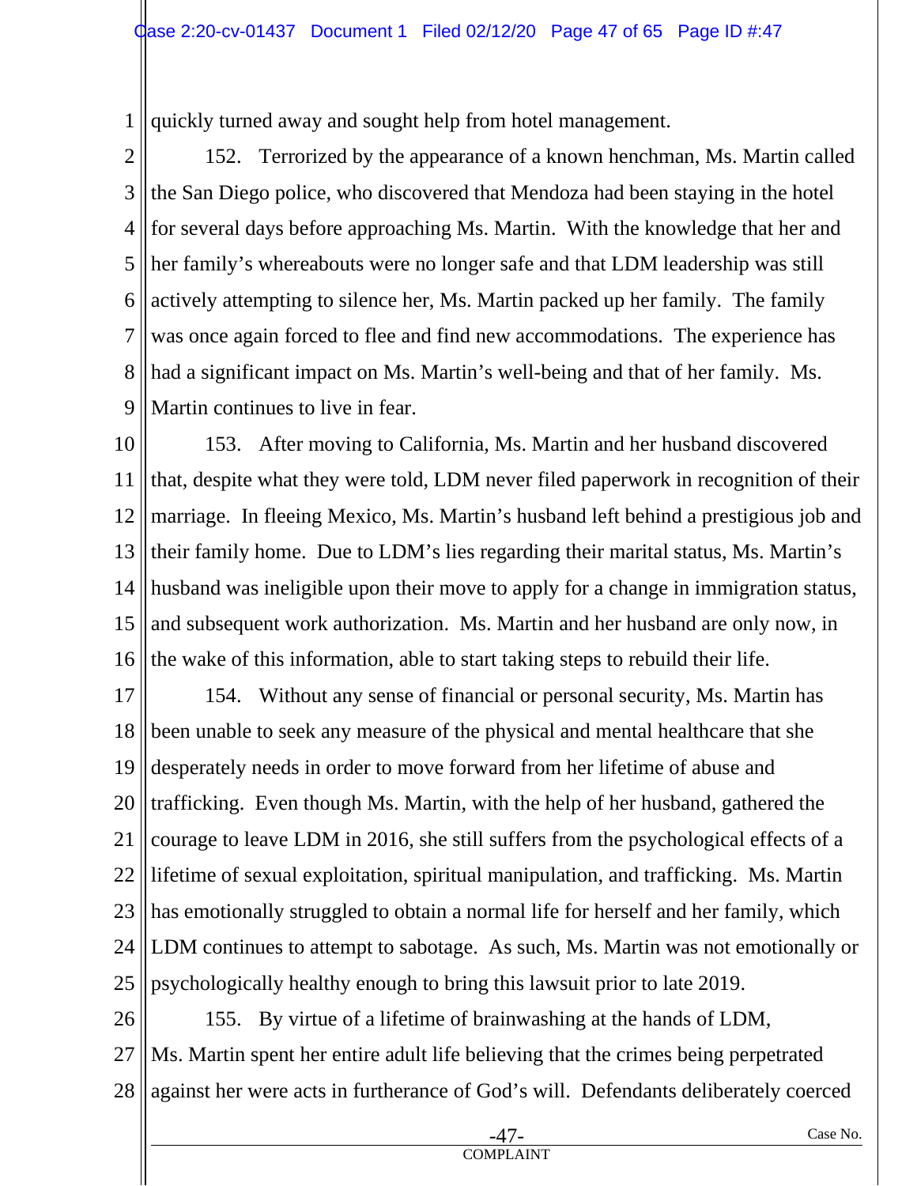quickly turned away and sought help from hotel management.

152. Terrorized by the appearance of a known henchman, Ms. Martin called the San Diego police, who discovered that Mendoza had been staying in the hotel for several days before approaching Ms. Martin. With the knowledge that her and her family's whereabouts were no longer safe and that LDM leadership was still actively attempting to silence her, Ms. Martin packed up her family. The family was once again forced to flee and find new accommodations. The experience has had a significant impact on Ms. Martin's well-being and that of her family. Ms. Martin continues to live in fear.

153. After moving to California, Ms. Martin and her husband discovered that, despite what they were told, LDM never filed paperwork in recognition of their marriage. In fleeing Mexico, Ms. Martin's husband left behind a prestigious job and their family home. Due to LDM's lies regarding their marital status, Ms. Martin's husband was ineligible upon their move to apply for a change in immigration status, and subsequent work authorization. Ms. Martin and her husband are only now, in the wake of this information, able to start taking steps to rebuild their life.

154. Without any sense of financial or personal security, Ms. Martin has been unable to seek any measure of the physical and mental healthcare that she desperately needs in order to move forward from her lifetime of abuse and trafficking. Even though Ms. Martin, with the help of her husband, gathered the courage to leave LDM in 2016, she still suffers from the psychological effects of a lifetime of sexual exploitation, spiritual manipulation, and trafficking. Ms. Martin has emotionally struggled to obtain a normal life for herself and her family, which LDM continues to attempt to sabotage. As such, Ms. Martin was not emotionally or psychologically healthy enough to bring this lawsuit prior to late 2019.

155. By virtue of a lifetime of brainwashing at the hands of LDM, Ms. Martin spent her entire adult life believing that the crimes being perpetrated against her were acts in furtherance of God's will. Defendants deliberately coerced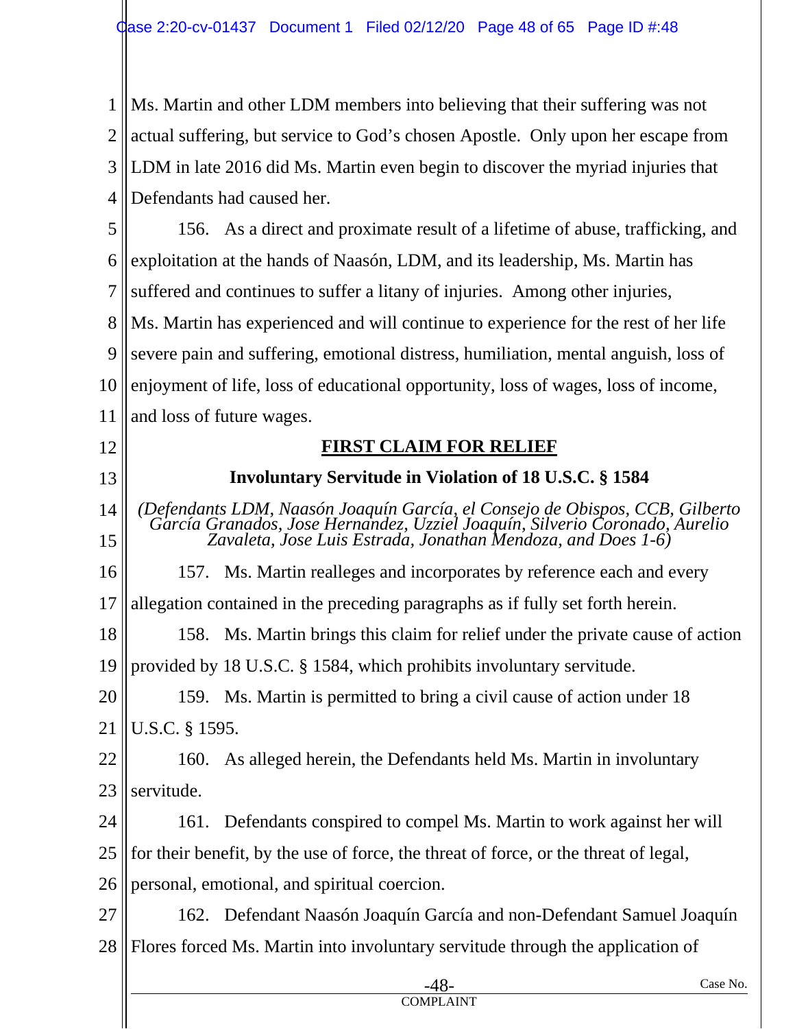Ms. Martin and other LDM members into believing that their suffering was not actual suffering, but service to God's chosen Apostle. Only upon her escape from LDM in late 2016 did Ms. Martin even begin to discover the myriad injuries that Defendants had caused her.

156. As a direct and proximate result of a lifetime of abuse, trafficking, and exploitation at the hands of Naasón, LDM, and its leadership, Ms. Martin has suffered and continues to suffer a litany of injuries. Among other injuries, Ms. Martin has experienced and will continue to experience for the rest of her life severe pain and suffering, emotional distress, humiliation, mental anguish, loss of enjoyment of life, loss of educational opportunity, loss of wages, loss of income, and loss of future wages.

## **<u>FIRST CLAIM FOR RELIEF</u>**

### **Involuntary Servitude in Violation of 18 U.S.C. § 1584**

*(Defendants LDM, Naasón Joaquín García, el Consejo de Obispos, CCB, Gilberto García Granados, Jose Hernández, Uzziel Joaquín, Silverio Coronado, Aurelio Zavaleta, Jose Luis Estrada, Jonathan Mendoza, and Does 1-6)*

157. Ms. Martin realleges and incorporates by reference each and every allegation contained in the preceding paragraphs as if fully set forth herein.

158. Ms. Martin brings this claim for relief under the private cause of action provided by 18 U.S.C. § 1584, which prohibits involuntary servitude.

159. Ms. Martin is permitted to bring a civil cause of action under 18 U.S.C. § 1595.

160. As alleged herein, the Defendants held Ms. Martin in involuntary servitude.

161. Defendants conspired to compel Ms. Martin to work against her will for their benefit, by the use of force, the threat of force, or the threat of legal, personal, emotional, and spiritual coercion.

162. Defendant Naasón Joaquín García and non-Defendant Samuel Joaquín Flores forced Ms. Martin into involuntary servitude through the application of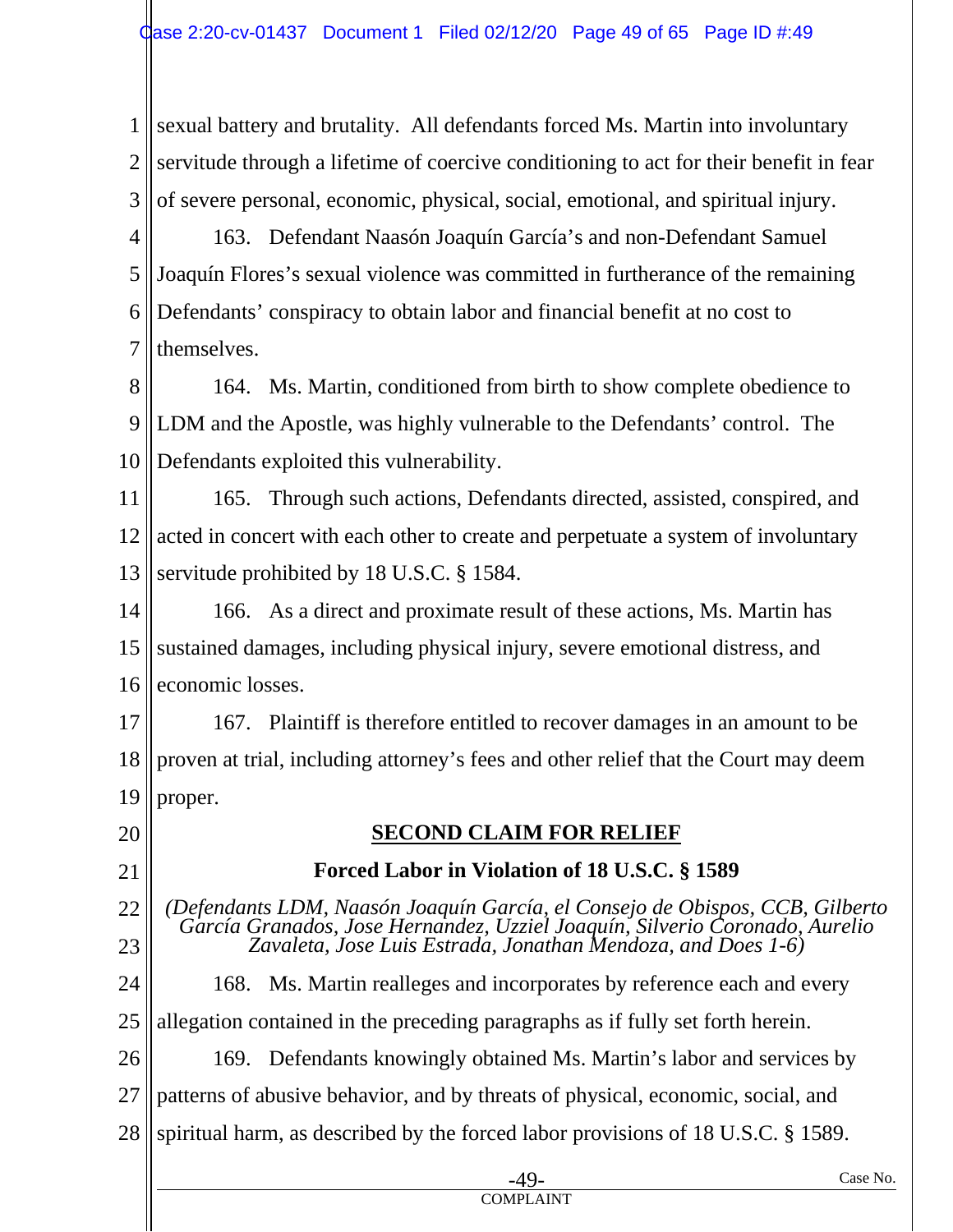sexual battery and brutality. All defendants forced Ms. Martin into involuntary servitude through a lifetime of coercive conditioning to act for their benefit in fear of severe personal, economic, physical, social, emotional, and spiritual injury.

163. Defendant Naasón Joaquín García's and non-Defendant Samuel Joaquín Flores's sexual violence was committed in furtherance of the remaining Defendants' conspiracy to obtain labor and financial benefit at no cost to themselves.

164. Ms. Martin, conditioned from birth to show complete obedience to LDM and the Apostle, was highly vulnerable to the Defendants' control. The Defendants exploited this vulnerability.

165. Through such actions, Defendants directed, assisted, conspired, and acted in concert with each other to create and perpetuate a system of involuntary servitude prohibited by 18 U.S.C. § 1584.

166. As a direct and proximate result of these actions, Ms. Martin has sustained damages, including physical injury, severe emotional distress, and economic losses.

167. Plaintiff is therefore entitled to recover damages in an amount to be proven at trial, including attorney's fees and other relief that the Court may deem proper.

## SECOND CLAIM FOR RELIEF

### Forced Labor in Violation of 18 U.S.C. § 1589

*(Defendants LDM, Naasón Joaquín García, el Consejo de Obispos, CCB, Gilberto García Granados, Jose Hernandez, Uzziel Joaquín, Silverio Coronado, Aurelio Zavaleta, Jose Luis Estrada, Jonathan Mendoza, and Does 1-6)*

168. Ms. Martin realleges and incorporates by reference each and every allegation contained in the preceding paragraphs as if fully set forth herein.

169. Defendants knowingly obtained Ms. Martin's labor and services by patterns of abusive behavior, and by threats of physical, economic, social, and spiritual harm, as described by the forced labor provisions of 18 U.S.C. § 1589.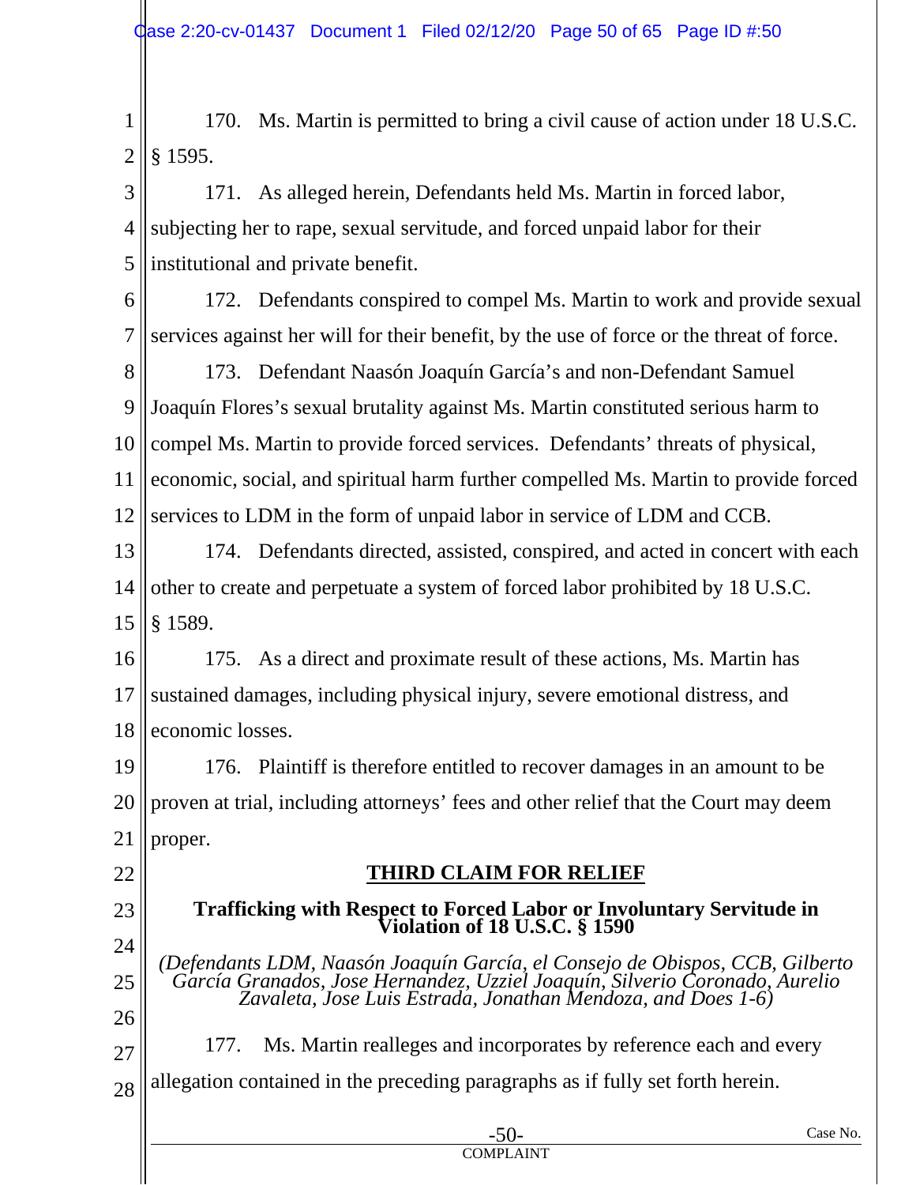170. Ms. Martin is permitted to bring a civil cause of action under 18 U.S.C. § 1595.

171. As alleged herein, Defendants held Ms. Martin in forced labor, subjecting her to rape, sexual servitude, and forced unpaid labor for their institutional and private benefit.

172. Defendants conspired to compel Ms. Martin to work and provide sexual services against her will for their benefit, by the use of force or the threat of force.

173. Defendant Naasón Joaquín García's and non-Defendant Samuel Joaquín Flores's sexual brutality against Ms. Martin constituted serious harm to compel Ms. Martin to provide forced services. Defendants' threats of physical, economic, social, and spiritual harm further compelled Ms. Martin to provide forced services to LDM in the form of unpaid labor in service of LDM and CCB.

174. Defendants directed, assisted, conspired, and acted in concert with each other to create and perpetuate a system of forced labor prohibited by 18 U.S.C. § 1589.

175. As a direct and proximate result of these actions, Ms. Martin has sustained damages, including physical injury, severe emotional distress, and economic losses.

176. Plaintiff is therefore entitled to recover damages in an amount to be proven at trial, including attorneys' fees and other relief that the Court may deem proper.

## THIRD CLAIM FOR RELIEF

### Trafficking with Respect to Forced Labor or Involuntary Servitude in Violation of 18 U.S.C. § 1590

*(Defendants LDM, Naasón Joaquín García, el Consejo de Obispos, CCB, Gilberto García Granados, Jose Hernandez, Uzziel Joaquín, Silverio Coronado, Aurelio Zavaleta, Jose Luis Estrada, Jonathan Mendoza, and Does 1-6)*

177. Ms. Martin realleges and incorporates by reference each and every allegation contained in the preceding paragraphs as if fully set forth herein.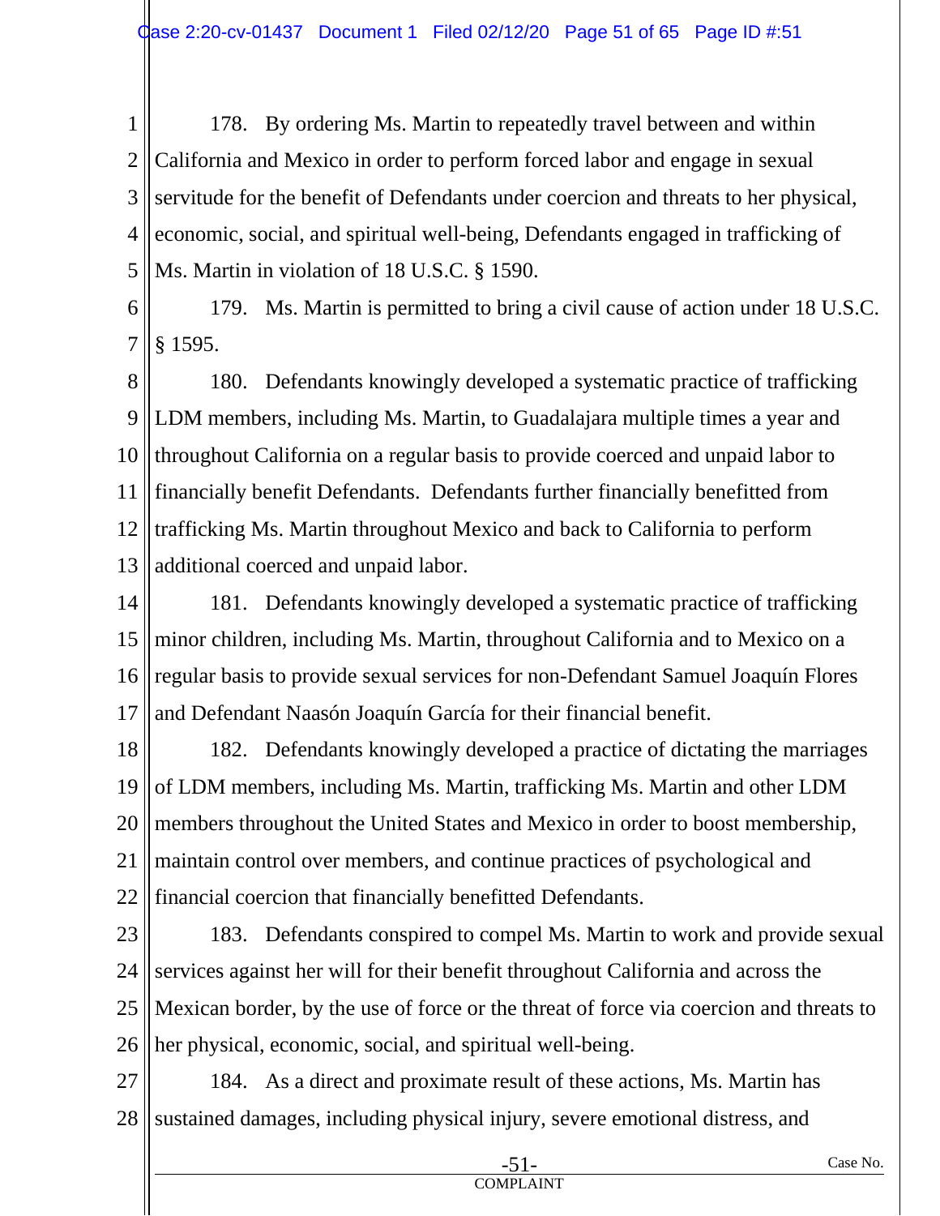178. By ordering Ms. Martin to repeatedly travel between and within California and Mexico in order to perform forced labor and engage in sexual servitude for the benefit of Defendants under coercion and threats to her physical, economic, social, and spiritual well-being, Defendants engaged in trafficking of Ms. Martin in violation of 18 U.S.C. § 1590.

179. Ms. Martin is permitted to bring a civil cause of action under 18 U.S.C. § 1595.

180. Defendants knowingly developed a systematic practice of trafficking LDM members, including Ms. Martin, to Guadalajara multiple times a year and throughout California on a regular basis to provide coerced and unpaid labor to financially benefit Defendants. Defendants further financially benefitted from trafficking Ms. Martin throughout Mexico and back to California to perform additional coerced and unpaid labor.

181. Defendants knowingly developed a systematic practice of trafficking minor children, including Ms. Martin, throughout California and to Mexico on a regular basis to provide sexual services for non-Defendant Samuel Joaquín Flores and Defendant Naasón Joaquín García for their financial benefit.

182. Defendants knowingly developed a practice of dictating the marriages of LDM members, including Ms. Martin, trafficking Ms. Martin and other LDM members throughout the United States and Mexico in order to boost membership, maintain control over members, and continue practices of psychological and financial coercion that financially benefitted Defendants.

183. Defendants conspired to compel Ms. Martin to work and provide sexual services against her will for their benefit throughout California and across the Mexican border, by the use of force or the threat of force via coercion and threats to her physical, economic, social, and spiritual well-being.

184. As a direct and proximate result of these actions, Ms. Martin has sustained damages, including physical injury, severe emotional distress, and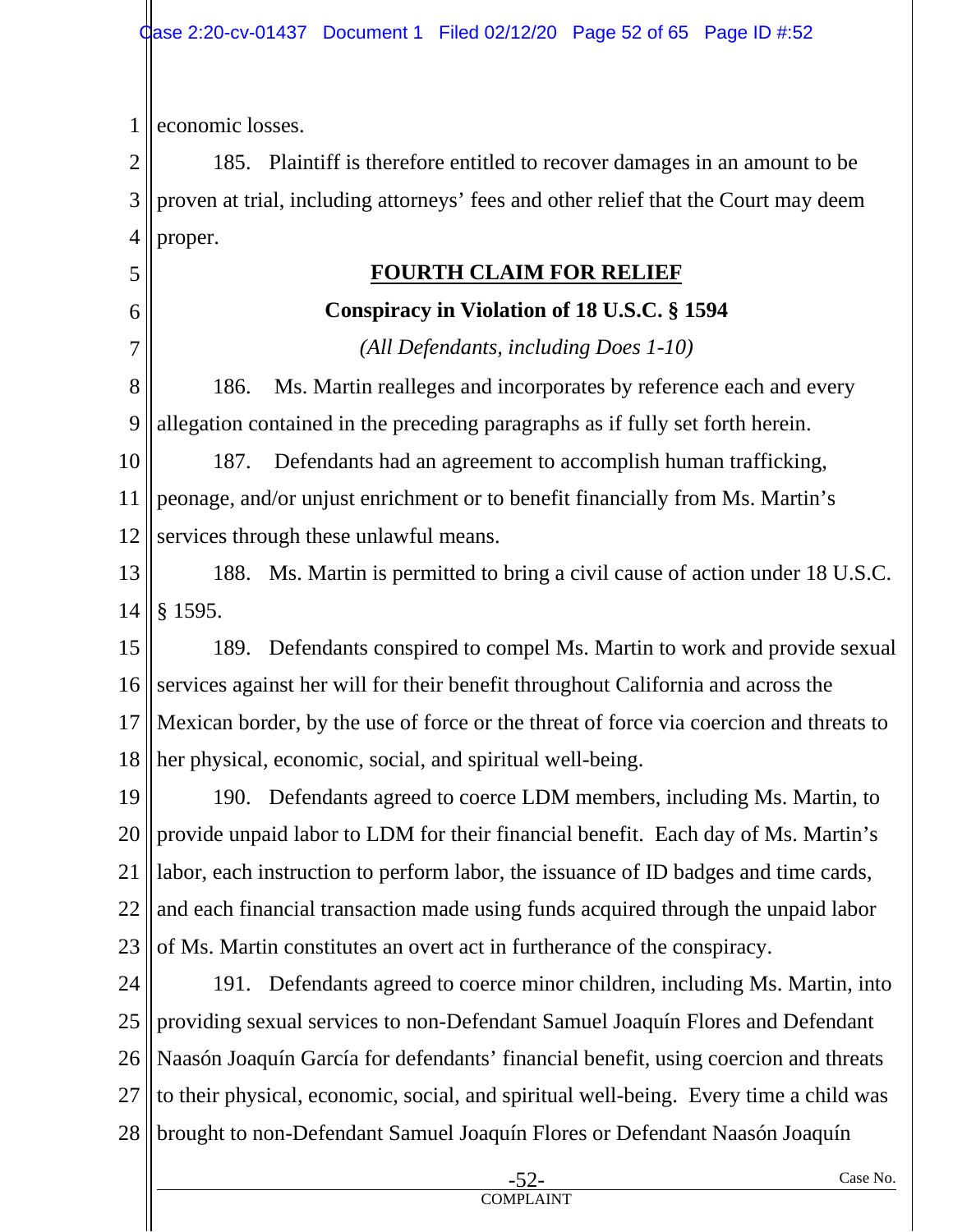economic losses.

185. Plaintiff is therefore entitled to recover damages in an amount to be proven at trial, including attorneys' fees and other relief that the Court may deem proper.

## FOURTH CLAIM FOR RELIEF

### Conspiracy in Violation of 18 U.S.C. § 1594

*(All Defendants, including Does 1-10)*

186. Ms. Martin realleges and incorporates by reference each and every allegation contained in the preceding paragraphs as if fully set forth herein.

187. Defendants had an agreement to accomplish human trafficking, peonage, and/or unjust enrichment or to benefit financially from Ms. Martin's services through these unlawful means.

188. Ms. Martin is permitted to bring a civil cause of action under 18 U.S.C. § 1595.

189. Defendants conspired to compel Ms. Martin to work and provide sexual services against her will for their benefit throughout California and across the Mexican border, by the use of force or the threat of force via coercion and threats to her physical, economic, social, and spiritual well-being.

190. Defendants agreed to coerce LDM members, including Ms. Martin, to provide unpaid labor to LDM for their financial benefit. Each day of Ms. Martin's labor, each instruction to perform labor, the issuance of ID badges and time cards, and each financial transaction made using funds acquired through the unpaid labor of Ms. Martin constitutes an overt act in furtherance of the conspiracy.

191. Defendants agreed to coerce minor children, including Ms. Martin, into providing sexual services to non-Defendant Samuel Joaquín Flores and Defendant Naasón Joaquín García for defendants' financial benefit, using coercion and threats to their physical, economic, social, and spiritual well-being. Every time a child was brought to non-Defendant Samuel Joaquín Flores or Defendant Naasón Joaquín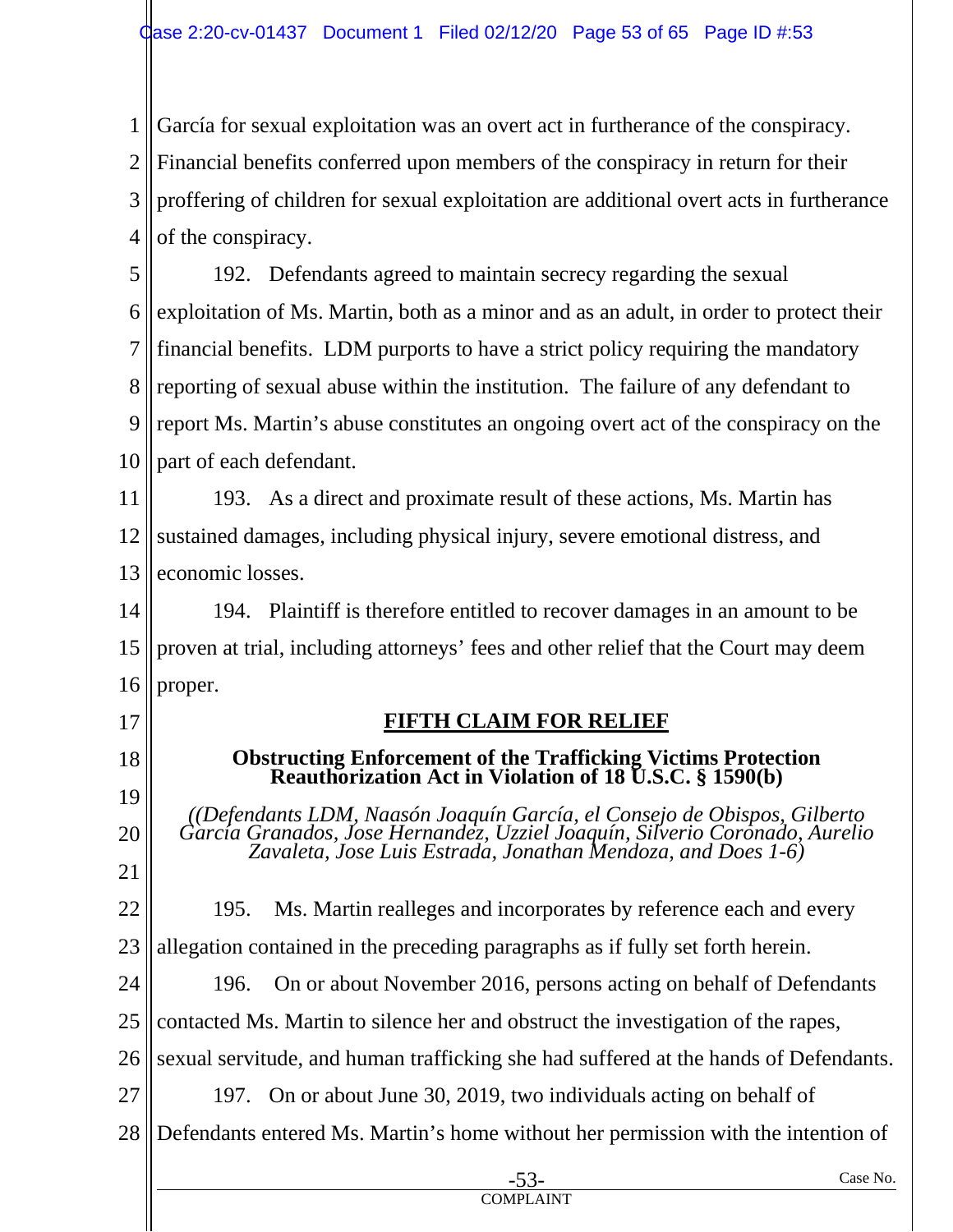García for sexual exploitation was an overt act in furtherance of the conspiracy. Financial benefits conferred upon members of the conspiracy in return for their proffering of children for sexual exploitation are additional overt acts in furtherance of the conspiracy.

192. Defendants agreed to maintain secrecy regarding the sexual exploitation of Ms. Martin, both as a minor and as an adult, in order to protect their financial benefits. LDM purports to have a strict policy requiring the mandatory reporting of sexual abuse within the institution. The failure of any defendant to report Ms. Martin's abuse constitutes an ongoing overt act of the conspiracy on the part of each defendant.

193. As a direct and proximate result of these actions, Ms. Martin has sustained damages, including physical injury, severe emotional distress, and economic losses.

194. Plaintiff is therefore entitled to recover damages in an amount to be proven at trial, including attorneys' fees and other relief that the Court may deem proper.

## FIFTH CLAIM FOR RELIEF

### Obstructing Enforcement of the Trafficking Victims Protection Reauthorization Act in Violation of 18 U.S.C. § 1590(b)

*((Defendants LDM, Naasón Joaquín García, el Consejo de Obispos, Gilberto García Granados, Jose Hernandez, Uzziel Joaquín, Silverio Coronado, Aurelio Zavaleta, Jose Luis Estrada, Jonathan Mendoza, and Does 1-6)*

195. Ms. Martin realleges and incorporates by reference each and every allegation contained in the preceding paragraphs as if fully set forth herein.

196. On or about November 2016, persons acting on behalf of Defendants contacted Ms. Martin to silence her and obstruct the investigation of the rapes, sexual servitude, and human trafficking she had suffered at the hands of Defendants.

197. On or about June 30, 2019, two individuals acting on behalf of Defendants entered Ms. Martin's home without her permission with the intention of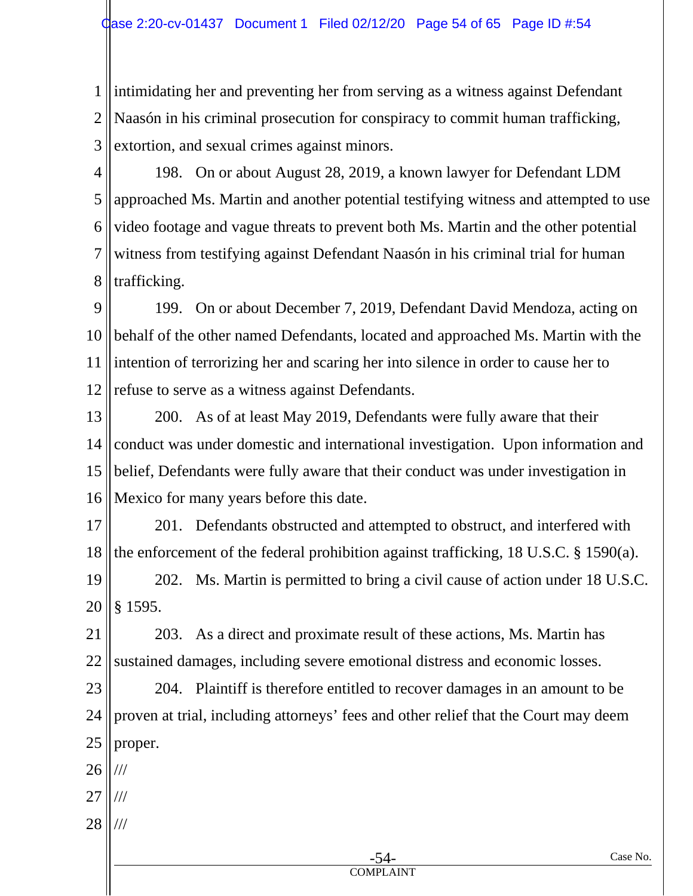intimidating her and preventing her from serving as a witness against Defendant Naasón in his criminal prosecution for conspiracy to commit human trafficking, extortion, and sexual crimes against minors.

198. On or about August 28, 2019, a known lawyer for Defendant LDM approached Ms. Martin and another potential testifying witness and attempted to use video footage and vague threats to prevent both Ms. Martin and the other potential witness from testifying against Defendant Naasón in his criminal trial for human trafficking.

199. On or about December 7, 2019, Defendant David Mendoza, acting on behalf of the other named Defendants, located and approached Ms. Martin with the intention of terrorizing her and scaring her into silence in order to cause her to refuse to serve as a witness against Defendants.

200. As of at least May 2019, Defendants were fully aware that their conduct was under domestic and international investigation. Upon information and belief, Defendants were fully aware that their conduct was under investigation in Mexico for many years before this date.

201. Defendants obstructed and attempted to obstruct, and interfered with the enforcement of the federal prohibition against trafficking, 18 U.S.C. § 1590(a).

202. Ms. Martin is permitted to bring a civil cause of action under 18 U.S.C. § 1595.

203. As a direct and proximate result of these actions, Ms. Martin has sustained damages, including severe emotional distress and economic losses.

204. Plaintiff is therefore entitled to recover damages in an amount to be proven at trial, including attorneys' fees and other relief that the Court may deem proper.

///

///

///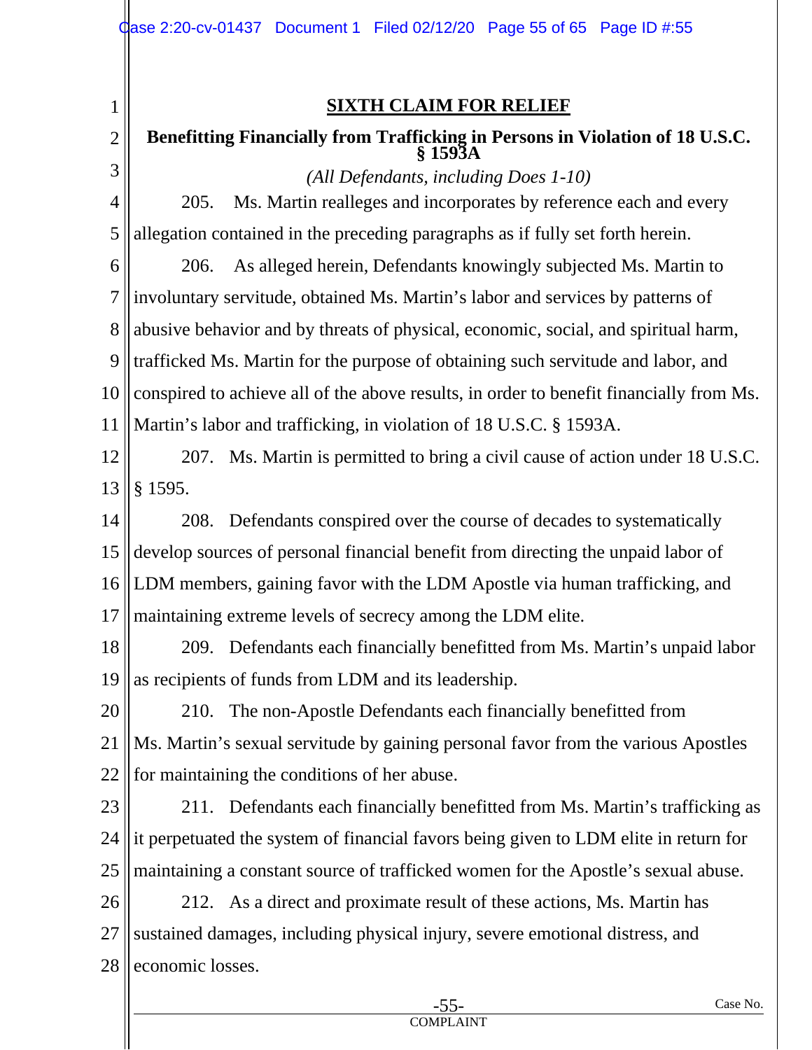## SIXTH CLAIM FOR RELIEF

### Benefitting Financially from Trafficking in Persons in Violation of 18 U.S.C. § 1593A

*(All Defendants, including Does 1-10)*

205. Ms. Martin realleges and incorporates by reference each and every allegation contained in the preceding paragraphs as if fully set forth herein.

206. As alleged herein, Defendants knowingly subjected Ms. Martin to involuntary servitude, obtained Ms. Martin's labor and services by patterns of abusive behavior and by threats of physical, economic, social, and spiritual harm, trafficked Ms. Martin for the purpose of obtaining such servitude and labor, and conspired to achieve all of the above results, in order to benefit financially from Ms. Martin's labor and trafficking, in violation of 18 U.S.C. § 1593A.

207. Ms. Martin is permitted to bring a civil cause of action under 18 U.S.C. § 1595.

208. Defendants conspired over the course of decades to systematically develop sources of personal financial benefit from directing the unpaid labor of LDM members, gaining favor with the LDM Apostle via human trafficking, and maintaining extreme levels of secrecy among the LDM elite.

209. Defendants each financially benefitted from Ms. Martin's unpaid labor as recipients of funds from LDM and its leadership.

210. The non-Apostle Defendants each financially benefitted from Ms. Martin's sexual servitude by gaining personal favor from the various Apostles for maintaining the conditions of her abuse.

211. Defendants each financially benefitted from Ms. Martin's trafficking as it perpetuated the system of financial favors being given to LDM elite in return for maintaining a constant source of trafficked women for the Apostle's sexual abuse.

212. As a direct and proximate result of these actions, Ms. Martin has sustained damages, including physical injury, severe emotional distress, and economic losses.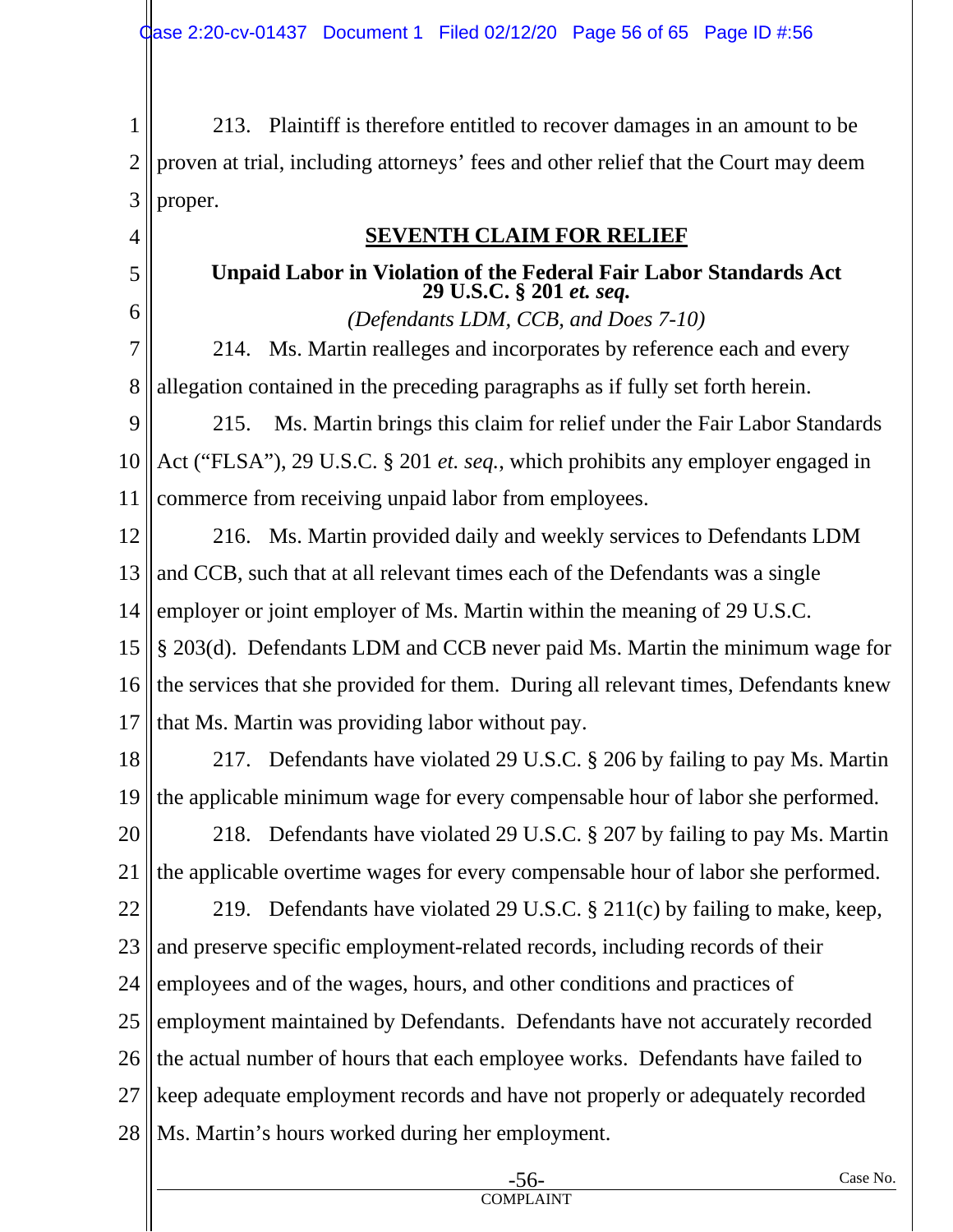213. Plaintiff is therefore entitled to recover damages in an amount to be proven at trial, including attorneys' fees and other relief that the Court may deem proper.

## SEVENTH CLAIM FOR RELIEF

### Unpaid Labor in Violation of the Federal Fair Labor Standards Act 29 U.S.C. § 201 *et. seq.*

*(Defendants LDM, CCB, and Does 7-10)*

214. Ms. Martin realleges and incorporates by reference each and every allegation contained in the preceding paragraphs as if fully set forth herein.

215. Ms. Martin brings this claim for relief under the Fair Labor Standards Act ("FLSA"), 29 U.S.C. § 201 *et. seq.*, which prohibits any employer engaged in commerce from receiving unpaid labor from employees.

216. Ms. Martin provided daily and weekly services to Defendants LDM and CCB, such that at all relevant times each of the Defendants was a single employer or joint employer of Ms. Martin within the meaning of 29 U.S.C. § 203(d). Defendants LDM and CCB never paid Ms. Martin the minimum wage for the services that she provided for them. During all relevant times, Defendants knew that Ms. Martin was providing labor without pay.

217. Defendants have violated 29 U.S.C. § 206 by failing to pay Ms. Martin the applicable minimum wage for every compensable hour of labor she performed.

218. Defendants have violated 29 U.S.C. § 207 by failing to pay Ms. Martin the applicable overtime wages for every compensable hour of labor she performed.

219. Defendants have violated 29 U.S.C. § 211(c) by failing to make, keep, and preserve specific employment-related records, including records of their employees and of the wages, hours, and other conditions and practices of employment maintained by Defendants. Defendants have not accurately recorded the actual number of hours that each employee works. Defendants have failed to keep adequate employment records and have not properly or adequately recorded Ms. Martin's hours worked during her employment.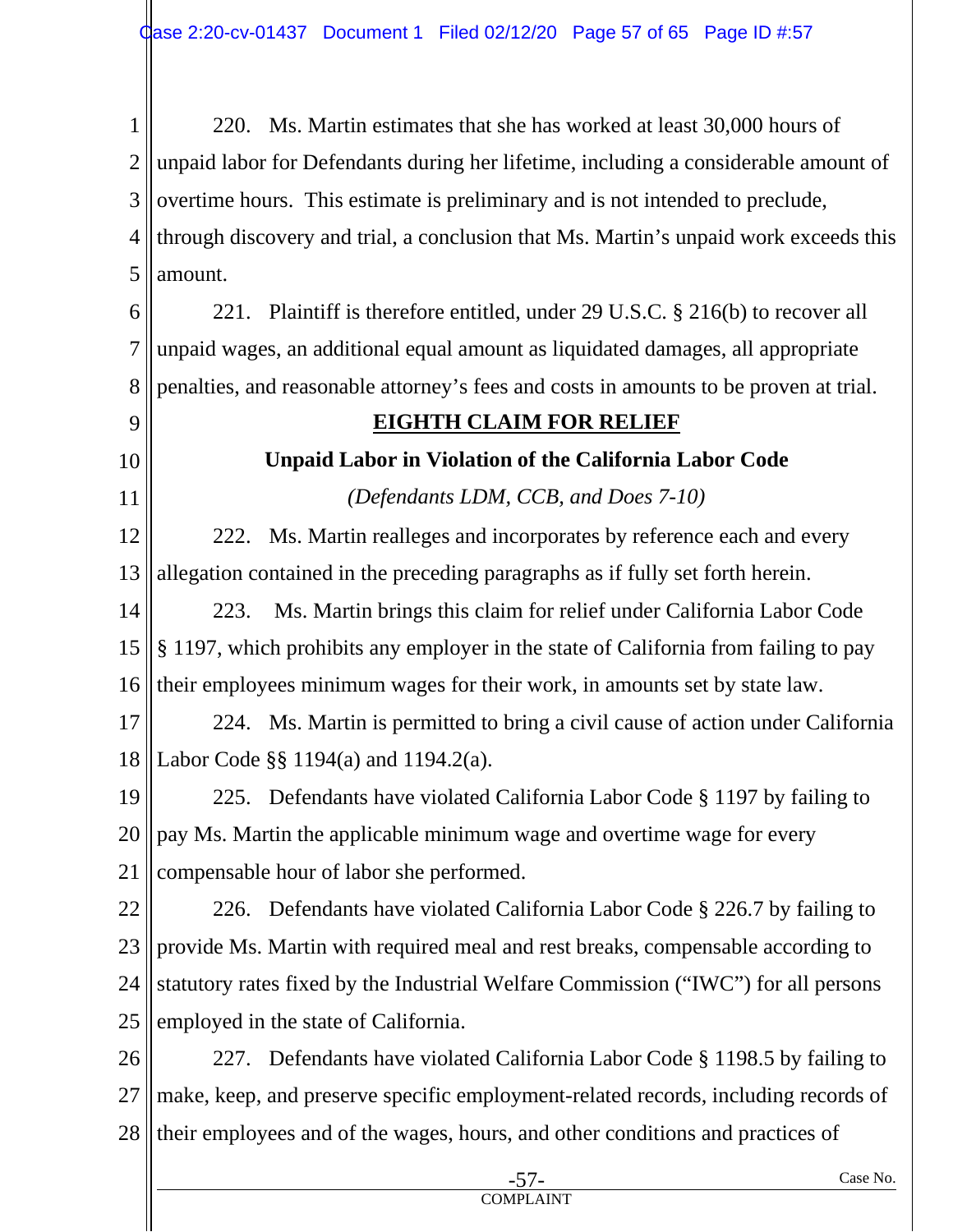220. Ms. Martin estimates that she has worked at least 30,000 hours of unpaid labor for Defendants during her lifetime, including a considerable amount of overtime hours. This estimate is preliminary and is not intended to preclude, through discovery and trial, a conclusion that Ms. Martin's unpaid work exceeds this amount.

221. Plaintiff is therefore entitled, under 29 U.S.C. § 216(b) to recover all unpaid wages, an additional equal amount as liquidated damages, all appropriate penalties, and reasonable attorney's fees and costs in amounts to be proven at trial.

## EIGHTH CLAIM FOR RELIEF

### Unpaid Labor in Violation of the California Labor Code

*(Defendants LDM, CCB, and Does 7-10)*

222. Ms. Martin realleges and incorporates by reference each and every allegation contained in the preceding paragraphs as if fully set forth herein.

223. Ms. Martin brings this claim for relief under California Labor Code § 1197, which prohibits any employer in the state of California from failing to pay their employees minimum wages for their work, in amounts set by state law.

224. Ms. Martin is permitted to bring a civil cause of action under California Labor Code §§ 1194(a) and 1194.2(a).

225. Defendants have violated California Labor Code § 1197 by failing to pay Ms. Martin the applicable minimum wage and overtime wage for every compensable hour of labor she performed.

226. Defendants have violated California Labor Code § 226.7 by failing to provide Ms. Martin with required meal and rest breaks, compensable according to statutory rates fixed by the Industrial Welfare Commission ("IWC") for all persons employed in the state of California.

227. Defendants have violated California Labor Code § 1198.5 by failing to make, keep, and preserve specific employment-related records, including records of their employees and of the wages, hours, and other conditions and practices of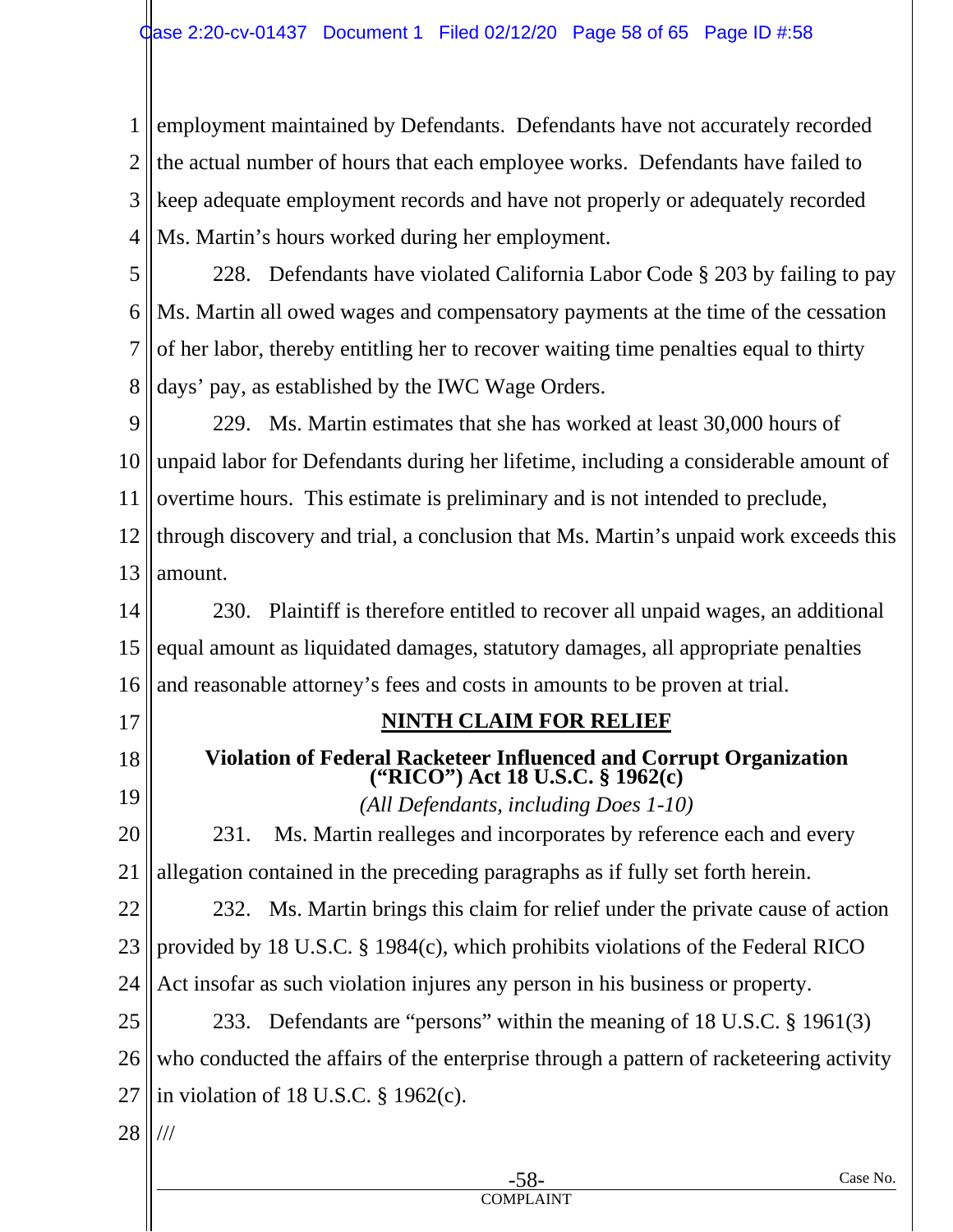employment maintained by Defendants. Defendants have not accurately recorded the actual number of hours that each employee works. Defendants have failed to keep adequate employment records and have not properly or adequately recorded Ms. Martin's hours worked during her employment.

228. Defendants have violated California Labor Code § 203 by failing to pay Ms. Martin all owed wages and compensatory payments at the time of the cessation of her labor, thereby entitling her to recover waiting time penalties equal to thirty days' pay, as established by the IWC Wage Orders.

229. Ms. Martin estimates that she has worked at least 30,000 hours of unpaid labor for Defendants during her lifetime, including a considerable amount of overtime hours. This estimate is preliminary and is not intended to preclude, through discovery and trial, a conclusion that Ms. Martin's unpaid work exceeds this amount.

230. Plaintiff is therefore entitled to recover all unpaid wages, an additional equal amount as liquidated damages, statutory damages, all appropriate penalties and reasonable attorney's fees and costs in amounts to be proven at trial.

## NINTH CLAIM FOR RELIEF

### Violation of Federal Racketeer Influenced and Corrupt Organization ("RICO") Act 18 U.S.C. § 1962(c)

*(All Defendants, including Does 1-10)*

231. Ms. Martin realleges and incorporates by reference each and every allegation contained in the preceding paragraphs as if fully set forth herein.

232. Ms. Martin brings this claim for relief under the private cause of action provided by 18 U.S.C. § 1984(c), which prohibits violations of the Federal RICO Act insofar as such violation injures any person in his business or property.

233. Defendants are "persons" within the meaning of 18 U.S.C. § 1961(3) who conducted the affairs of the enterprise through a pattern of racketeering activity in violation of 18 U.S.C. § 1962(c).

///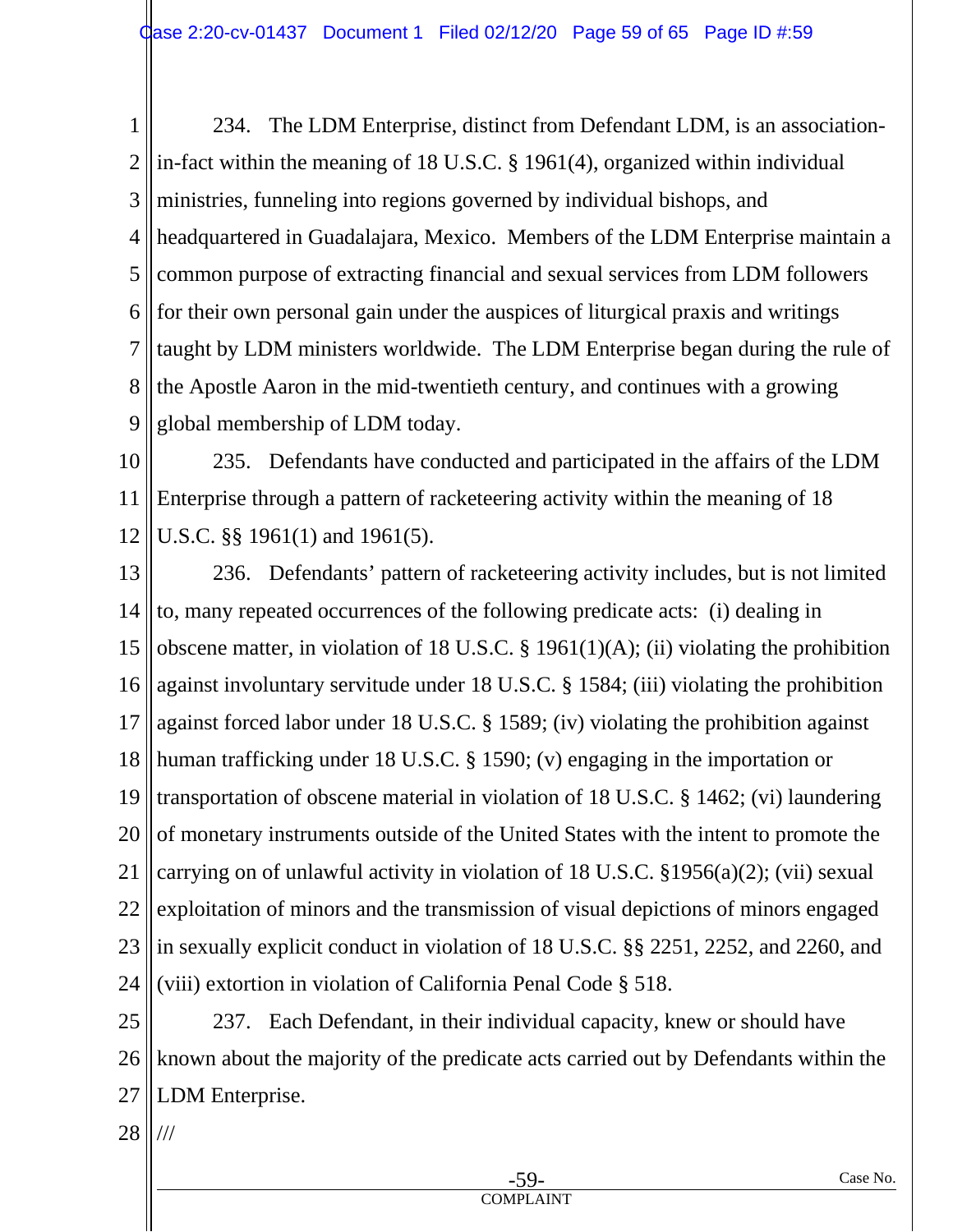234. The LDM Enterprise, distinct from Defendant LDM, is an association-in-fact within the meaning of 18 U.S.C. § 1961(4), organized within individual ministries, funneling into regions governed by individual bishops, and headquartered in Guadalajara, Mexico. Members of the LDM Enterprise maintain a common purpose of extracting financial and sexual services from LDM followers for their own personal gain under the auspices of liturgical praxis and writings taught by LDM ministers worldwide. The LDM Enterprise began during the rule of the Apostle Aaron in the mid-twentieth century, and continues with a growing global membership of LDM today.

235. Defendants have conducted and participated in the affairs of the LDM Enterprise through a pattern of racketeering activity within the meaning of 18 U.S.C. §§ 1961(1) and 1961(5).

236. Defendants' pattern of racketeering activity includes, but is not limited to, many repeated occurrences of the following predicate acts: (i) dealing in obscene matter, in violation of 18 U.S.C. § 1961(1)(A); (ii) violating the prohibition against involuntary servitude under 18 U.S.C. § 1584; (iii) violating the prohibition against forced labor under 18 U.S.C. § 1589; (iv) violating the prohibition against human trafficking under 18 U.S.C. § 1590; (v) engaging in the importation or transportation of obscene material in violation of 18 U.S.C. § 1462; (vi) laundering of monetary instruments outside of the United States with the intent to promote the carrying on of unlawful activity in violation of 18 U.S.C. §1956(a)(2); (vii) sexual exploitation of minors and the transmission of visual depictions of minors engaged in sexually explicit conduct in violation of 18 U.S.C. §§ 2251, 2252, and 2260, and (viii) extortion in violation of California Penal Code § 518.

237. Each Defendant, in their individual capacity, knew or should have known about the majority of the predicate acts carried out by Defendants within the LDM Enterprise.

///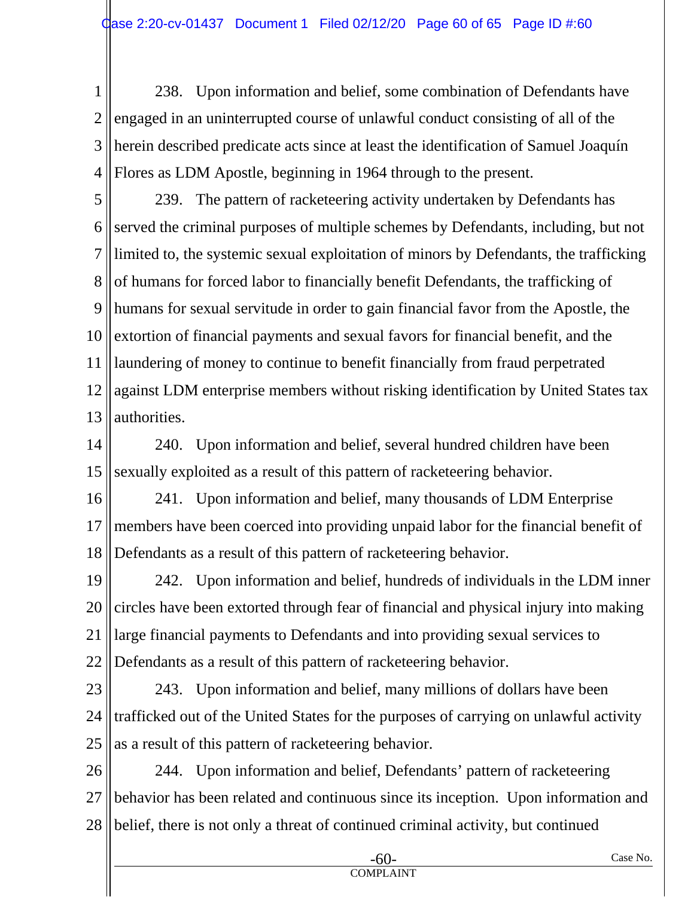238. Upon information and belief, some combination of Defendants have engaged in an uninterrupted course of unlawful conduct consisting of all of the herein described predicate acts since at least the identification of Samuel Joaquín Flores as LDM Apostle, beginning in 1964 through to the present.

239. The pattern of racketeering activity undertaken by Defendants has served the criminal purposes of multiple schemes by Defendants, including, but not limited to, the systemic sexual exploitation of minors by Defendants, the trafficking of humans for forced labor to financially benefit Defendants, the trafficking of humans for sexual servitude in order to gain financial favor from the Apostle, the extortion of financial payments and sexual favors for financial benefit, and the laundering of money to continue to benefit financially from fraud perpetrated against LDM enterprise members without risking identification by United States tax authorities.

240. Upon information and belief, several hundred children have been sexually exploited as a result of this pattern of racketeering behavior.

241. Upon information and belief, many thousands of LDM Enterprise members have been coerced into providing unpaid labor for the financial benefit of Defendants as a result of this pattern of racketeering behavior.

242. Upon information and belief, hundreds of individuals in the LDM inner circles have been extorted through fear of financial and physical injury into making large financial payments to Defendants and into providing sexual services to Defendants as a result of this pattern of racketeering behavior.

243. Upon information and belief, many millions of dollars have been trafficked out of the United States for the purposes of carrying on unlawful activity as a result of this pattern of racketeering behavior.

244. Upon information and belief, Defendants' pattern of racketeering behavior has been related and continuous since its inception. Upon information and belief, there is not only a threat of continued criminal activity, but continued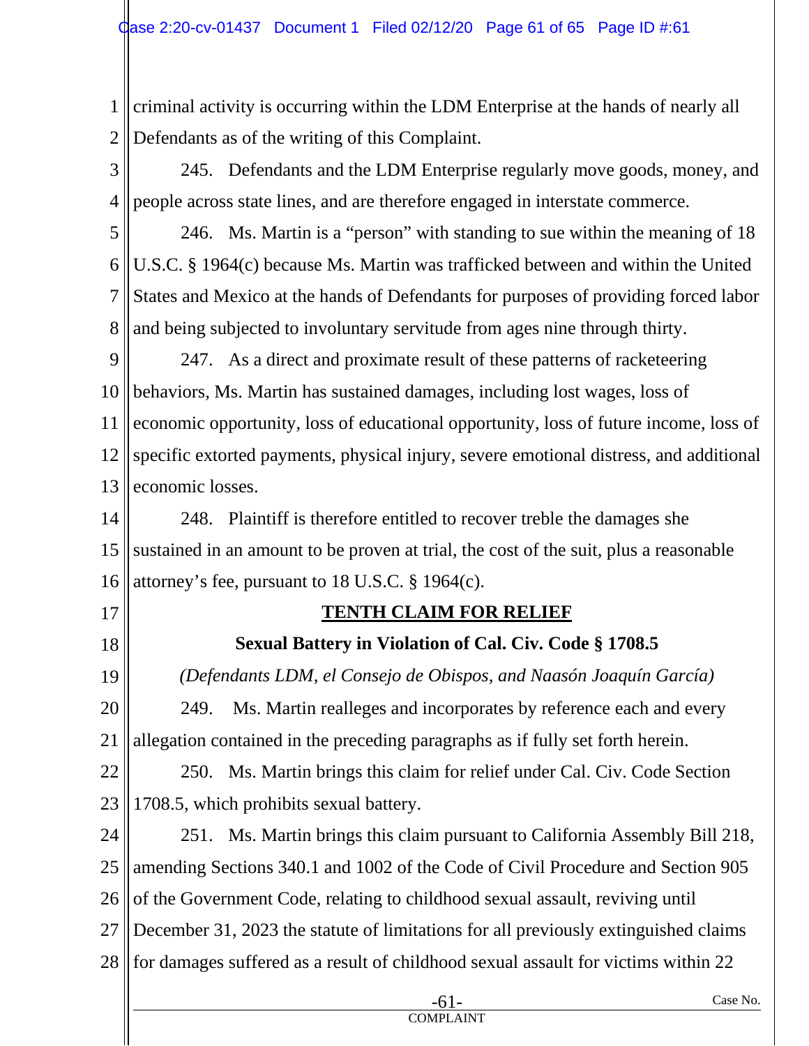criminal activity is occurring within the LDM Enterprise at the hands of nearly all Defendants as of the writing of this Complaint.

245. Defendants and the LDM Enterprise regularly move goods, money, and people across state lines, and are therefore engaged in interstate commerce.

246. Ms. Martin is a "person" with standing to sue within the meaning of 18 U.S.C. § 1964(c) because Ms. Martin was trafficked between and within the United States and Mexico at the hands of Defendants for purposes of providing forced labor and being subjected to involuntary servitude from ages nine through thirty.

247. As a direct and proximate result of these patterns of racketeering behaviors, Ms. Martin has sustained damages, including lost wages, loss of economic opportunity, loss of educational opportunity, loss of future income, loss of specific extorted payments, physical injury, severe emotional distress, and additional economic losses.

248. Plaintiff is therefore entitled to recover treble the damages she sustained in an amount to be proven at trial, the cost of the suit, plus a reasonable attorney's fee, pursuant to 18 U.S.C. § 1964(c).

## TENTH CLAIM FOR RELIEF

### Sexual Battery in Violation of Cal. Civ. Code § 1708.5

*(Defendants LDM, el Consejo de Obispos, and Naasón Joaquín García)*

249. Ms. Martin realleges and incorporates by reference each and every allegation contained in the preceding paragraphs as if fully set forth herein.

250. Ms. Martin brings this claim for relief under Cal. Civ. Code Section 1708.5, which prohibits sexual battery.

251. Ms. Martin brings this claim pursuant to California Assembly Bill 218, amending Sections 340.1 and 1002 of the Code of Civil Procedure and Section 905 of the Government Code, relating to childhood sexual assault, reviving until December 31, 2023 the statute of limitations for all previously extinguished claims for damages suffered as a result of childhood sexual assault for victims within 22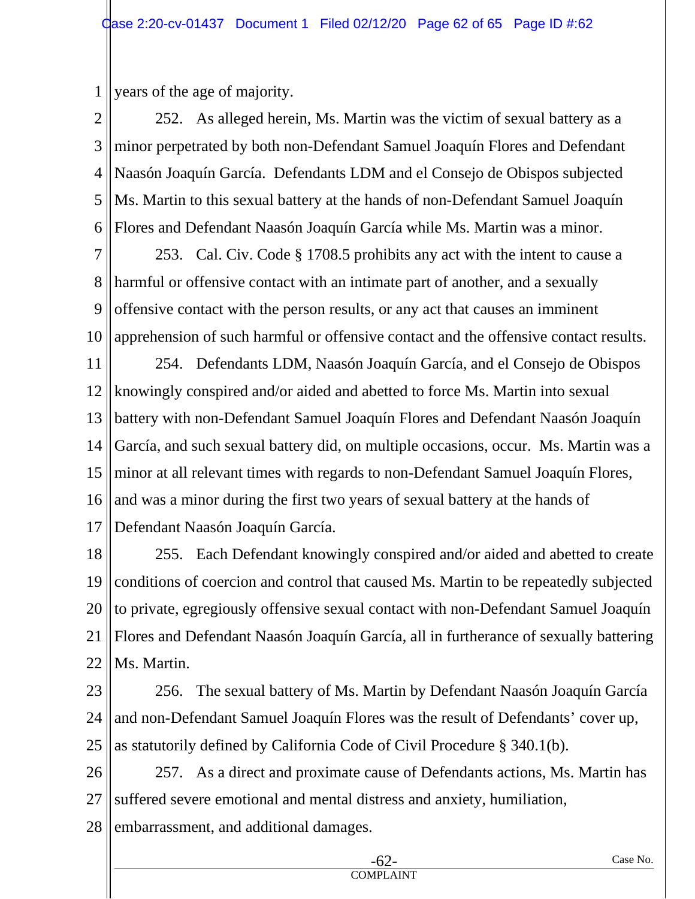years of the age of majority.

252. As alleged herein, Ms. Martin was the victim of sexual battery as a minor perpetrated by both non-Defendant Samuel Joaquín Flores and Defendant Naasón Joaquín García. Defendants LDM and el Consejo de Obispos subjected Ms. Martin to this sexual battery at the hands of non-Defendant Samuel Joaquín Flores and Defendant Naasón Joaquín García while Ms. Martin was a minor.

253. Cal. Civ. Code § 1708.5 prohibits any act with the intent to cause a harmful or offensive contact with an intimate part of another, and a sexually offensive contact with the person results, or any act that causes an imminent apprehension of such harmful or offensive contact and the offensive contact results.

254. Defendants LDM, Naasón Joaquín García, and el Consejo de Obispos knowingly conspired and/or aided and abetted to force Ms. Martin into sexual battery with non-Defendant Samuel Joaquín Flores and Defendant Naasón Joaquín García, and such sexual battery did, on multiple occasions, occur. Ms. Martin was a minor at all relevant times with regards to non-Defendant Samuel Joaquín Flores, and was a minor during the first two years of sexual battery at the hands of Defendant Naasón Joaquín García.

255. Each Defendant knowingly conspired and/or aided and abetted to create conditions of coercion and control that caused Ms. Martin to be repeatedly subjected to private, egregiously offensive sexual contact with non-Defendant Samuel Joaquín Flores and Defendant Naasón Joaquín García, all in furtherance of sexually battering Ms. Martin.

256. The sexual battery of Ms. Martin by Defendant Naasón Joaquín García and non-Defendant Samuel Joaquín Flores was the result of Defendants' cover up, as statutorily defined by California Code of Civil Procedure § 340.1(b).

257. As a direct and proximate cause of Defendants actions, Ms. Martin has suffered severe emotional and mental distress and anxiety, humiliation, embarrassment, and additional damages.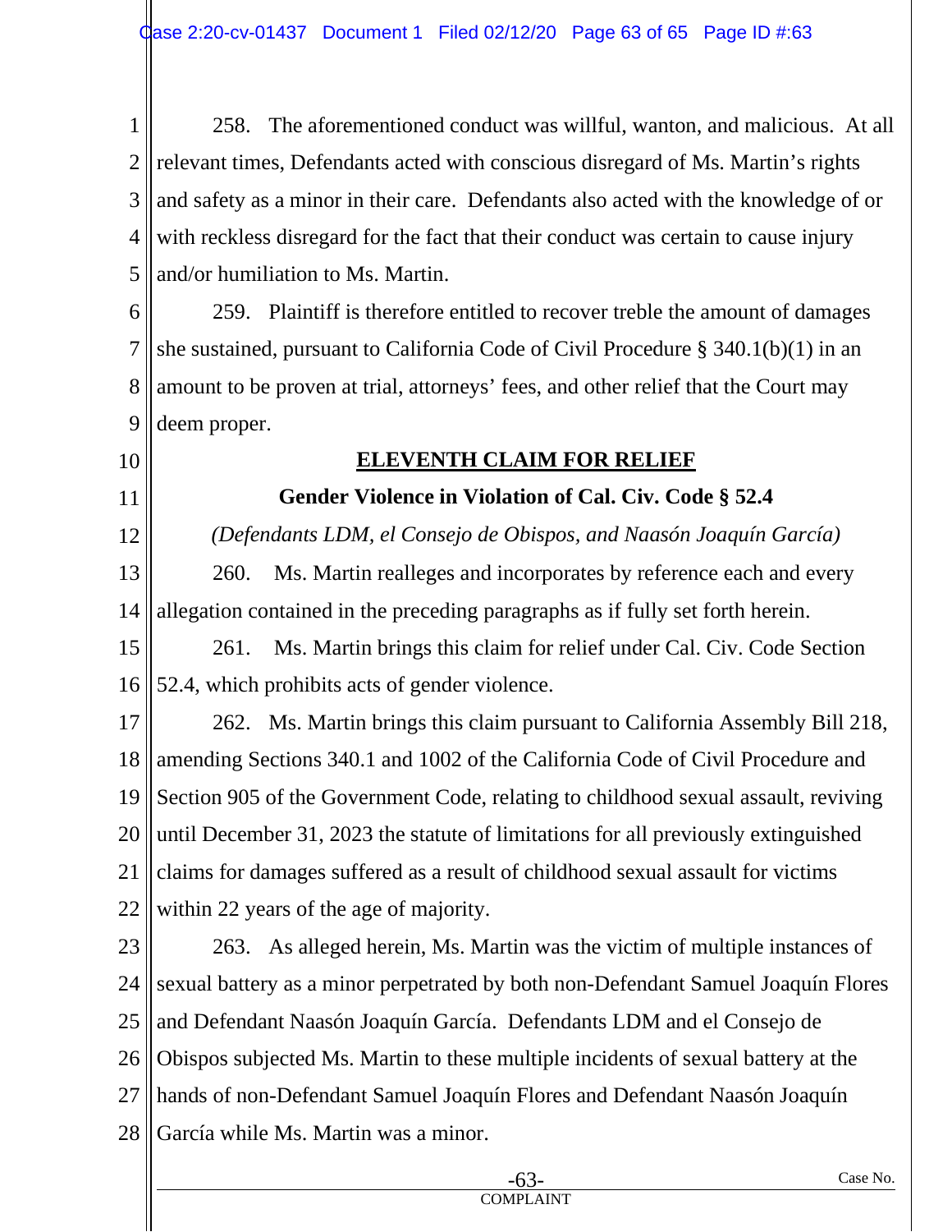258. The aforementioned conduct was willful, wanton, and malicious. At all relevant times, Defendants acted with conscious disregard of Ms. Martin's rights and safety as a minor in their care. Defendants also acted with the knowledge of or with reckless disregard for the fact that their conduct was certain to cause injury and/or humiliation to Ms. Martin.

259. Plaintiff is therefore entitled to recover treble the amount of damages she sustained, pursuant to California Code of Civil Procedure § 340.1(b)(1) in an amount to be proven at trial, attorneys' fees, and other relief that the Court may deem proper.

**ELEVENTH CLAIM FOR RELIEF**

**Gender Violence in Violation of Cal. Civ. Code § 52.4**

*(Defendants LDM, el Consejo de Obispos, and Naasón Joaquín García)*

260. Ms. Martin realleges and incorporates by reference each and every allegation contained in the preceding paragraphs as if fully set forth herein.

261. Ms. Martin brings this claim for relief under Cal. Civ. Code Section 52.4, which prohibits acts of gender violence.

262. Ms. Martin brings this claim pursuant to California Assembly Bill 218, amending Sections 340.1 and 1002 of the California Code of Civil Procedure and Section 905 of the Government Code, relating to childhood sexual assault, reviving until December 31, 2023 the statute of limitations for all previously extinguished claims for damages suffered as a result of childhood sexual assault for victims within 22 years of the age of majority.

263. As alleged herein, Ms. Martin was the victim of multiple instances of sexual battery as a minor perpetrated by both non-Defendant Samuel Joaquín Flores and Defendant Naasón Joaquín García. Defendants LDM and el Consejo de Obispos subjected Ms. Martin to these multiple incidents of sexual battery at the hands of non-Defendant Samuel Joaquín Flores and Defendant Naasón Joaquín García while Ms. Martin was a minor.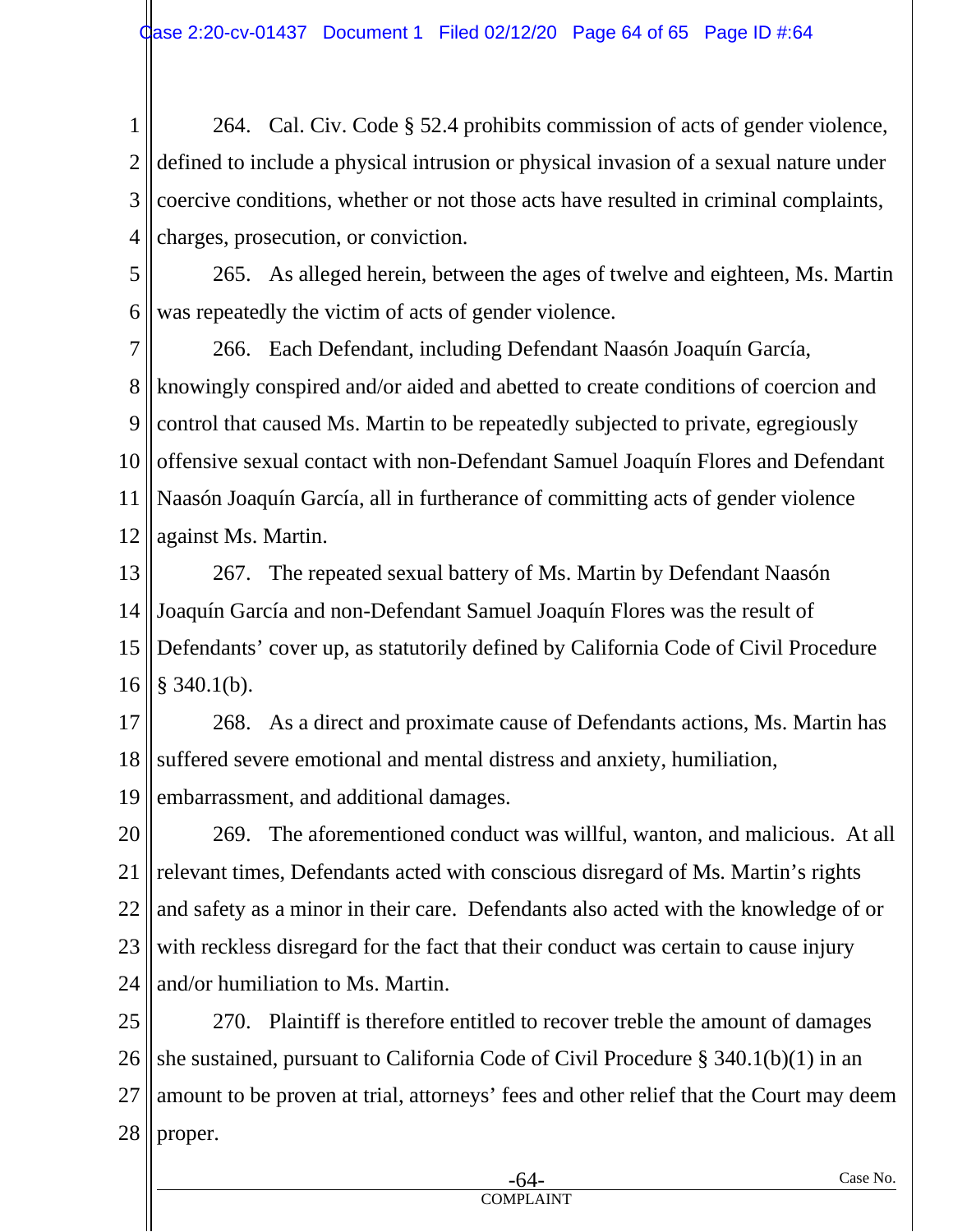264. Cal. Civ. Code § 52.4 prohibits commission of acts of gender violence, defined to include a physical intrusion or physical invasion of a sexual nature under coercive conditions, whether or not those acts have resulted in criminal complaints, charges, prosecution, or conviction.

265. As alleged herein, between the ages of twelve and eighteen, Ms. Martin was repeatedly the victim of acts of gender violence.

266. Each Defendant, including Defendant Naasón Joaquín García, knowingly conspired and/or aided and abetted to create conditions of coercion and control that caused Ms. Martin to be repeatedly subjected to private, egregiously offensive sexual contact with non-Defendant Samuel Joaquín Flores and Defendant Naasón Joaquín García, all in furtherance of committing acts of gender violence against Ms. Martin.

267. The repeated sexual battery of Ms. Martin by Defendant Naasón Joaquín García and non-Defendant Samuel Joaquín Flores was the result of Defendants' cover up, as statutorily defined by California Code of Civil Procedure § 340.1(b).

268. As a direct and proximate cause of Defendants actions, Ms. Martin has suffered severe emotional and mental distress and anxiety, humiliation, embarrassment, and additional damages.

269. The aforementioned conduct was willful, wanton, and malicious. At all relevant times, Defendants acted with conscious disregard of Ms. Martin's rights and safety as a minor in their care. Defendants also acted with the knowledge of or with reckless disregard for the fact that their conduct was certain to cause injury and/or humiliation to Ms. Martin.

270. Plaintiff is therefore entitled to recover treble the amount of damages she sustained, pursuant to California Code of Civil Procedure § 340.1(b)(1) in an amount to be proven at trial, attorneys' fees and other relief that the Court may deem proper.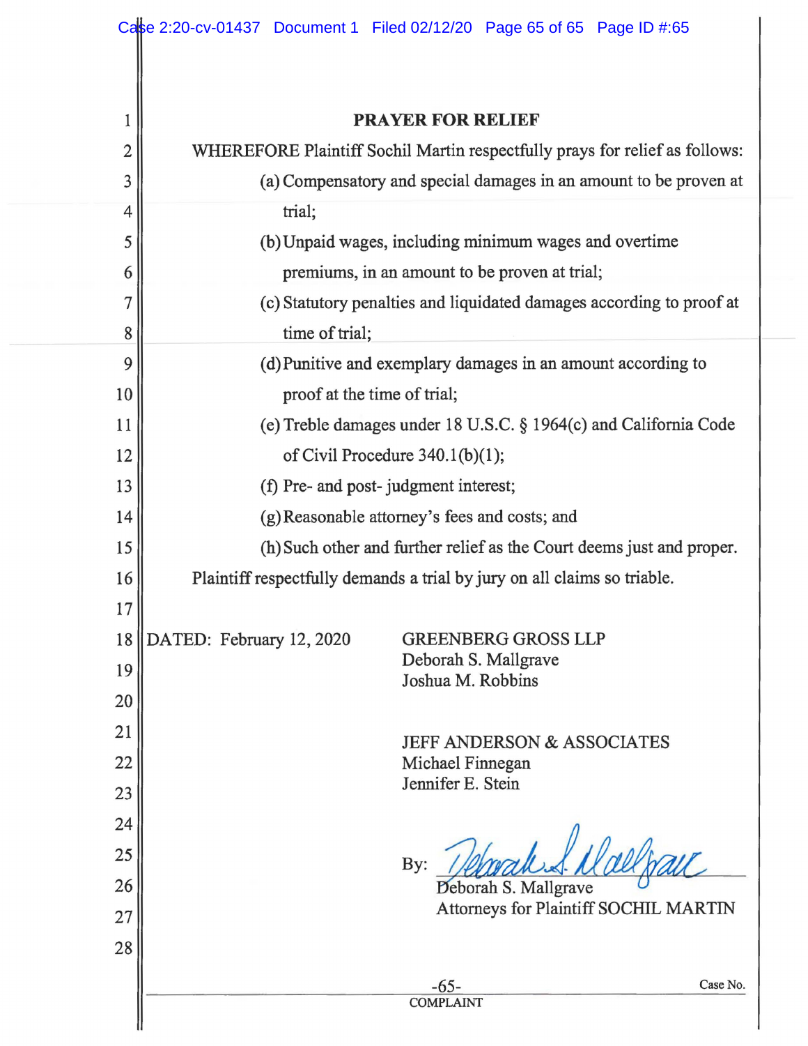## PRAYER FOR RELIEF

WHEREFORE Plaintiff Sochil Martin respectfully prays for relief as follows:

(a) Compensatory and special damages in an amount to be proven at trial;

(b) Unpaid wages, including minimum wages and overtime premiums, in an amount to be proven at trial;

(c) Statutory penalties and liquidated damages according to proof at time of trial;

(d) Punitive and exemplary damages in an amount according to proof at the time of trial;

(e) Treble damages under 18 U.S.C. § 1964(c) and California Code of Civil Procedure 340.1(b)(1);

(f) Pre- and post- judgment interest;

(g) Reasonable attorney's fees and costs; and

(h) Such other and further relief as the Court deems just and proper.

Plaintiff respectfully demands a trial by jury on all claims so triable.

DATED: February 12, 2020

GREENBERG GROSS LLP
Deborah S. Mallgrave
Joshua M. Robbins

JEFF ANDERSON & ASSOCIATES
Michael Finnegan
Jennifer E. Stein

By: *Deborah S. Mallgrave*
Deborah S. Mallgrave
Attorneys for Plaintiff SOCHIL MARTIN

COMPLAINT